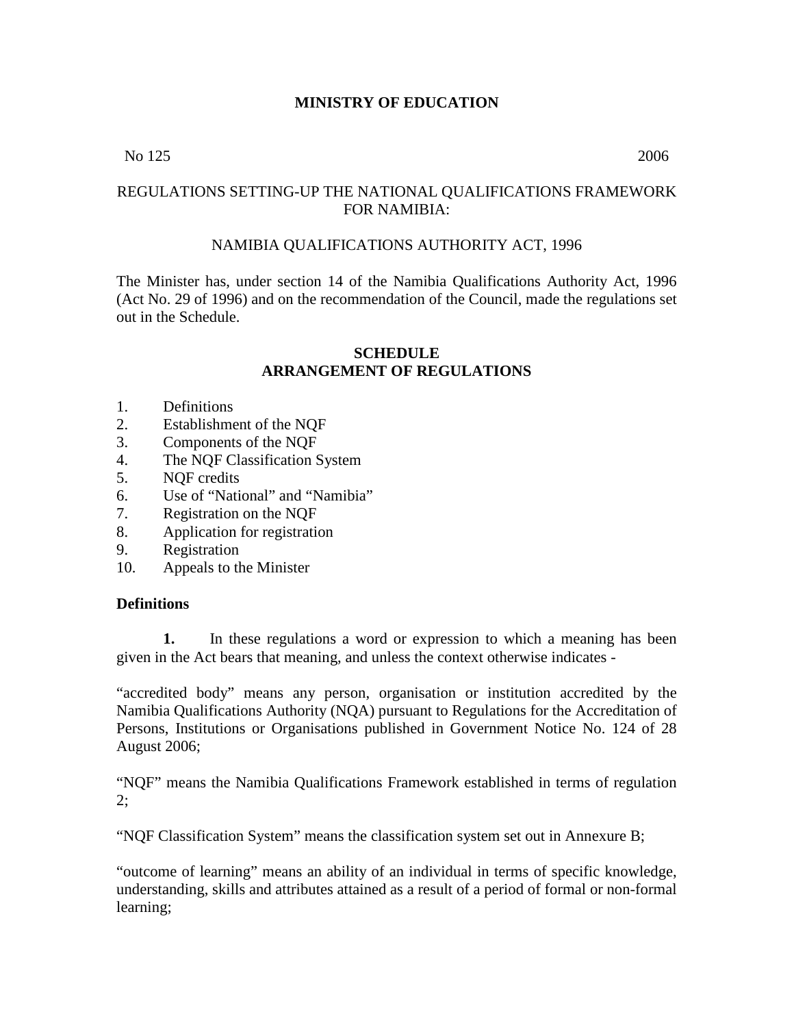**MINISTRY OF EDUCATION**

No 125 2006

REGULATIONS SETTING-UP THE NATIONAL QUALIFICATIONS FRAMEWORK FOR NAMIBIA:

NAMIBIA QUALIFICATIONS AUTHORITY ACT, 1996

The Minister has, under section 14 of the Namibia Qualifications Authority Act, 1996 (Act No. 29 of 1996) and on the recommendation of the Council, made the regulations set out in the Schedule.

## SCHEDULE
## ARRANGEMENT OF REGULATIONS

1. Definitions
2. Establishment of the NQF
3. Components of the NQF
4. The NQF Classification System
5. NQF credits
6. Use of "National" and "Namibia"
7. Registration on the NQF
8. Application for registration
9. Registration
10. Appeals to the Minister

**Definitions**

**1.** In these regulations a word or expression to which a meaning has been given in the Act bears that meaning, and unless the context otherwise indicates -

"accredited body" means any person, organisation or institution accredited by the Namibia Qualifications Authority (NQA) pursuant to Regulations for the Accreditation of Persons, Institutions or Organisations published in Government Notice No. 124 of 28 August 2006;

"NQF" means the Namibia Qualifications Framework established in terms of regulation 2;

"NQF Classification System" means the classification system set out in Annexure B;

"outcome of learning" means an ability of an individual in terms of specific knowledge, understanding, skills and attributes attained as a result of a period of formal or non-formal learning;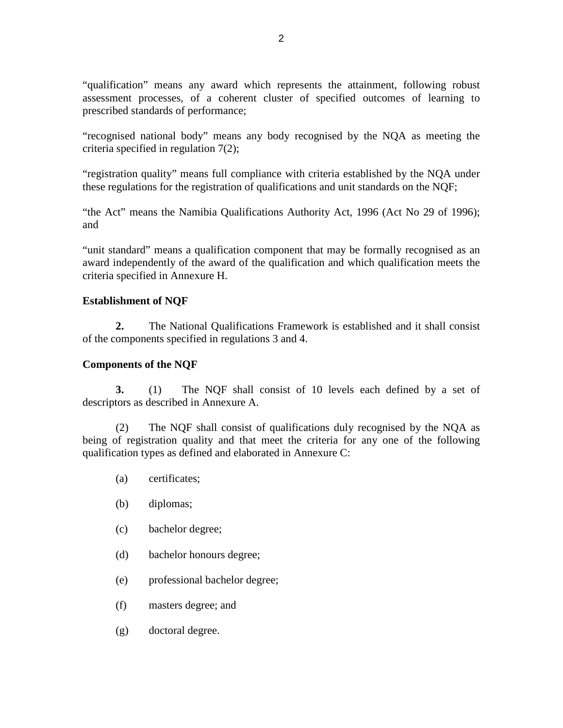"qualification" means any award which represents the attainment, following robust assessment processes, of a coherent cluster of specified outcomes of learning to prescribed standards of performance;

"recognised national body" means any body recognised by the NQA as meeting the criteria specified in regulation 7(2);

"registration quality" means full compliance with criteria established by the NQA under these regulations for the registration of qualifications and unit standards on the NQF;

"the Act" means the Namibia Qualifications Authority Act, 1996 (Act No 29 of 1996); and

"unit standard" means a qualification component that may be formally recognised as an award independently of the award of the qualification and which qualification meets the criteria specified in Annexure H.

**Establishment of NQF**

**2.** The National Qualifications Framework is established and it shall consist of the components specified in regulations 3 and 4.

**Components of the NQF**

**3.** (1) The NQF shall consist of 10 levels each defined by a set of descriptors as described in Annexure A.

(2) The NQF shall consist of qualifications duly recognised by the NQA as being of registration quality and that meet the criteria for any one of the following qualification types as defined and elaborated in Annexure C:

(a) certificates;

(b) diplomas;

(c) bachelor degree;

(d) bachelor honours degree;

(e) professional bachelor degree;

(f) masters degree; and

(g) doctoral degree.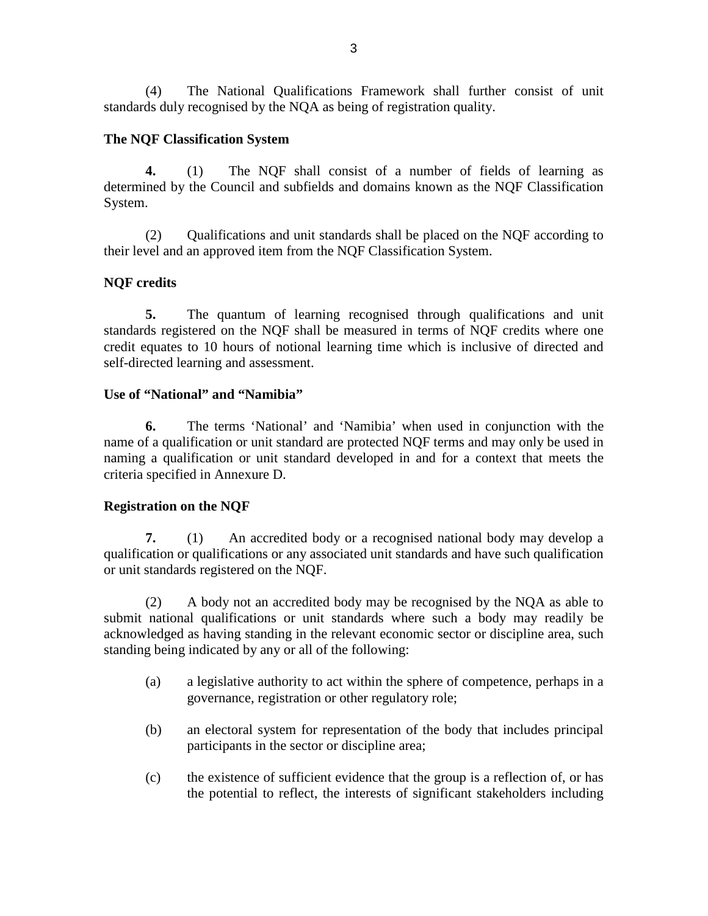(4) The National Qualifications Framework shall further consist of unit standards duly recognised by the NQA as being of registration quality.

**The NQF Classification System**

**4.** (1) The NQF shall consist of a number of fields of learning as determined by the Council and subfields and domains known as the NQF Classification System.

(2) Qualifications and unit standards shall be placed on the NQF according to their level and an approved item from the NQF Classification System.

**NQF credits**

**5.** The quantum of learning recognised through qualifications and unit standards registered on the NQF shall be measured in terms of NQF credits where one credit equates to 10 hours of notional learning time which is inclusive of directed and self-directed learning and assessment.

**Use of "National" and "Namibia"**

**6.** The terms 'National' and 'Namibia' when used in conjunction with the name of a qualification or unit standard are protected NQF terms and may only be used in naming a qualification or unit standard developed in and for a context that meets the criteria specified in Annexure D.

**Registration on the NQF**

**7.** (1) An accredited body or a recognised national body may develop a qualification or qualifications or any associated unit standards and have such qualification or unit standards registered on the NQF.

(2) A body not an accredited body may be recognised by the NQA as able to submit national qualifications or unit standards where such a body may readily be acknowledged as having standing in the relevant economic sector or discipline area, such standing being indicated by any or all of the following:

(a) a legislative authority to act within the sphere of competence, perhaps in a governance, registration or other regulatory role;

(b) an electoral system for representation of the body that includes principal participants in the sector or discipline area;

(c) the existence of sufficient evidence that the group is a reflection of, or has the potential to reflect, the interests of significant stakeholders including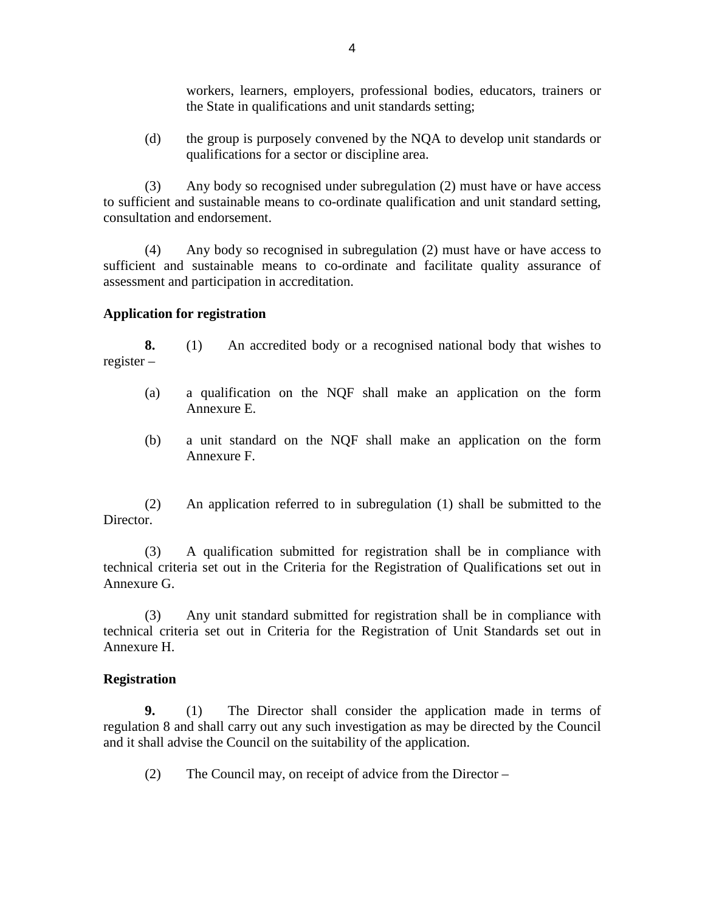workers, learners, employers, professional bodies, educators, trainers or the State in qualifications and unit standards setting;

(d) the group is purposely convened by the NQA to develop unit standards or qualifications for a sector or discipline area.

(3) Any body so recognised under subregulation (2) must have or have access to sufficient and sustainable means to co-ordinate qualification and unit standard setting, consultation and endorsement.

(4) Any body so recognised in subregulation (2) must have or have access to sufficient and sustainable means to co-ordinate and facilitate quality assurance of assessment and participation in accreditation.

**Application for registration**

**8.** (1) An accredited body or a recognised national body that wishes to register –

(a) a qualification on the NQF shall make an application on the form Annexure E.

(b) a unit standard on the NQF shall make an application on the form Annexure F.

(2) An application referred to in subregulation (1) shall be submitted to the Director.

(3) A qualification submitted for registration shall be in compliance with technical criteria set out in the Criteria for the Registration of Qualifications set out in Annexure G.

(3) Any unit standard submitted for registration shall be in compliance with technical criteria set out in Criteria for the Registration of Unit Standards set out in Annexure H.

**Registration**

**9.** (1) The Director shall consider the application made in terms of regulation 8 and shall carry out any such investigation as may be directed by the Council and it shall advise the Council on the suitability of the application.

(2) The Council may, on receipt of advice from the Director –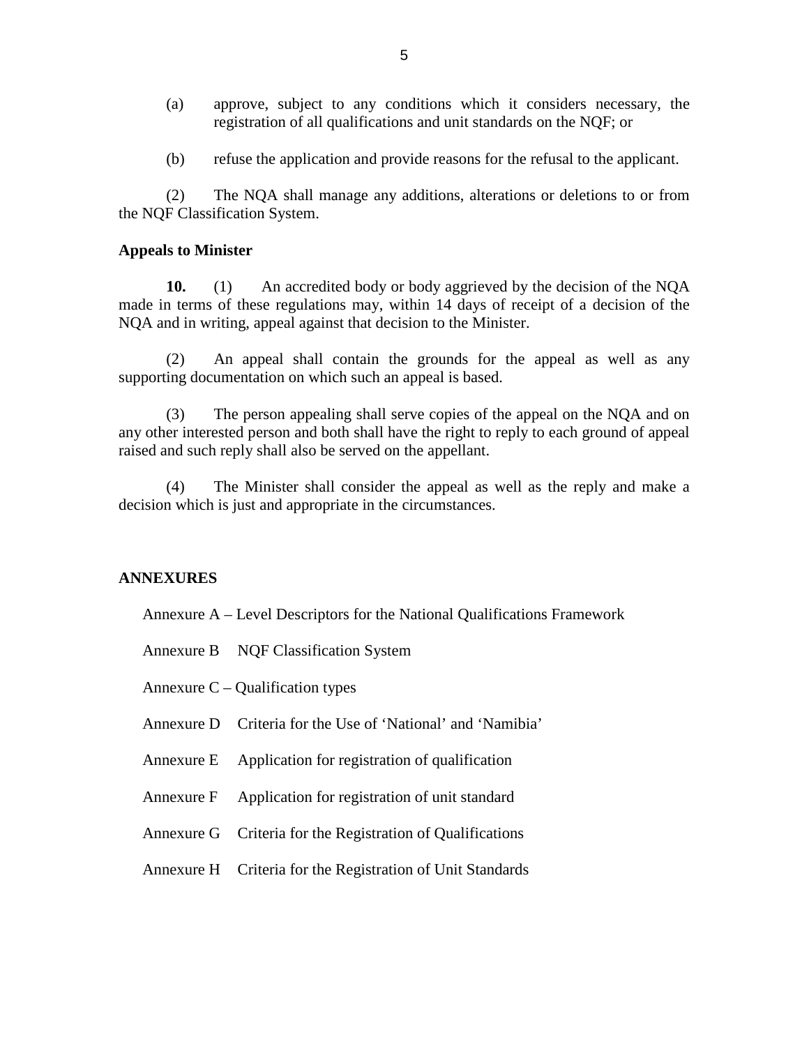(a) approve, subject to any conditions which it considers necessary, the registration of all qualifications and unit standards on the NQF; or

(b) refuse the application and provide reasons for the refusal to the applicant.

(2) The NQA shall manage any additions, alterations or deletions to or from the NQF Classification System.

**Appeals to Minister**

**10.** (1) An accredited body or body aggrieved by the decision of the NQA made in terms of these regulations may, within 14 days of receipt of a decision of the NQA and in writing, appeal against that decision to the Minister.

(2) An appeal shall contain the grounds for the appeal as well as any supporting documentation on which such an appeal is based.

(3) The person appealing shall serve copies of the appeal on the NQA and on any other interested person and both shall have the right to reply to each ground of appeal raised and such reply shall also be served on the appellant.

(4) The Minister shall consider the appeal as well as the reply and make a decision which is just and appropriate in the circumstances.

**ANNEXURES**

Annexure A – Level Descriptors for the National Qualifications Framework

Annexure B NQF Classification System

Annexure C – Qualification types

Annexure D Criteria for the Use of 'National' and 'Namibia'

Annexure E Application for registration of qualification

Annexure F Application for registration of unit standard

Annexure G Criteria for the Registration of Qualifications

Annexure H Criteria for the Registration of Unit Standards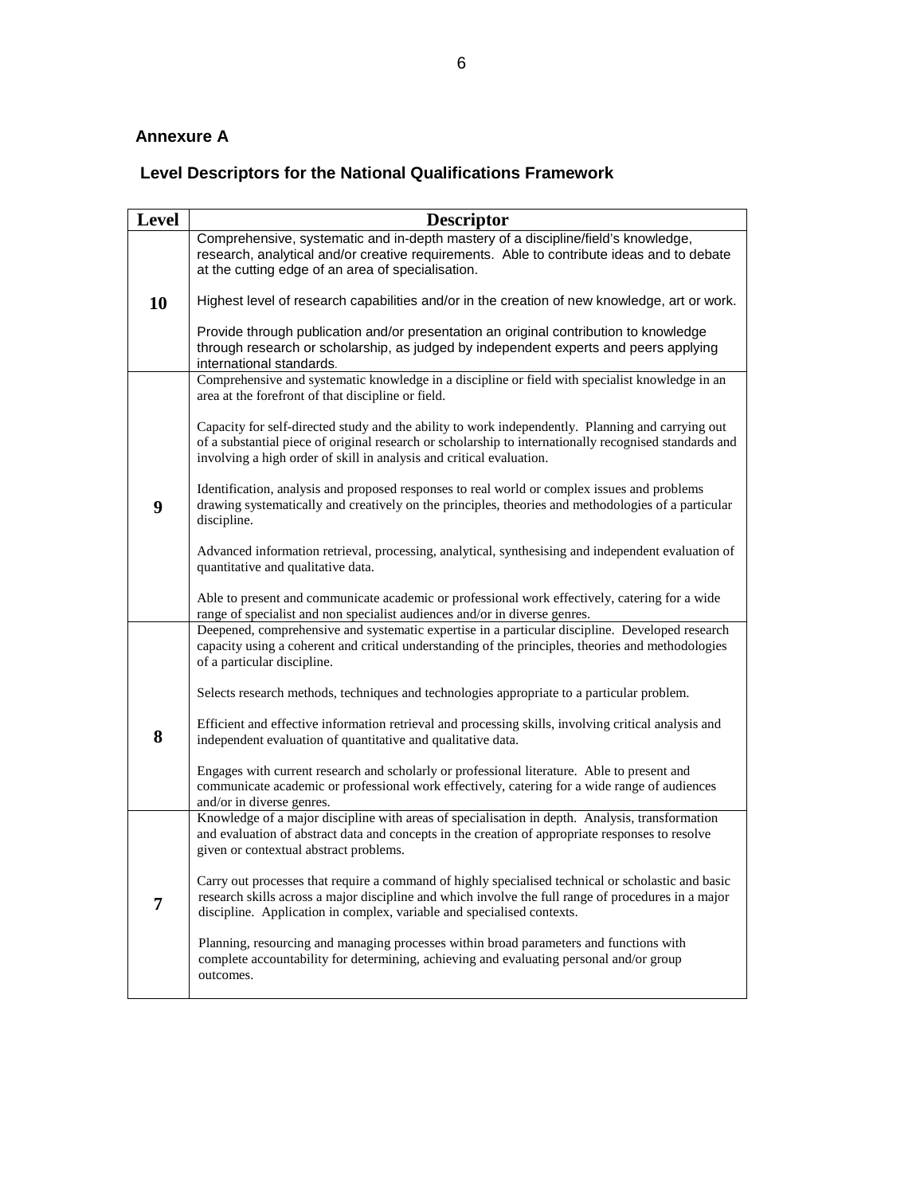## Annexure A

## Level Descriptors for the National Qualifications Framework

| Level | Descriptor |
|---|---|
| **10** | Comprehensive, systematic and in-depth mastery of a discipline/field's knowledge, research, analytical and/or creative requirements. Able to contribute ideas and to debate at the cutting edge of an area of specialisation.<br><br>Highest level of research capabilities and/or in the creation of new knowledge, art or work.<br><br>Provide through publication and/or presentation an original contribution to knowledge through research or scholarship, as judged by independent experts and peers applying international standards. |
| **9** | Comprehensive and systematic knowledge in a discipline or field with specialist knowledge in an area at the forefront of that discipline or field.<br><br>Capacity for self-directed study and the ability to work independently. Planning and carrying out of a substantial piece of original research or scholarship to internationally recognised standards and involving a high order of skill in analysis and critical evaluation.<br><br>Identification, analysis and proposed responses to real world or complex issues and problems drawing systematically and creatively on the principles, theories and methodologies of a particular discipline.<br><br>Advanced information retrieval, processing, analytical, synthesising and independent evaluation of quantitative and qualitative data.<br><br>Able to present and communicate academic or professional work effectively, catering for a wide range of specialist and non specialist audiences and/or in diverse genres. |
| **8** | Deepened, comprehensive and systematic expertise in a particular discipline. Developed research capacity using a coherent and critical understanding of the principles, theories and methodologies of a particular discipline.<br><br>Selects research methods, techniques and technologies appropriate to a particular problem.<br><br>Efficient and effective information retrieval and processing skills, involving critical analysis and independent evaluation of quantitative and qualitative data.<br><br>Engages with current research and scholarly or professional literature. Able to present and communicate academic or professional work effectively, catering for a wide range of audiences and/or in diverse genres. |
| **7** | Knowledge of a major discipline with areas of specialisation in depth. Analysis, transformation and evaluation of abstract data and concepts in the creation of appropriate responses to resolve given or contextual abstract problems.<br><br>Carry out processes that require a command of highly specialised technical or scholastic and basic research skills across a major discipline and which involve the full range of procedures in a major discipline. Application in complex, variable and specialised contexts.<br><br>Planning, resourcing and managing processes within broad parameters and functions with complete accountability for determining, achieving and evaluating personal and/or group outcomes. |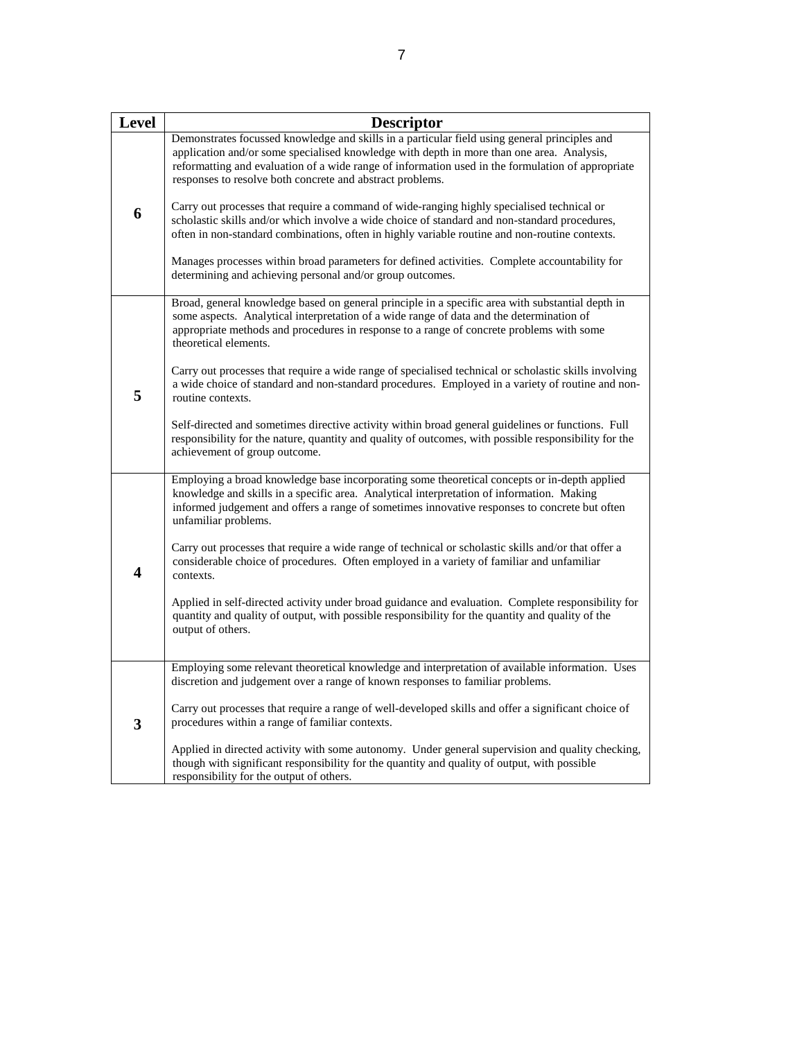| Level | Descriptor |
|---|---|
| 6 | Demonstrates focussed knowledge and skills in a particular field using general principles and application and/or some specialised knowledge with depth in more than one area. Analysis, reformatting and evaluation of a wide range of information used in the formulation of appropriate responses to resolve both concrete and abstract problems.<br><br>Carry out processes that require a command of wide-ranging highly specialised technical or scholastic skills and/or which involve a wide choice of standard and non-standard procedures, often in non-standard combinations, often in highly variable routine and non-routine contexts.<br><br>Manages processes within broad parameters for defined activities. Complete accountability for determining and achieving personal and/or group outcomes. |
| 5 | Broad, general knowledge based on general principle in a specific area with substantial depth in some aspects. Analytical interpretation of a wide range of data and the determination of appropriate methods and procedures in response to a range of concrete problems with some theoretical elements.<br><br>Carry out processes that require a wide range of specialised technical or scholastic skills involving a wide choice of standard and non-standard procedures. Employed in a variety of routine and non-routine contexts.<br><br>Self-directed and sometimes directive activity within broad general guidelines or functions. Full responsibility for the nature, quantity and quality of outcomes, with possible responsibility for the achievement of group outcome. |
| 4 | Employing a broad knowledge base incorporating some theoretical concepts or in-depth applied knowledge and skills in a specific area. Analytical interpretation of information. Making informed judgement and offers a range of sometimes innovative responses to concrete but often unfamiliar problems.<br><br>Carry out processes that require a wide range of technical or scholastic skills and/or that offer a considerable choice of procedures. Often employed in a variety of familiar and unfamiliar contexts.<br><br>Applied in self-directed activity under broad guidance and evaluation. Complete responsibility for quantity and quality of output, with possible responsibility for the quantity and quality of the output of others. |
| 3 | Employing some relevant theoretical knowledge and interpretation of available information. Uses discretion and judgement over a range of known responses to familiar problems.<br><br>Carry out processes that require a range of well-developed skills and offer a significant choice of procedures within a range of familiar contexts.<br><br>Applied in directed activity with some autonomy. Under general supervision and quality checking, though with significant responsibility for the quantity and quality of output, with possible responsibility for the output of others. |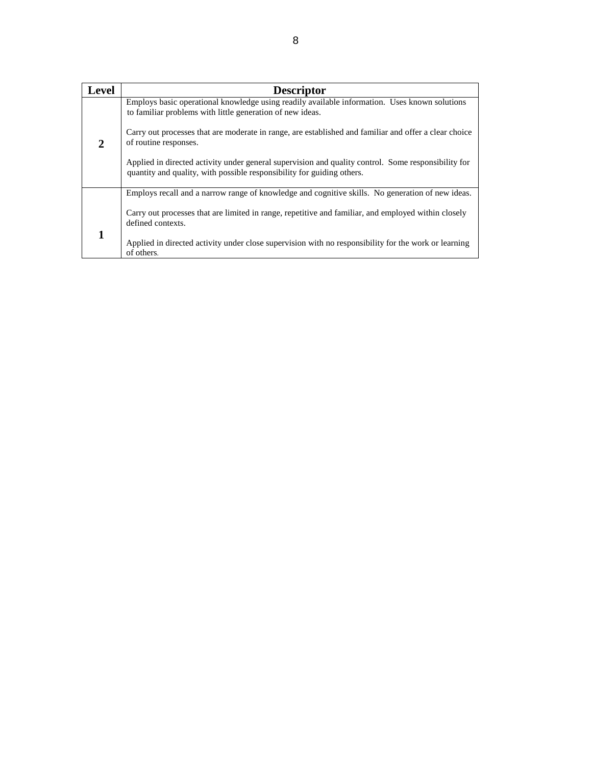| Level | Descriptor |
|---|---|
| **2** | Employs basic operational knowledge using readily available information. Uses known solutions to familiar problems with little generation of new ideas.<br><br>Carry out processes that are moderate in range, are established and familiar and offer a clear choice of routine responses.<br><br>Applied in directed activity under general supervision and quality control. Some responsibility for quantity and quality, with possible responsibility for guiding others. |
| **1** | Employs recall and a narrow range of knowledge and cognitive skills. No generation of new ideas.<br><br>Carry out processes that are limited in range, repetitive and familiar, and employed within closely defined contexts.<br><br>Applied in directed activity under close supervision with no responsibility for the work or learning of others. |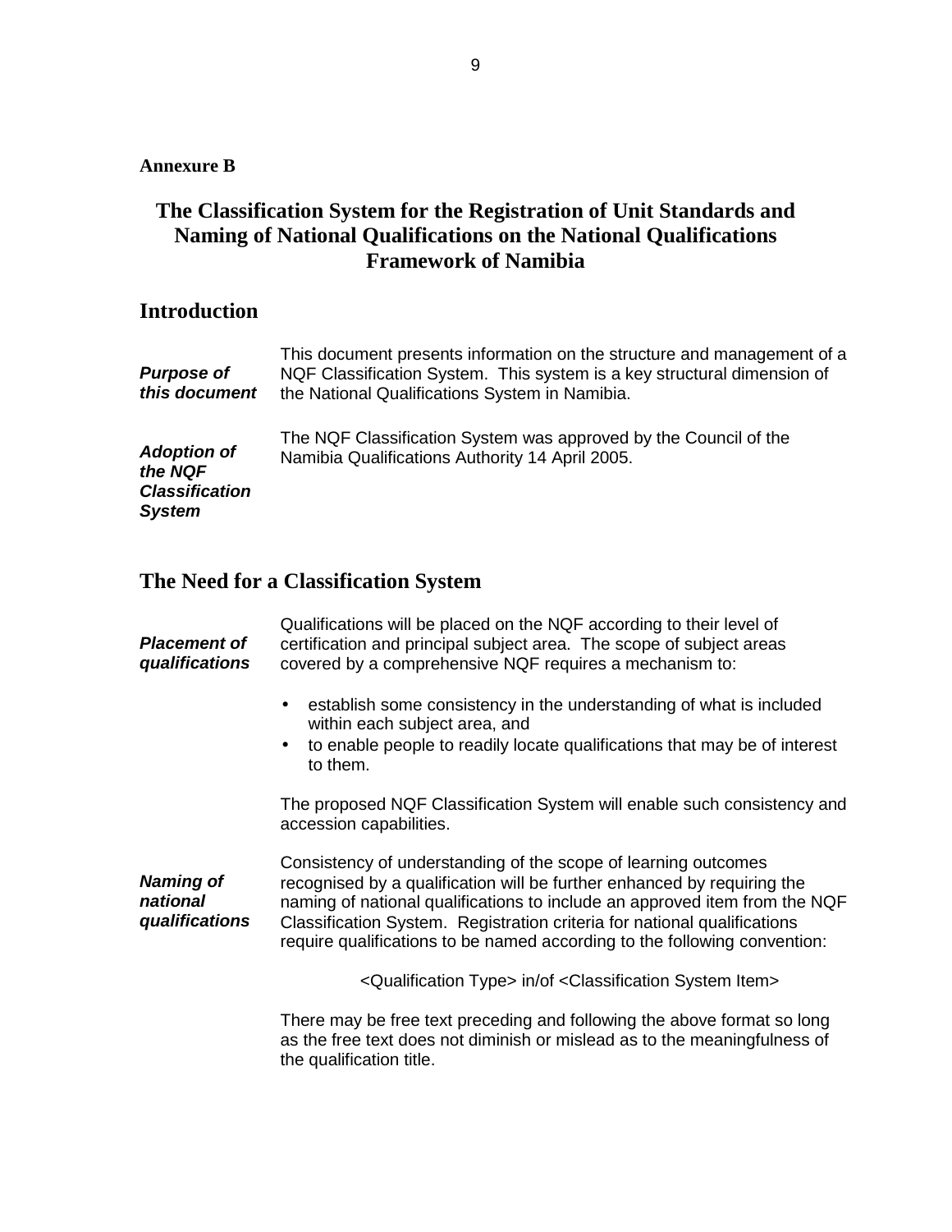**Annexure B**

# The Classification System for the Registration of Unit Standards and Naming of National Qualifications on the National Qualifications Framework of Namibia

## Introduction

***Purpose of this document***

This document presents information on the structure and management of a NQF Classification System. This system is a key structural dimension of the National Qualifications System in Namibia.

***Adoption of the NQF Classification System***

The NQF Classification System was approved by the Council of the Namibia Qualifications Authority 14 April 2005.

## The Need for a Classification System

***Placement of qualifications***

Qualifications will be placed on the NQF according to their level of certification and principal subject area. The scope of subject areas covered by a comprehensive NQF requires a mechanism to:

- establish some consistency in the understanding of what is included within each subject area, and
- to enable people to readily locate qualifications that may be of interest to them.

The proposed NQF Classification System will enable such consistency and accession capabilities.

***Naming of national qualifications***

Consistency of understanding of the scope of learning outcomes recognised by a qualification will be further enhanced by requiring the naming of national qualifications to include an approved item from the NQF Classification System. Registration criteria for national qualifications require qualifications to be named according to the following convention:

<Qualification Type> in/of <Classification System Item>

There may be free text preceding and following the above format so long as the free text does not diminish or mislead as to the meaningfulness of the qualification title.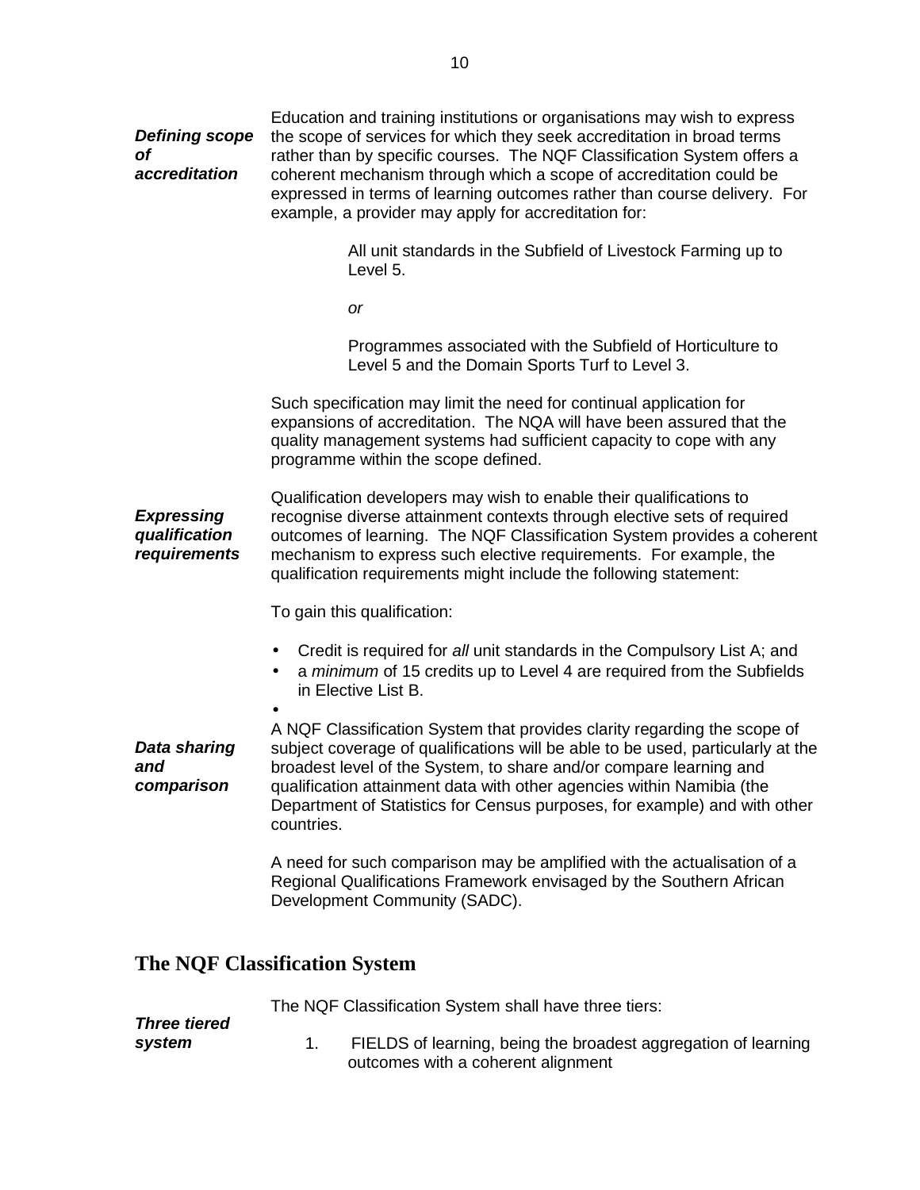***Defining scope of accreditation***

Education and training institutions or organisations may wish to express the scope of services for which they seek accreditation in broad terms rather than by specific courses. The NQF Classification System offers a coherent mechanism through which a scope of accreditation could be expressed in terms of learning outcomes rather than course delivery. For example, a provider may apply for accreditation for:

> All unit standards in the Subfield of Livestock Farming up to Level 5.
>
> *or*
>
> Programmes associated with the Subfield of Horticulture to Level 5 and the Domain Sports Turf to Level 3.

Such specification may limit the need for continual application for expansions of accreditation. The NQA will have been assured that the quality management systems had sufficient capacity to cope with any programme within the scope defined.

***Expressing qualification requirements***

Qualification developers may wish to enable their qualifications to recognise diverse attainment contexts through elective sets of required outcomes of learning. The NQF Classification System provides a coherent mechanism to express such elective requirements. For example, the qualification requirements might include the following statement:

To gain this qualification:

- Credit is required for *all* unit standards in the Compulsory List A; and
- a *minimum* of 15 credits up to Level 4 are required from the Subfields in Elective List B.

***Data sharing and comparison***

A NQF Classification System that provides clarity regarding the scope of subject coverage of qualifications will be able to be used, particularly at the broadest level of the System, to share and/or compare learning and qualification attainment data with other agencies within Namibia (the Department of Statistics for Census purposes, for example) and with other countries.

A need for such comparison may be amplified with the actualisation of a Regional Qualifications Framework envisaged by the Southern African Development Community (SADC).

## The NQF Classification System

***Three tiered system***

The NQF Classification System shall have three tiers:

1. FIELDS of learning, being the broadest aggregation of learning outcomes with a coherent alignment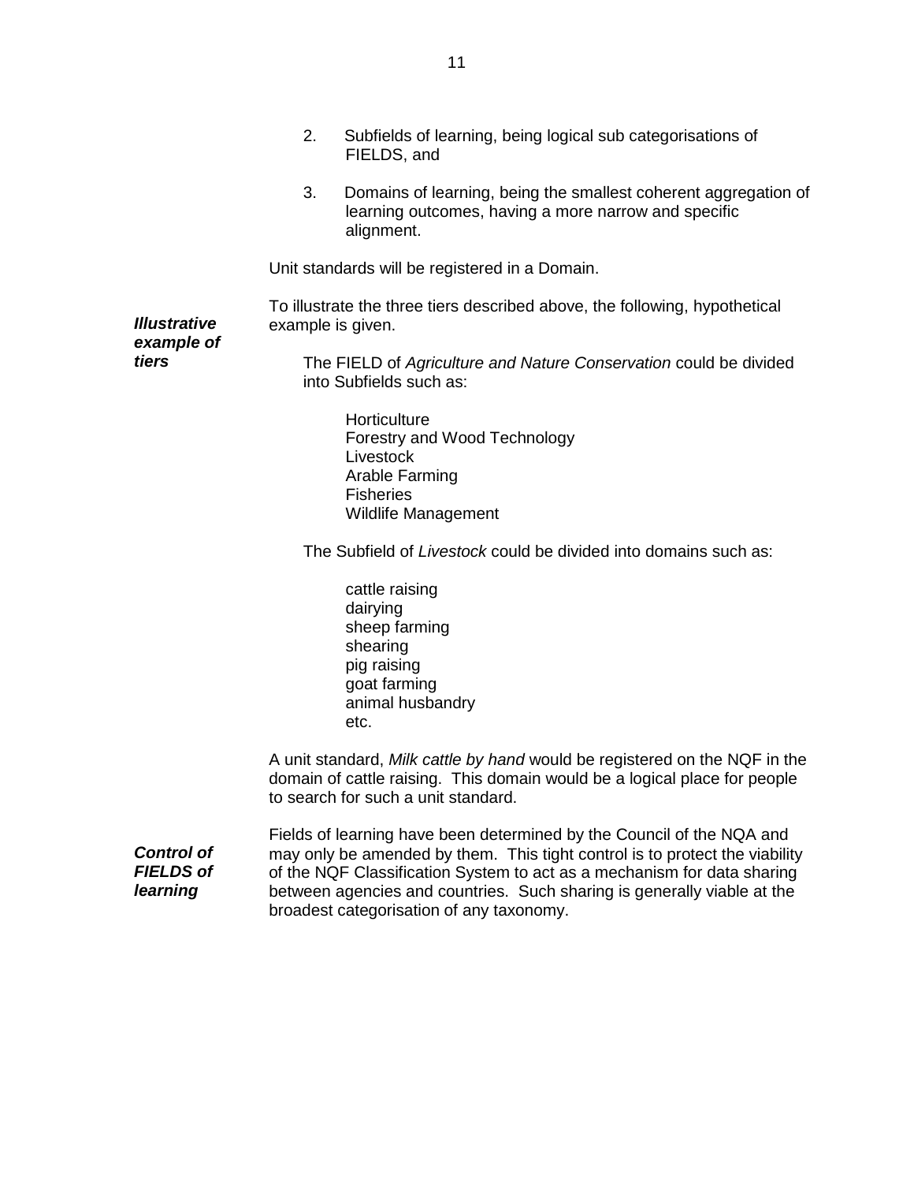2. Subfields of learning, being logical sub categorisations of FIELDS, and

3. Domains of learning, being the smallest coherent aggregation of learning outcomes, having a more narrow and specific alignment.

Unit standards will be registered in a Domain.

***Illustrative example of tiers***

To illustrate the three tiers described above, the following, hypothetical example is given.

The FIELD of *Agriculture and Nature Conservation* could be divided into Subfields such as:

Horticulture
Forestry and Wood Technology
Livestock
Arable Farming
Fisheries
Wildlife Management

The Subfield of *Livestock* could be divided into domains such as:

cattle raising
dairying
sheep farming
shearing
pig raising
goat farming
animal husbandry
etc.

A unit standard, *Milk cattle by hand* would be registered on the NQF in the domain of cattle raising. This domain would be a logical place for people to search for such a unit standard.

***Control of FIELDS of learning***

Fields of learning have been determined by the Council of the NQA and may only be amended by them. This tight control is to protect the viability of the NQF Classification System to act as a mechanism for data sharing between agencies and countries. Such sharing is generally viable at the broadest categorisation of any taxonomy.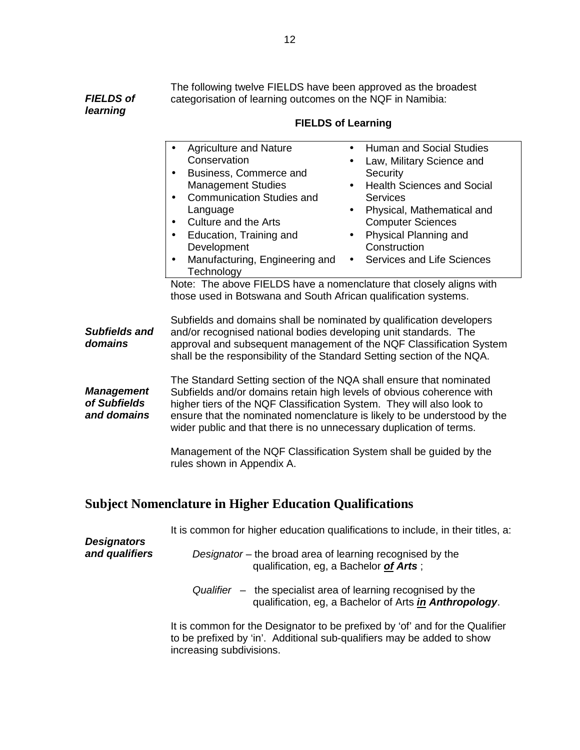***FIELDS of learning***

The following twelve FIELDS have been approved as the broadest categorisation of learning outcomes on the NQF in Namibia:

**FIELDS of Learning**

- Agriculture and Nature Conservation
- Business, Commerce and Management Studies
- Communication Studies and Language
- Culture and the Arts
- Education, Training and Development
- Manufacturing, Engineering and Technology
- Human and Social Studies
- Law, Military Science and Security
- Health Sciences and Social Services
- Physical, Mathematical and Computer Sciences
- Physical Planning and Construction
- Services and Life Sciences

Note: The above FIELDS have a nomenclature that closely aligns with those used in Botswana and South African qualification systems.

***Subfields and domains***

Subfields and domains shall be nominated by qualification developers and/or recognised national bodies developing unit standards. The approval and subsequent management of the NQF Classification System shall be the responsibility of the Standard Setting section of the NQA.

***Management of Subfields and domains***

The Standard Setting section of the NQA shall ensure that nominated Subfields and/or domains retain high levels of obvious coherence with higher tiers of the NQF Classification System. They will also look to ensure that the nominated nomenclature is likely to be understood by the wider public and that there is no unnecessary duplication of terms.

Management of the NQF Classification System shall be guided by the rules shown in Appendix A.

## Subject Nomenclature in Higher Education Qualifications

***Designators and qualifiers***

It is common for higher education qualifications to include, in their titles, a:

*Designator* – the broad area of learning recognised by the qualification, eg, a Bachelor ***of Arts*** ;

*Qualifier* – the specialist area of learning recognised by the qualification, eg, a Bachelor of Arts ***in Anthropology***.

It is common for the Designator to be prefixed by 'of' and for the Qualifier to be prefixed by 'in'. Additional sub-qualifiers may be added to show increasing subdivisions.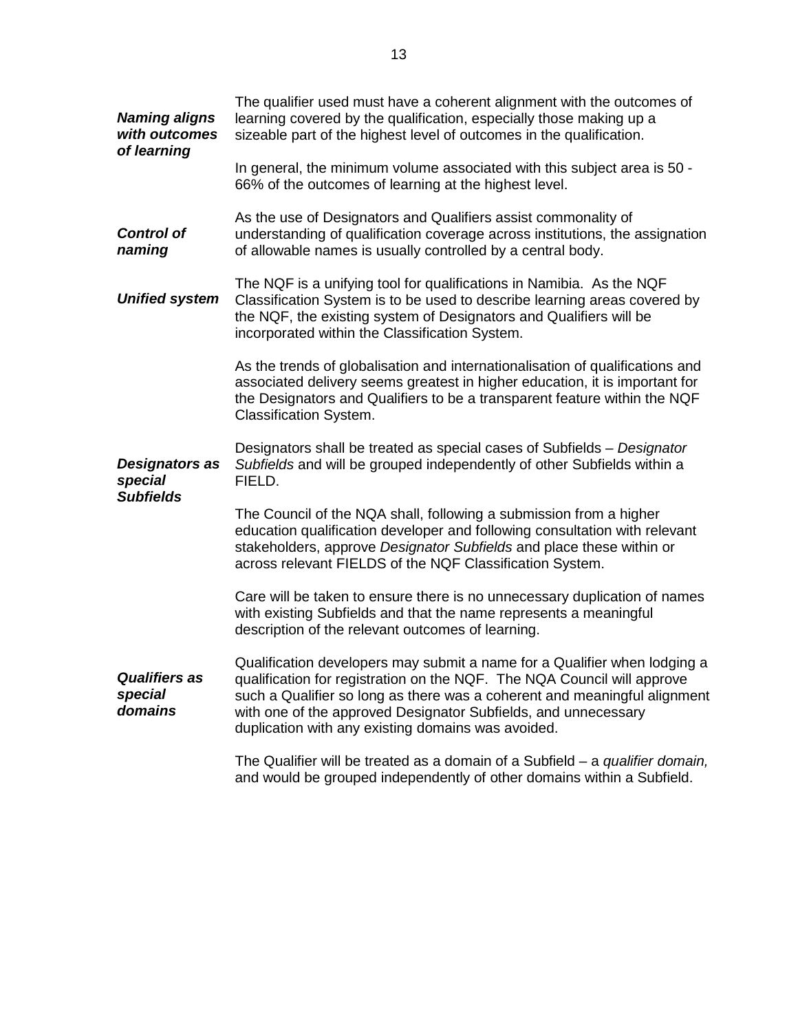***Naming aligns with outcomes of learning***

The qualifier used must have a coherent alignment with the outcomes of learning covered by the qualification, especially those making up a sizeable part of the highest level of outcomes in the qualification.

In general, the minimum volume associated with this subject area is 50 - 66% of the outcomes of learning at the highest level.

***Control of naming***

As the use of Designators and Qualifiers assist commonality of understanding of qualification coverage across institutions, the assignation of allowable names is usually controlled by a central body.

***Unified system***

The NQF is a unifying tool for qualifications in Namibia. As the NQF Classification System is to be used to describe learning areas covered by the NQF, the existing system of Designators and Qualifiers will be incorporated within the Classification System.

As the trends of globalisation and internationalisation of qualifications and associated delivery seems greatest in higher education, it is important for the Designators and Qualifiers to be a transparent feature within the NQF Classification System.

***Designators as special Subfields***

Designators shall be treated as special cases of Subfields – *Designator Subfields* and will be grouped independently of other Subfields within a FIELD.

The Council of the NQA shall, following a submission from a higher education qualification developer and following consultation with relevant stakeholders, approve *Designator Subfields* and place these within or across relevant FIELDS of the NQF Classification System.

Care will be taken to ensure there is no unnecessary duplication of names with existing Subfields and that the name represents a meaningful description of the relevant outcomes of learning.

***Qualifiers as special domains***

Qualification developers may submit a name for a Qualifier when lodging a qualification for registration on the NQF. The NQA Council will approve such a Qualifier so long as there was a coherent and meaningful alignment with one of the approved Designator Subfields, and unnecessary duplication with any existing domains was avoided.

The Qualifier will be treated as a domain of a Subfield – a *qualifier domain,* and would be grouped independently of other domains within a Subfield.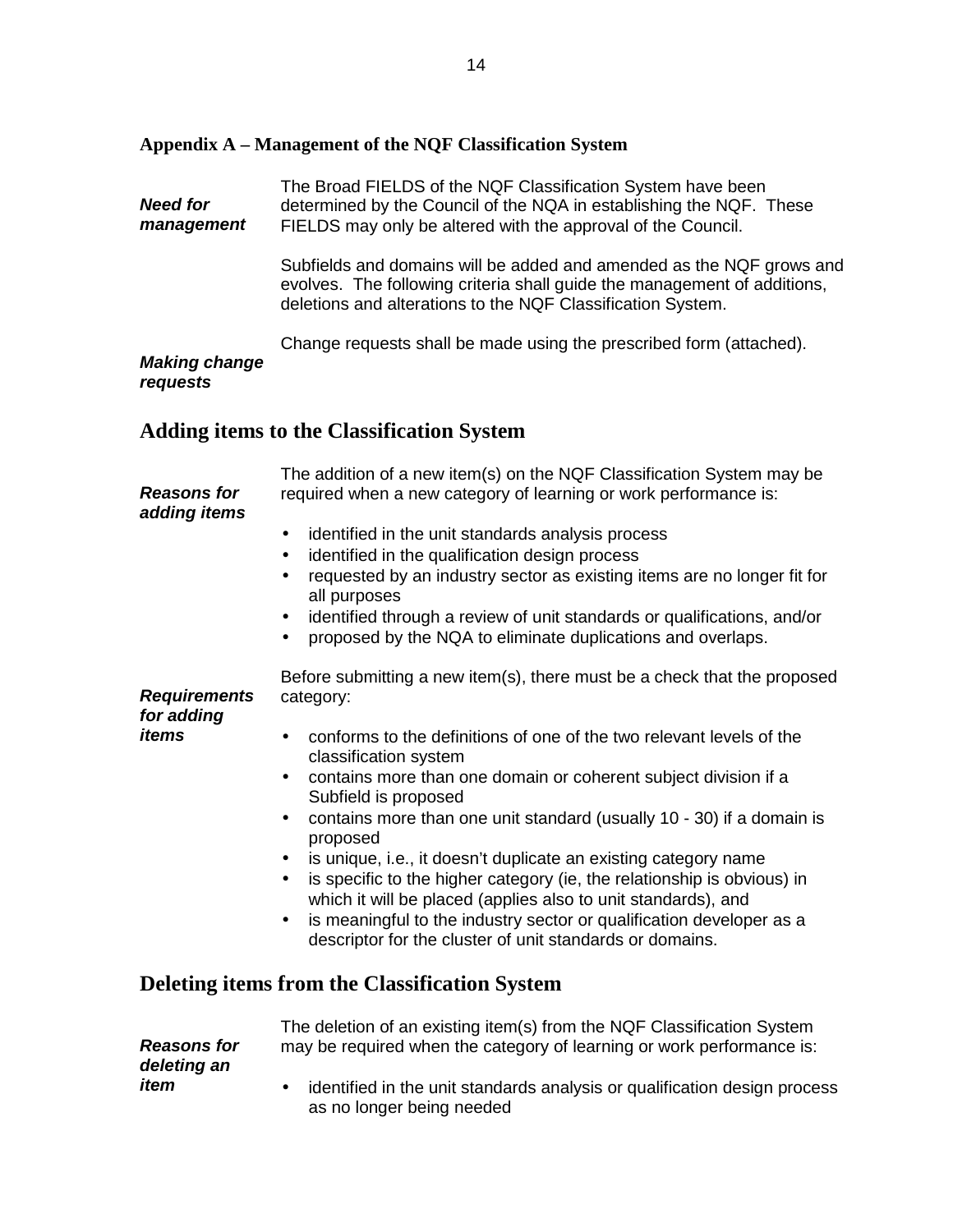## Appendix A – Management of the NQF Classification System

***Need for management***

The Broad FIELDS of the NQF Classification System have been determined by the Council of the NQA in establishing the NQF. These FIELDS may only be altered with the approval of the Council.

Subfields and domains will be added and amended as the NQF grows and evolves. The following criteria shall guide the management of additions, deletions and alterations to the NQF Classification System.

***Making change requests***

Change requests shall be made using the prescribed form (attached).

## Adding items to the Classification System

***Reasons for adding items***

The addition of a new item(s) on the NQF Classification System may be required when a new category of learning or work performance is:

- identified in the unit standards analysis process
- identified in the qualification design process
- requested by an industry sector as existing items are no longer fit for all purposes
- identified through a review of unit standards or qualifications, and/or
- proposed by the NQA to eliminate duplications and overlaps.

***Requirements for adding items***

Before submitting a new item(s), there must be a check that the proposed category:

- conforms to the definitions of one of the two relevant levels of the classification system
- contains more than one domain or coherent subject division if a Subfield is proposed
- contains more than one unit standard (usually 10 - 30) if a domain is proposed
- is unique, i.e., it doesn't duplicate an existing category name
- is specific to the higher category (ie, the relationship is obvious) in which it will be placed (applies also to unit standards), and
- is meaningful to the industry sector or qualification developer as a descriptor for the cluster of unit standards or domains.

## Deleting items from the Classification System

***Reasons for deleting an item***

The deletion of an existing item(s) from the NQF Classification System may be required when the category of learning or work performance is:

- identified in the unit standards analysis or qualification design process as no longer being needed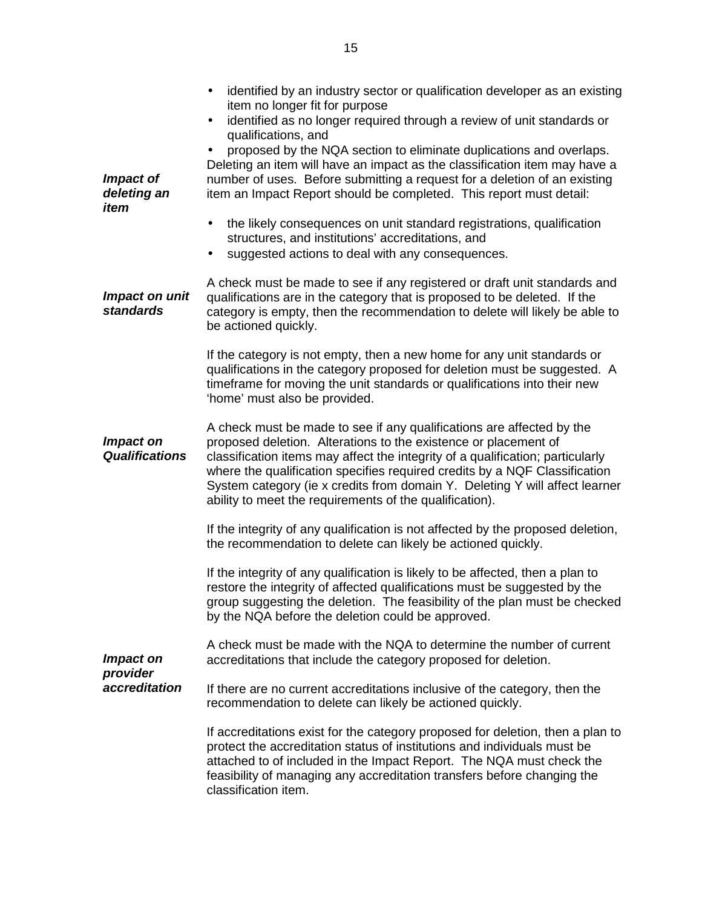- identified by an industry sector or qualification developer as an existing item no longer fit for purpose
- identified as no longer required through a review of unit standards or qualifications, and
- proposed by the NQA section to eliminate duplications and overlaps.

***Impact of deleting an item***

Deleting an item will have an impact as the classification item may have a number of uses. Before submitting a request for a deletion of an existing item an Impact Report should be completed. This report must detail:

- the likely consequences on unit standard registrations, qualification structures, and institutions' accreditations, and
- suggested actions to deal with any consequences.

***Impact on unit standards***

A check must be made to see if any registered or draft unit standards and qualifications are in the category that is proposed to be deleted. If the category is empty, then the recommendation to delete will likely be able to be actioned quickly.

If the category is not empty, then a new home for any unit standards or qualifications in the category proposed for deletion must be suggested. A timeframe for moving the unit standards or qualifications into their new 'home' must also be provided.

***Impact on Qualifications***

A check must be made to see if any qualifications are affected by the proposed deletion. Alterations to the existence or placement of classification items may affect the integrity of a qualification; particularly where the qualification specifies required credits by a NQF Classification System category (ie x credits from domain Y. Deleting Y will affect learner ability to meet the requirements of the qualification).

If the integrity of any qualification is not affected by the proposed deletion, the recommendation to delete can likely be actioned quickly.

If the integrity of any qualification is likely to be affected, then a plan to restore the integrity of affected qualifications must be suggested by the group suggesting the deletion. The feasibility of the plan must be checked by the NQA before the deletion could be approved.

***Impact on provider accreditation***

A check must be made with the NQA to determine the number of current accreditations that include the category proposed for deletion.

If there are no current accreditations inclusive of the category, then the recommendation to delete can likely be actioned quickly.

If accreditations exist for the category proposed for deletion, then a plan to protect the accreditation status of institutions and individuals must be attached to of included in the Impact Report. The NQA must check the feasibility of managing any accreditation transfers before changing the classification item.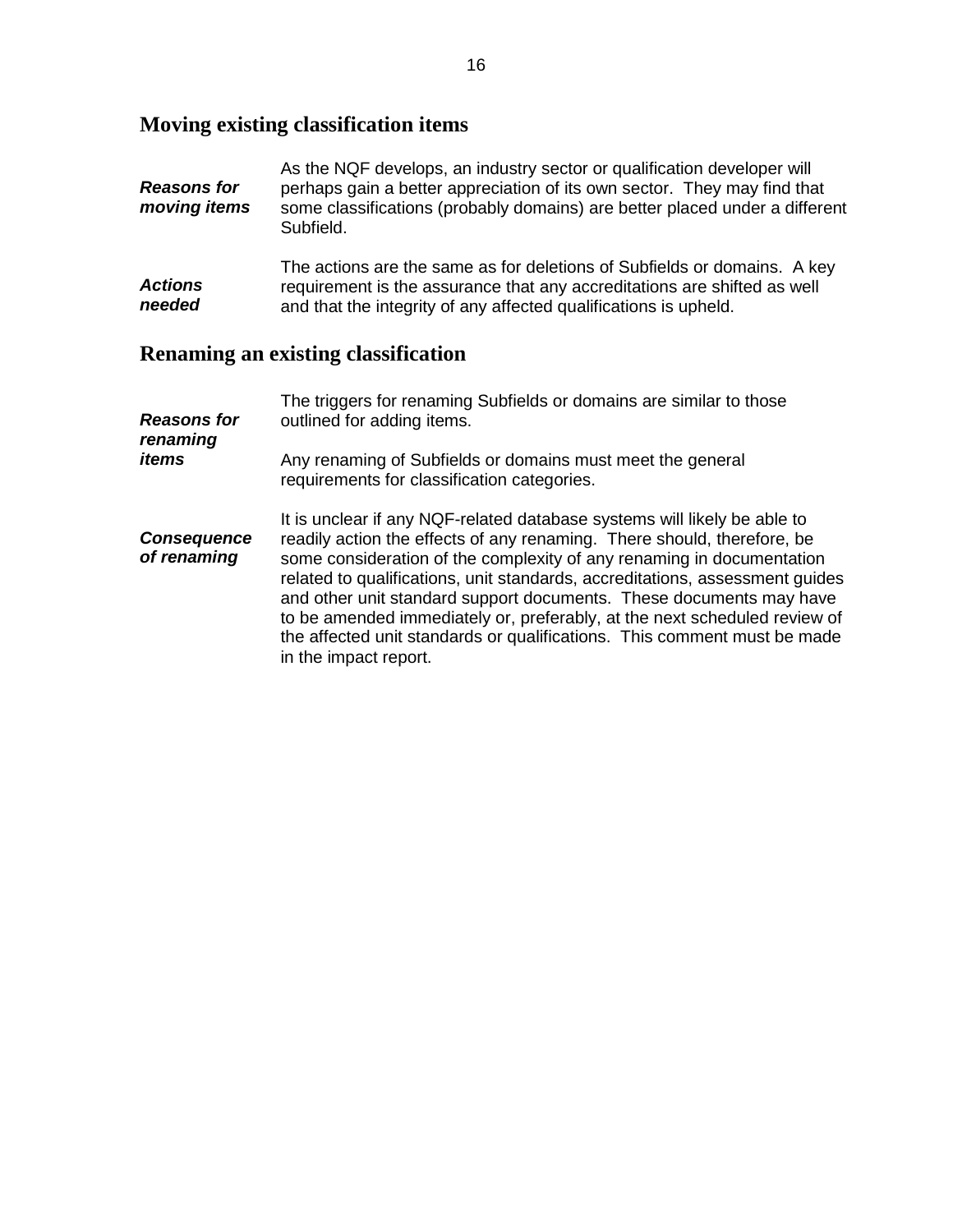## Moving existing classification items

***Reasons for moving items***

As the NQF develops, an industry sector or qualification developer will perhaps gain a better appreciation of its own sector. They may find that some classifications (probably domains) are better placed under a different Subfield.

***Actions needed***

The actions are the same as for deletions of Subfields or domains. A key requirement is the assurance that any accreditations are shifted as well and that the integrity of any affected qualifications is upheld.

## Renaming an existing classification

***Reasons for renaming items***

The triggers for renaming Subfields or domains are similar to those outlined for adding items.

Any renaming of Subfields or domains must meet the general requirements for classification categories.

***Consequence of renaming***

It is unclear if any NQF-related database systems will likely be able to readily action the effects of any renaming. There should, therefore, be some consideration of the complexity of any renaming in documentation related to qualifications, unit standards, accreditations, assessment guides and other unit standard support documents. These documents may have to be amended immediately or, preferably, at the next scheduled review of the affected unit standards or qualifications. This comment must be made in the impact report.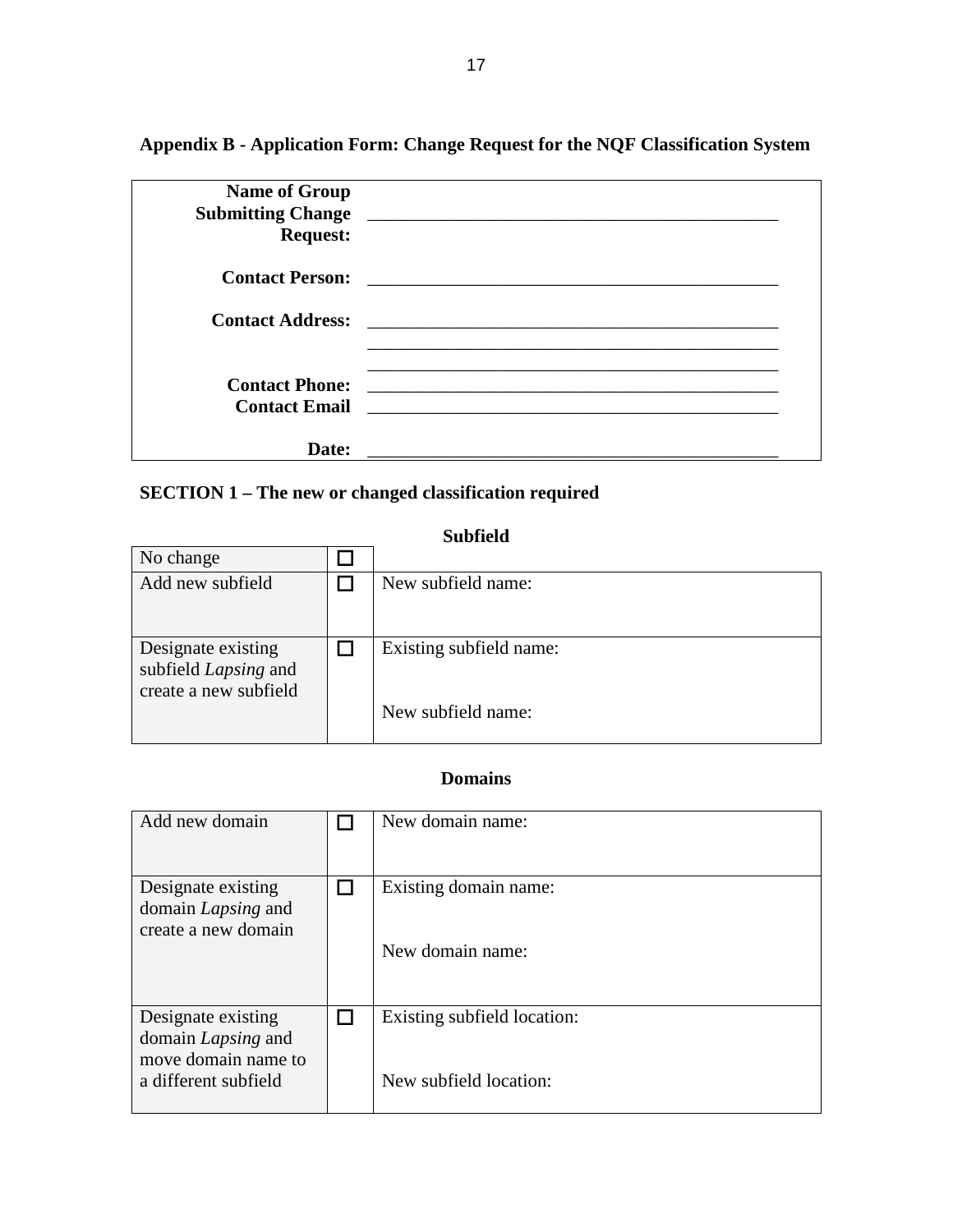## Appendix B - Application Form: Change Request for the NQF Classification System

| | |
|---|---|
| **Name of Group Submitting Change Request:** | _____________________________________________ |
| **Contact Person:** | _____________________________________________ |
| **Contact Address:** | _____________________________________________ |
| | _____________________________________________ |
| | _____________________________________________ |
| **Contact Phone:** | _____________________________________________ |
| **Contact Email** | _____________________________________________ |
| **Date:** | _____________________________________________ |

### SECTION 1 – The new or changed classification required

**Subfield**

| | | |
|---|---|---|
| No change | ☐ | |
| Add new subfield | ☐ | New subfield name: |
| Designate existing subfield *Lapsing* and create a new subfield | ☐ | Existing subfield name:<br><br>New subfield name: |

**Domains**

| | | |
|---|---|---|
| Add new domain | ☐ | New domain name: |
| Designate existing domain *Lapsing* and create a new domain | ☐ | Existing domain name:<br><br>New domain name: |
| Designate existing domain *Lapsing* and move domain name to a different subfield | ☐ | Existing subfield location:<br><br>New subfield location: |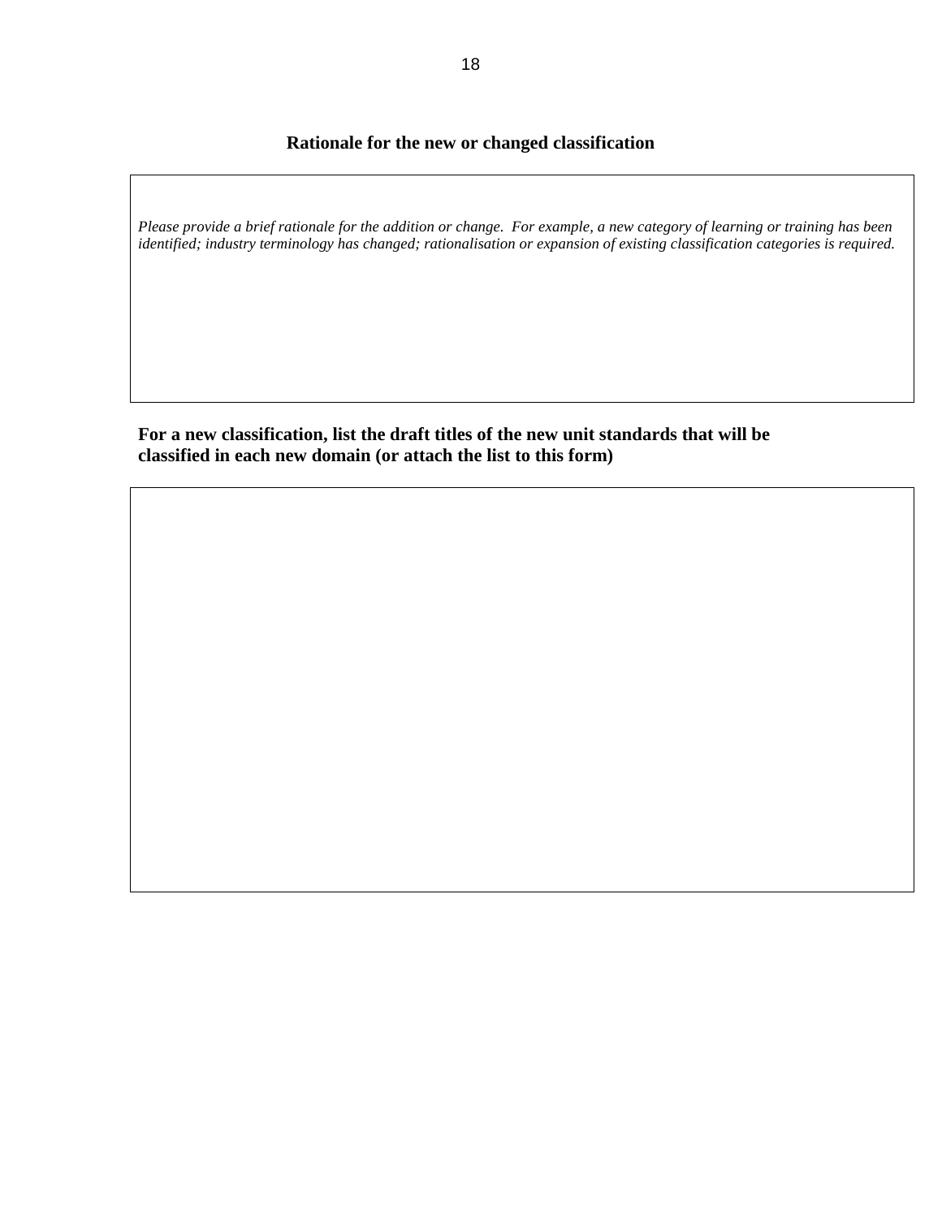## Rationale for the new or changed classification

| *Please provide a brief rationale for the addition or change. For example, a new category of learning or training has been identified; industry terminology has changed; rationalisation or expansion of existing classification categories is required.* |
|---|

**For a new classification, list the draft titles of the new unit standards that will be classified in each new domain (or attach the list to this form)**

| |
|---|
| |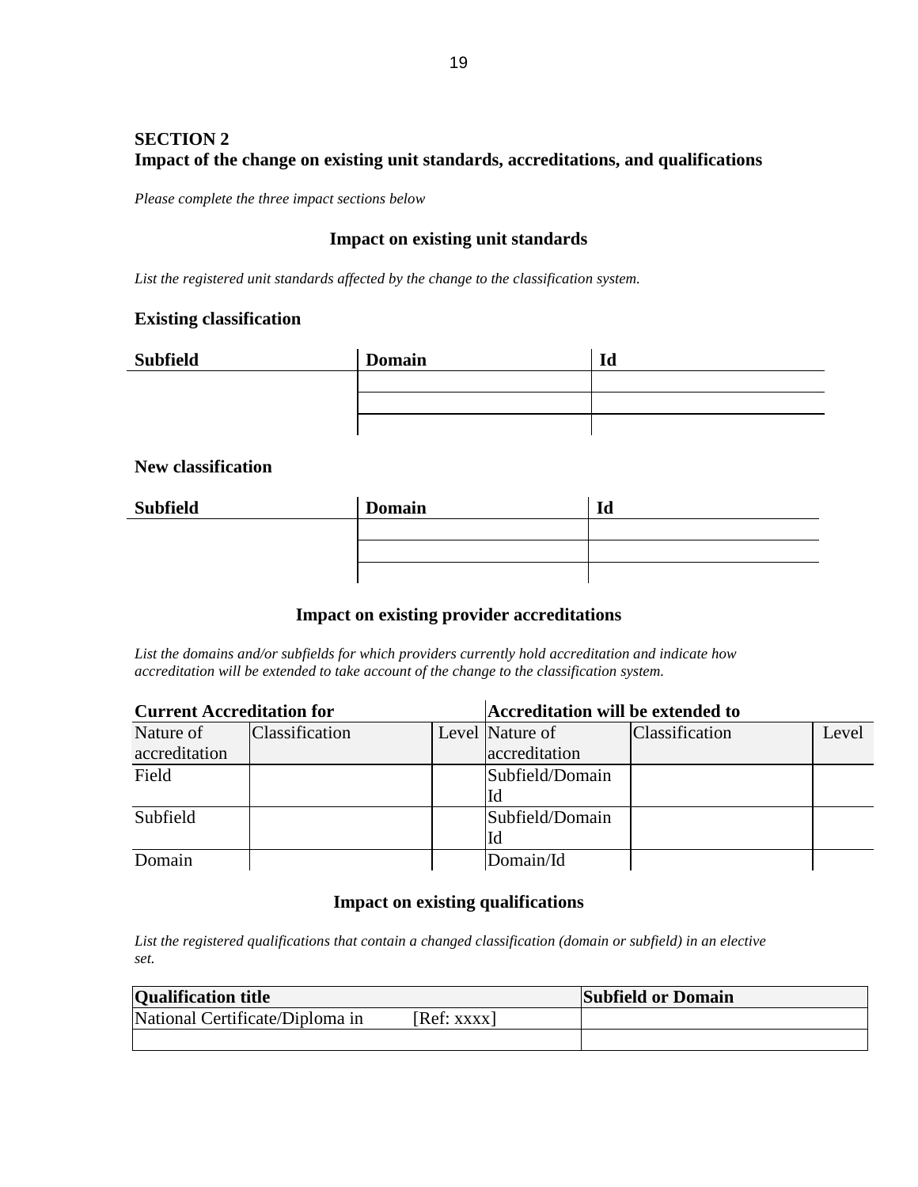## SECTION 2
## Impact of the change on existing unit standards, accreditations, and qualifications

*Please complete the three impact sections below*

### Impact on existing unit standards

*List the registered unit standards affected by the change to the classification system.*

**Existing classification**

| Subfield | Domain | Id |
|---|---|---|
| | | |
| | | |
| | | |

**New classification**

| Subfield | Domain | Id |
|---|---|---|
| | | |
| | | |
| | | |

### Impact on existing provider accreditations

*List the domains and/or subfields for which providers currently hold accreditation and indicate how accreditation will be extended to take account of the change to the classification system.*

| Current Accreditation for | | | Accreditation will be extended to | | |
|---|---|---|---|---|---|
| Nature of accreditation | Classification | Level | Nature of accreditation | Classification | Level |
| Field | | | Subfield/Domain Id | | |
| Subfield | | | Subfield/Domain Id | | |
| Domain | | | Domain/Id | | |

### Impact on existing qualifications

*List the registered qualifications that contain a changed classification (domain or subfield) in an elective set.*

| Qualification title | Subfield or Domain |
|---|---|
| National Certificate/Diploma in [Ref: xxxx] | |
| | |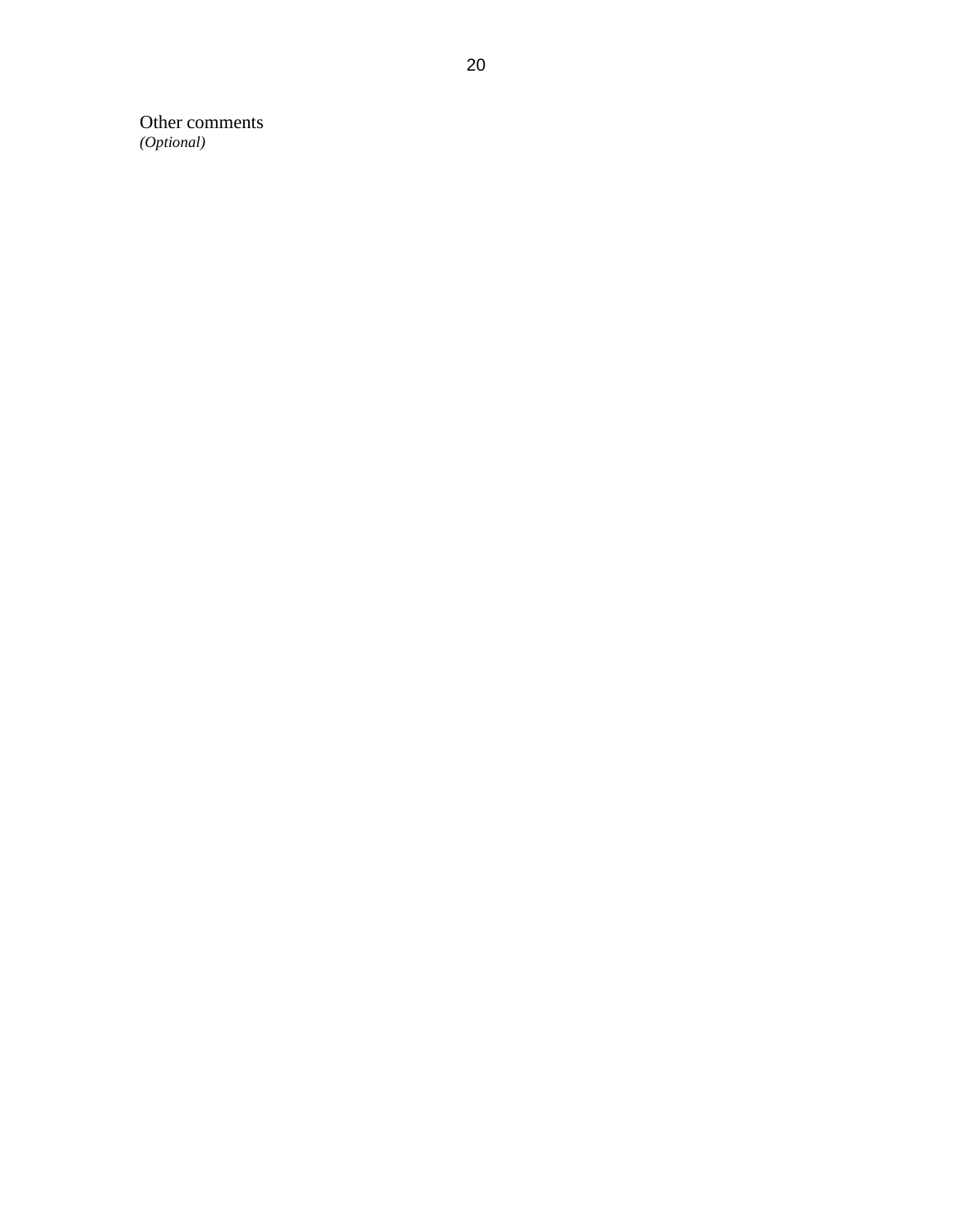Other comments
*(Optional)*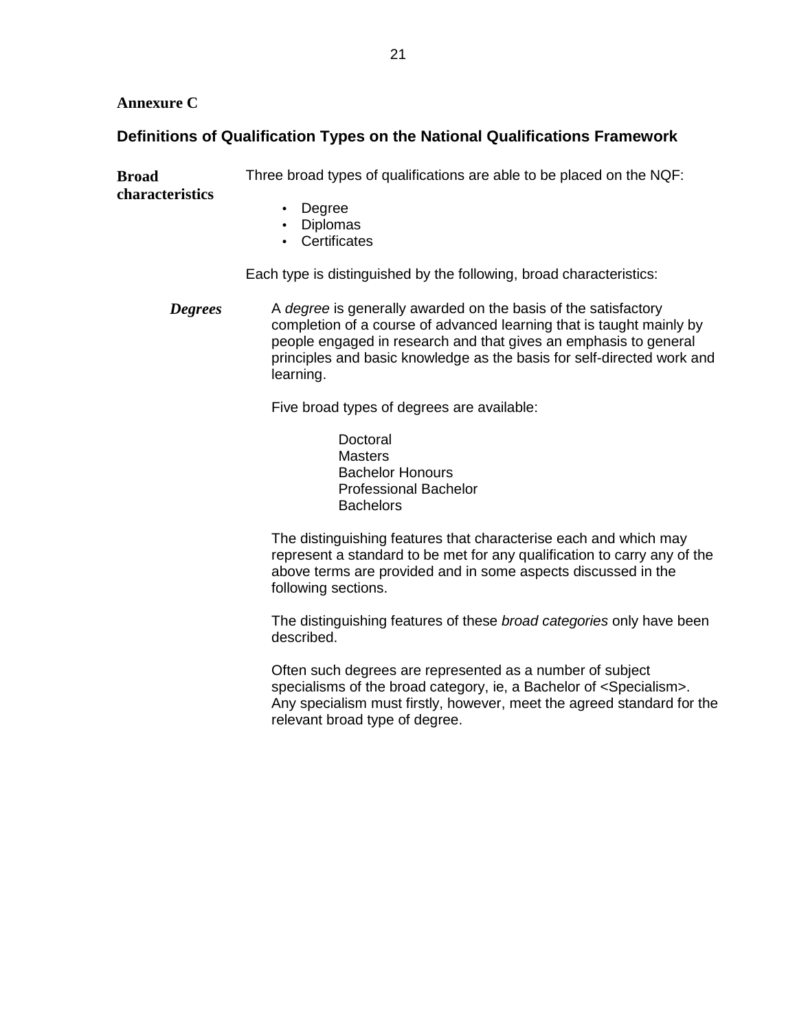**Annexure C**

## Definitions of Qualification Types on the National Qualifications Framework

**Broad characteristics**

Three broad types of qualifications are able to be placed on the NQF:

- Degree
- Diplomas
- Certificates

Each type is distinguished by the following, broad characteristics:

***Degrees***

A *degree* is generally awarded on the basis of the satisfactory completion of a course of advanced learning that is taught mainly by people engaged in research and that gives an emphasis to general principles and basic knowledge as the basis for self-directed work and learning.

Five broad types of degrees are available:

Doctoral
Masters
Bachelor Honours
Professional Bachelor
Bachelors

The distinguishing features that characterise each and which may represent a standard to be met for any qualification to carry any of the above terms are provided and in some aspects discussed in the following sections.

The distinguishing features of these *broad categories* only have been described.

Often such degrees are represented as a number of subject specialisms of the broad category, ie, a Bachelor of <Specialism>. Any specialism must firstly, however, meet the agreed standard for the relevant broad type of degree.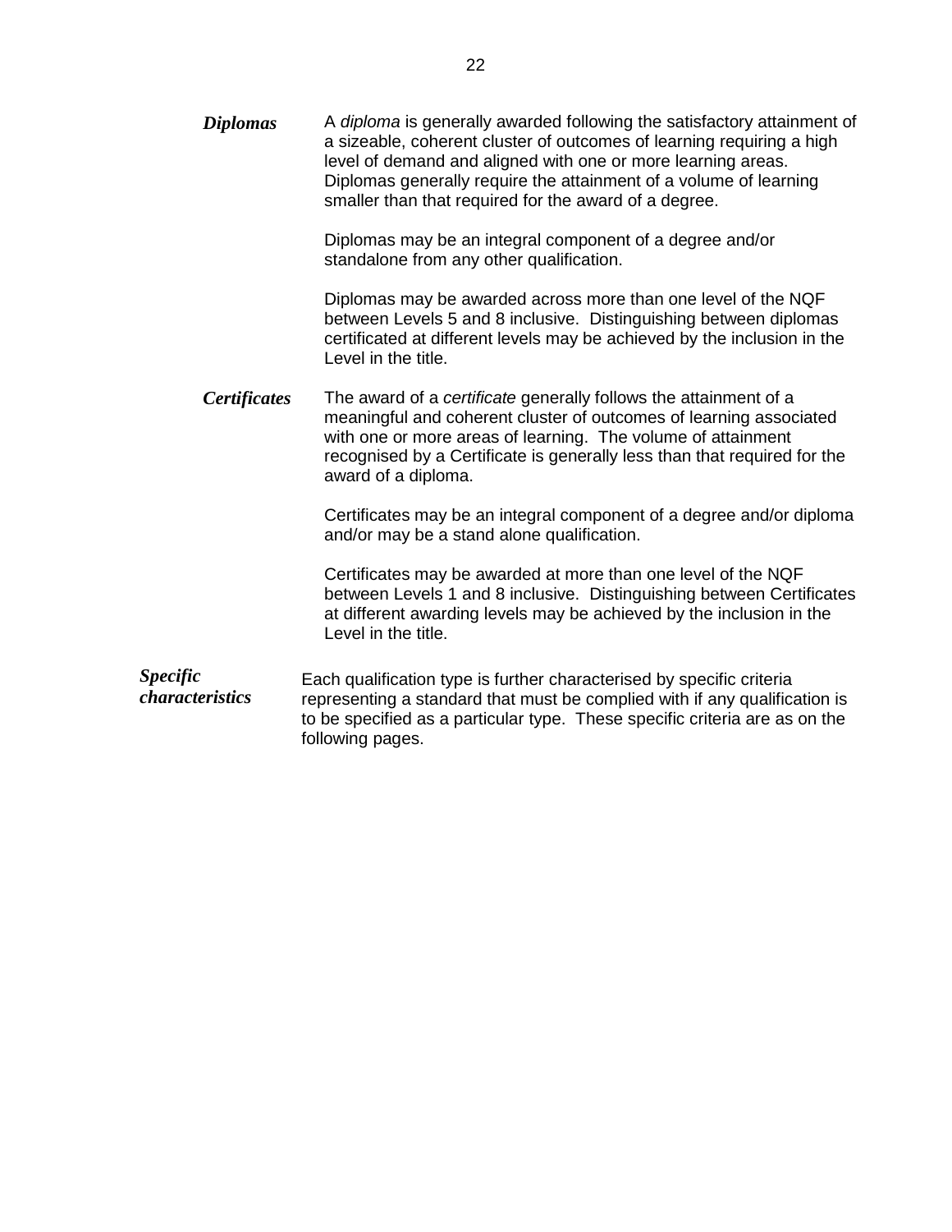***Diplomas***

A *diploma* is generally awarded following the satisfactory attainment of a sizeable, coherent cluster of outcomes of learning requiring a high level of demand and aligned with one or more learning areas. Diplomas generally require the attainment of a volume of learning smaller than that required for the award of a degree.

Diplomas may be an integral component of a degree and/or standalone from any other qualification.

Diplomas may be awarded across more than one level of the NQF between Levels 5 and 8 inclusive. Distinguishing between diplomas certificated at different levels may be achieved by the inclusion in the Level in the title.

***Certificates***

The award of a *certificate* generally follows the attainment of a meaningful and coherent cluster of outcomes of learning associated with one or more areas of learning. The volume of attainment recognised by a Certificate is generally less than that required for the award of a diploma.

Certificates may be an integral component of a degree and/or diploma and/or may be a stand alone qualification.

Certificates may be awarded at more than one level of the NQF between Levels 1 and 8 inclusive. Distinguishing between Certificates at different awarding levels may be achieved by the inclusion in the Level in the title.

***Specific characteristics***

Each qualification type is further characterised by specific criteria representing a standard that must be complied with if any qualification is to be specified as a particular type. These specific criteria are as on the following pages.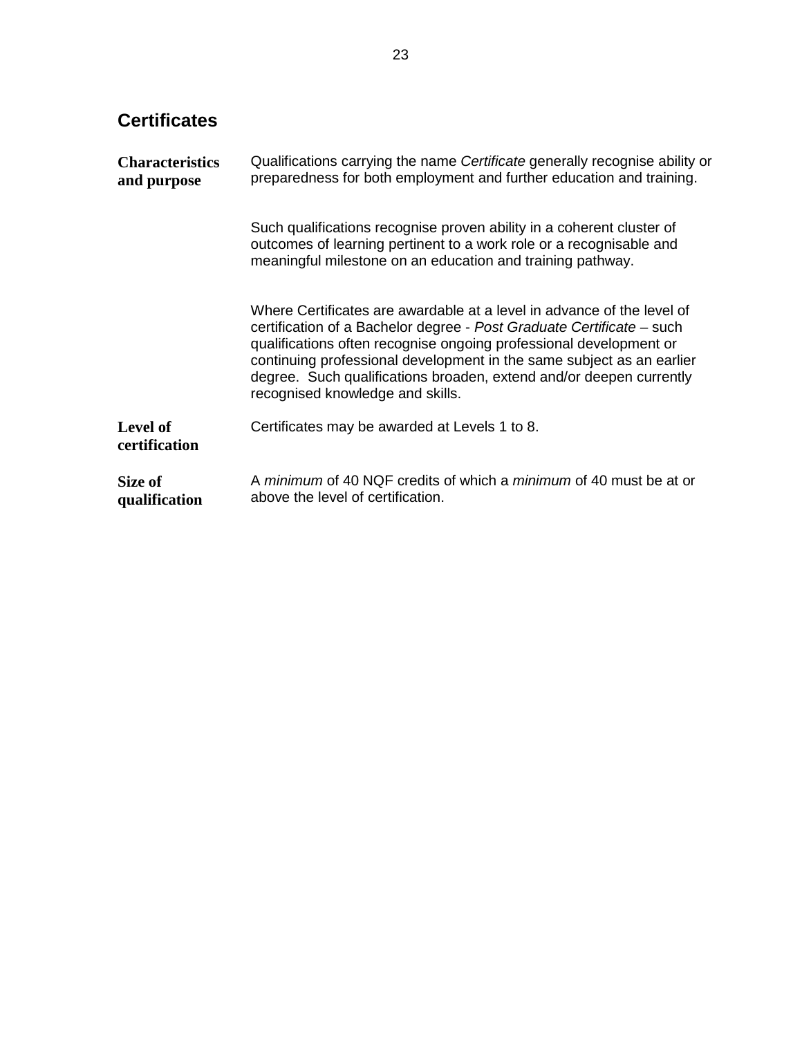## Certificates

**Characteristics and purpose**

Qualifications carrying the name *Certificate* generally recognise ability or preparedness for both employment and further education and training.

Such qualifications recognise proven ability in a coherent cluster of outcomes of learning pertinent to a work role or a recognisable and meaningful milestone on an education and training pathway.

Where Certificates are awardable at a level in advance of the level of certification of a Bachelor degree - *Post Graduate Certificate* – such qualifications often recognise ongoing professional development or continuing professional development in the same subject as an earlier degree. Such qualifications broaden, extend and/or deepen currently recognised knowledge and skills.

**Level of certification**

Certificates may be awarded at Levels 1 to 8.

**Size of qualification**

A *minimum* of 40 NQF credits of which a *minimum* of 40 must be at or above the level of certification.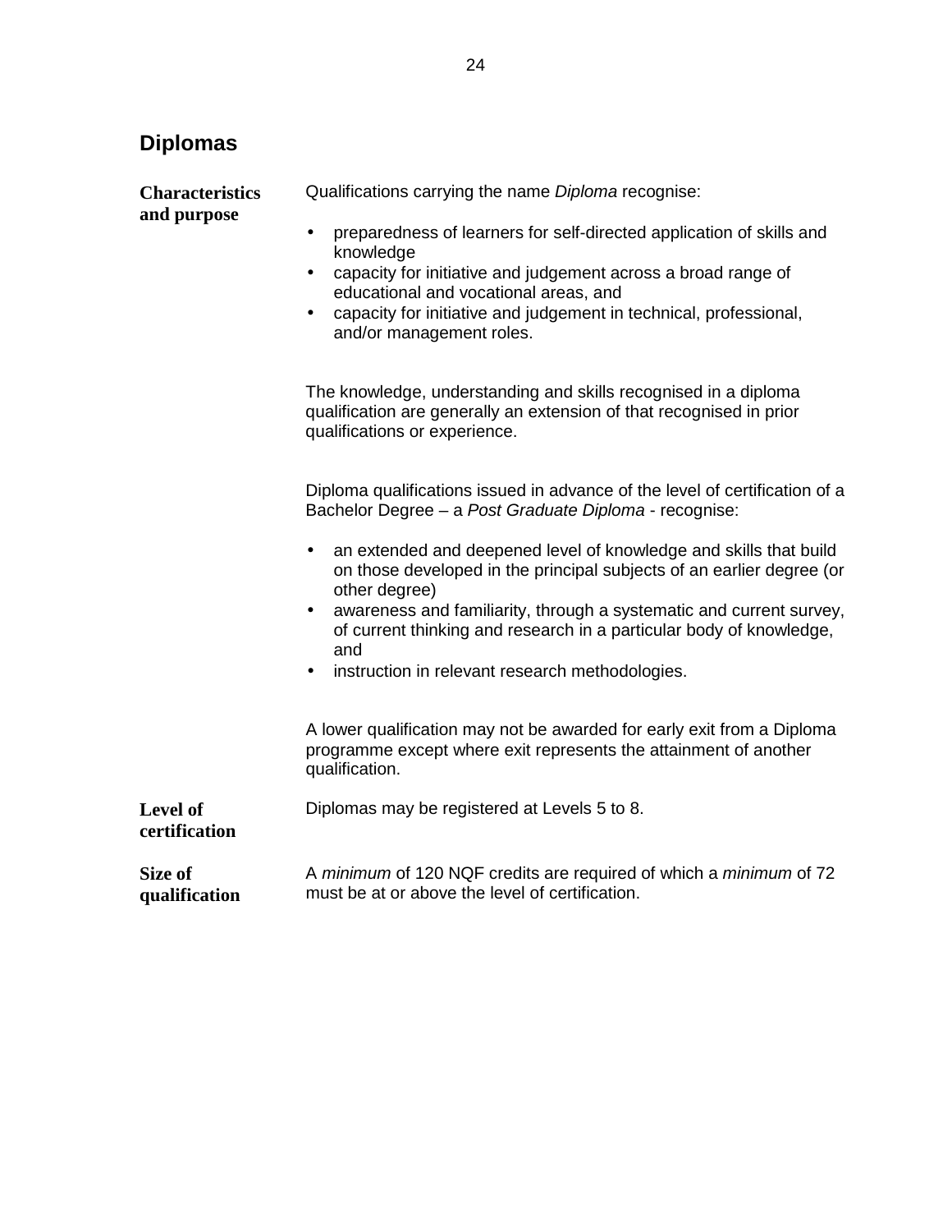## Diplomas

**Characteristics and purpose**

Qualifications carrying the name *Diploma* recognise:

- preparedness of learners for self-directed application of skills and knowledge
- capacity for initiative and judgement across a broad range of educational and vocational areas, and
- capacity for initiative and judgement in technical, professional, and/or management roles.

The knowledge, understanding and skills recognised in a diploma qualification are generally an extension of that recognised in prior qualifications or experience.

Diploma qualifications issued in advance of the level of certification of a Bachelor Degree – a *Post Graduate Diploma* - recognise:

- an extended and deepened level of knowledge and skills that build on those developed in the principal subjects of an earlier degree (or other degree)
- awareness and familiarity, through a systematic and current survey, of current thinking and research in a particular body of knowledge, and
- instruction in relevant research methodologies.

A lower qualification may not be awarded for early exit from a Diploma programme except where exit represents the attainment of another qualification.

**Level of certification**

Diplomas may be registered at Levels 5 to 8.

**Size of qualification**

A *minimum* of 120 NQF credits are required of which a *minimum* of 72 must be at or above the level of certification.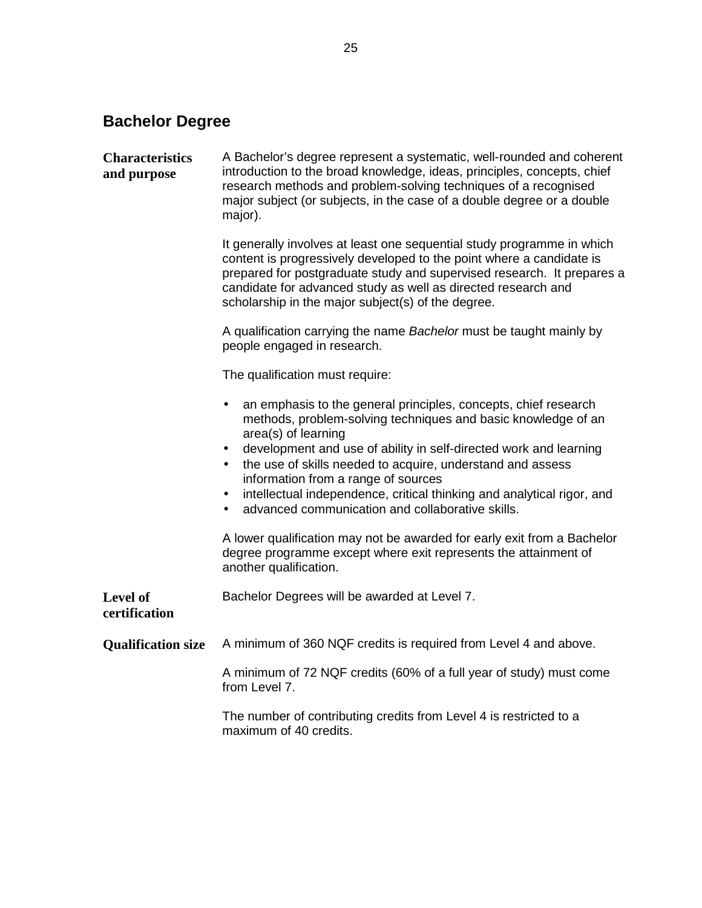## Bachelor Degree

**Characteristics and purpose**

A Bachelor's degree represent a systematic, well-rounded and coherent introduction to the broad knowledge, ideas, principles, concepts, chief research methods and problem-solving techniques of a recognised major subject (or subjects, in the case of a double degree or a double major).

It generally involves at least one sequential study programme in which content is progressively developed to the point where a candidate is prepared for postgraduate study and supervised research. It prepares a candidate for advanced study as well as directed research and scholarship in the major subject(s) of the degree.

A qualification carrying the name *Bachelor* must be taught mainly by people engaged in research.

The qualification must require:

- an emphasis to the general principles, concepts, chief research methods, problem-solving techniques and basic knowledge of an area(s) of learning
- development and use of ability in self-directed work and learning
- the use of skills needed to acquire, understand and assess information from a range of sources
- intellectual independence, critical thinking and analytical rigor, and
- advanced communication and collaborative skills.

A lower qualification may not be awarded for early exit from a Bachelor degree programme except where exit represents the attainment of another qualification.

**Level of certification**

Bachelor Degrees will be awarded at Level 7.

**Qualification size**

A minimum of 360 NQF credits is required from Level 4 and above.

A minimum of 72 NQF credits (60% of a full year of study) must come from Level 7.

The number of contributing credits from Level 4 is restricted to a maximum of 40 credits.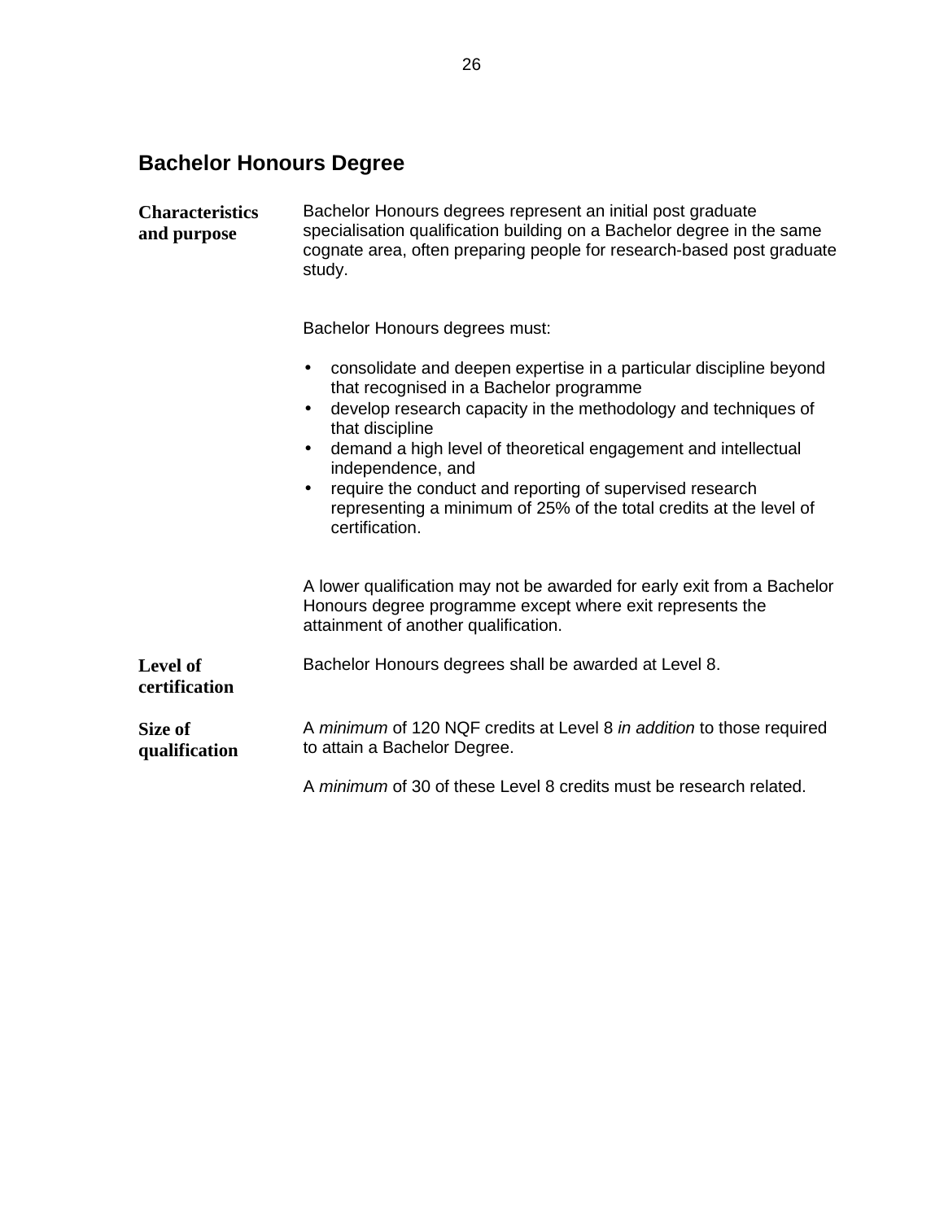## Bachelor Honours Degree

**Characteristics and purpose**

Bachelor Honours degrees represent an initial post graduate specialisation qualification building on a Bachelor degree in the same cognate area, often preparing people for research-based post graduate study.

Bachelor Honours degrees must:

- consolidate and deepen expertise in a particular discipline beyond that recognised in a Bachelor programme
- develop research capacity in the methodology and techniques of that discipline
- demand a high level of theoretical engagement and intellectual independence, and
- require the conduct and reporting of supervised research representing a minimum of 25% of the total credits at the level of certification.

A lower qualification may not be awarded for early exit from a Bachelor Honours degree programme except where exit represents the attainment of another qualification.

**Level of certification**

Bachelor Honours degrees shall be awarded at Level 8.

**Size of qualification**

A *minimum* of 120 NQF credits at Level 8 *in addition* to those required to attain a Bachelor Degree.

A *minimum* of 30 of these Level 8 credits must be research related.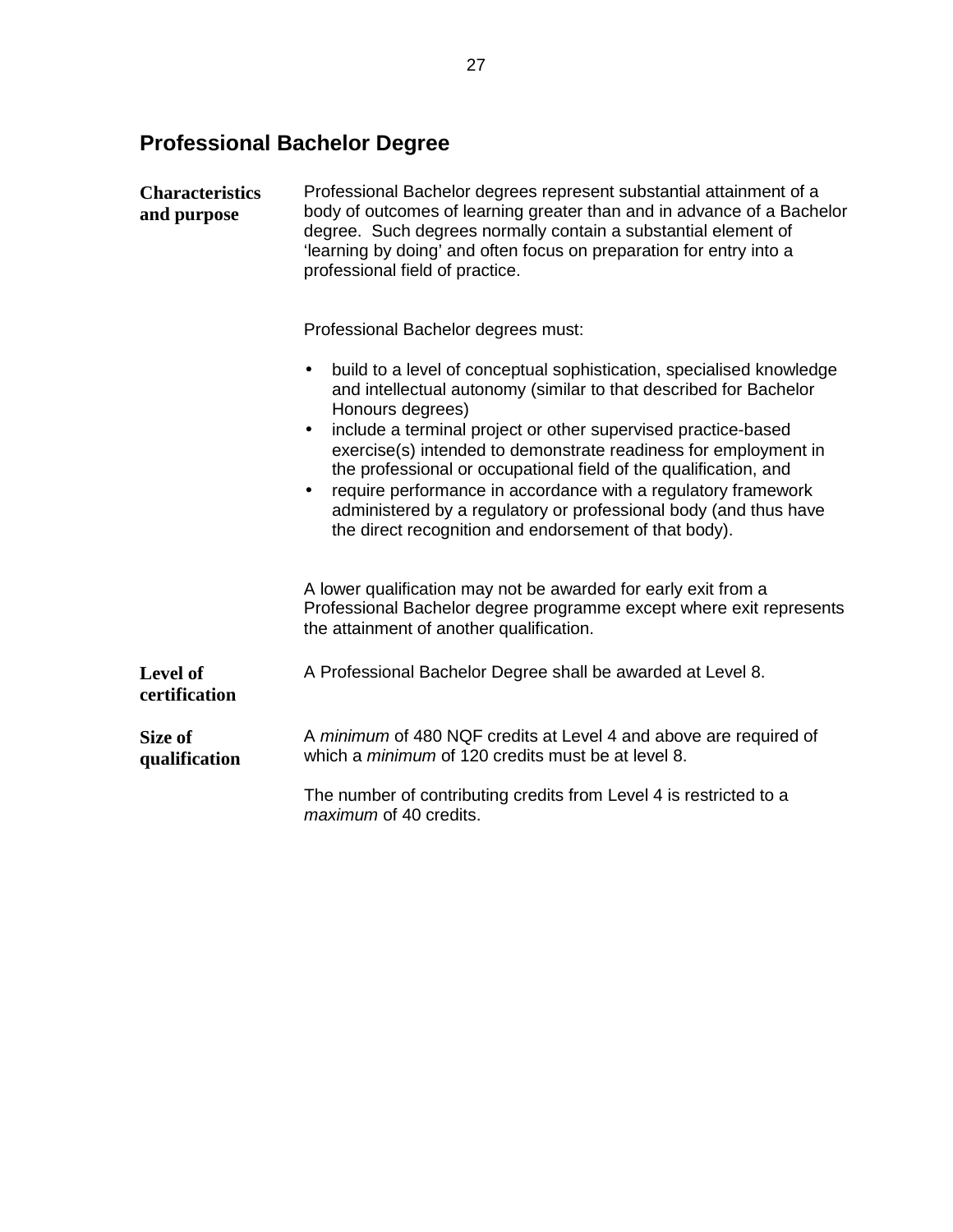## Professional Bachelor Degree

**Characteristics and purpose**

Professional Bachelor degrees represent substantial attainment of a body of outcomes of learning greater than and in advance of a Bachelor degree. Such degrees normally contain a substantial element of 'learning by doing' and often focus on preparation for entry into a professional field of practice.

Professional Bachelor degrees must:

- build to a level of conceptual sophistication, specialised knowledge and intellectual autonomy (similar to that described for Bachelor Honours degrees)
- include a terminal project or other supervised practice-based exercise(s) intended to demonstrate readiness for employment in the professional or occupational field of the qualification, and
- require performance in accordance with a regulatory framework administered by a regulatory or professional body (and thus have the direct recognition and endorsement of that body).

A lower qualification may not be awarded for early exit from a Professional Bachelor degree programme except where exit represents the attainment of another qualification.

**Level of certification**

A Professional Bachelor Degree shall be awarded at Level 8.

**Size of qualification**

A *minimum* of 480 NQF credits at Level 4 and above are required of which a *minimum* of 120 credits must be at level 8.

The number of contributing credits from Level 4 is restricted to a *maximum* of 40 credits.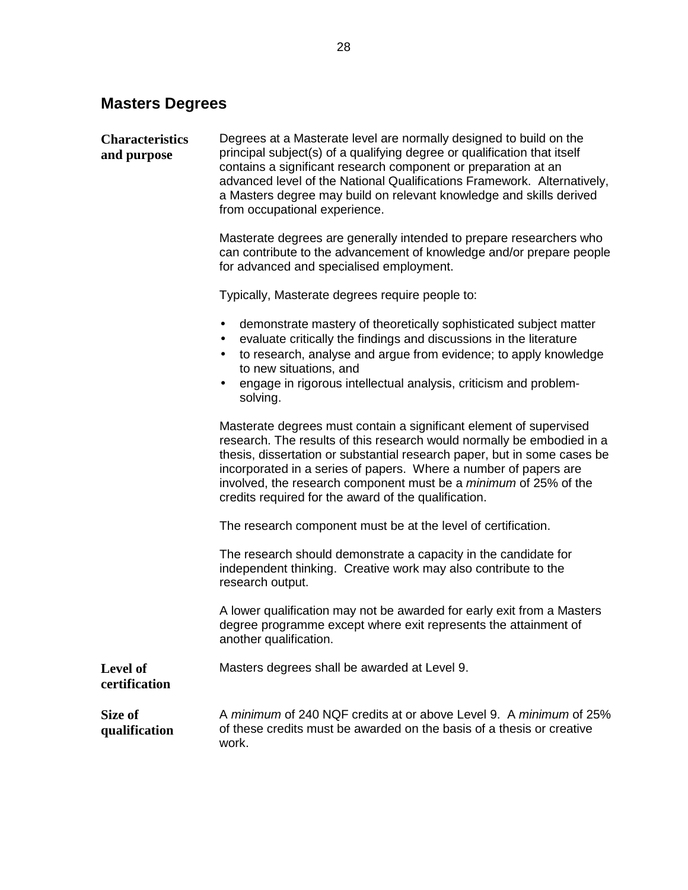## Masters Degrees

**Characteristics and purpose**

Degrees at a Masterate level are normally designed to build on the principal subject(s) of a qualifying degree or qualification that itself contains a significant research component or preparation at an advanced level of the National Qualifications Framework. Alternatively, a Masters degree may build on relevant knowledge and skills derived from occupational experience.

Masterate degrees are generally intended to prepare researchers who can contribute to the advancement of knowledge and/or prepare people for advanced and specialised employment.

Typically, Masterate degrees require people to:

- demonstrate mastery of theoretically sophisticated subject matter
- evaluate critically the findings and discussions in the literature
- to research, analyse and argue from evidence; to apply knowledge to new situations, and
- engage in rigorous intellectual analysis, criticism and problem-solving.

Masterate degrees must contain a significant element of supervised research. The results of this research would normally be embodied in a thesis, dissertation or substantial research paper, but in some cases be incorporated in a series of papers. Where a number of papers are involved, the research component must be a *minimum* of 25% of the credits required for the award of the qualification.

The research component must be at the level of certification.

The research should demonstrate a capacity in the candidate for independent thinking. Creative work may also contribute to the research output.

A lower qualification may not be awarded for early exit from a Masters degree programme except where exit represents the attainment of another qualification.

**Level of certification**

Masters degrees shall be awarded at Level 9.

**Size of qualification**

A *minimum* of 240 NQF credits at or above Level 9. A *minimum* of 25% of these credits must be awarded on the basis of a thesis or creative work.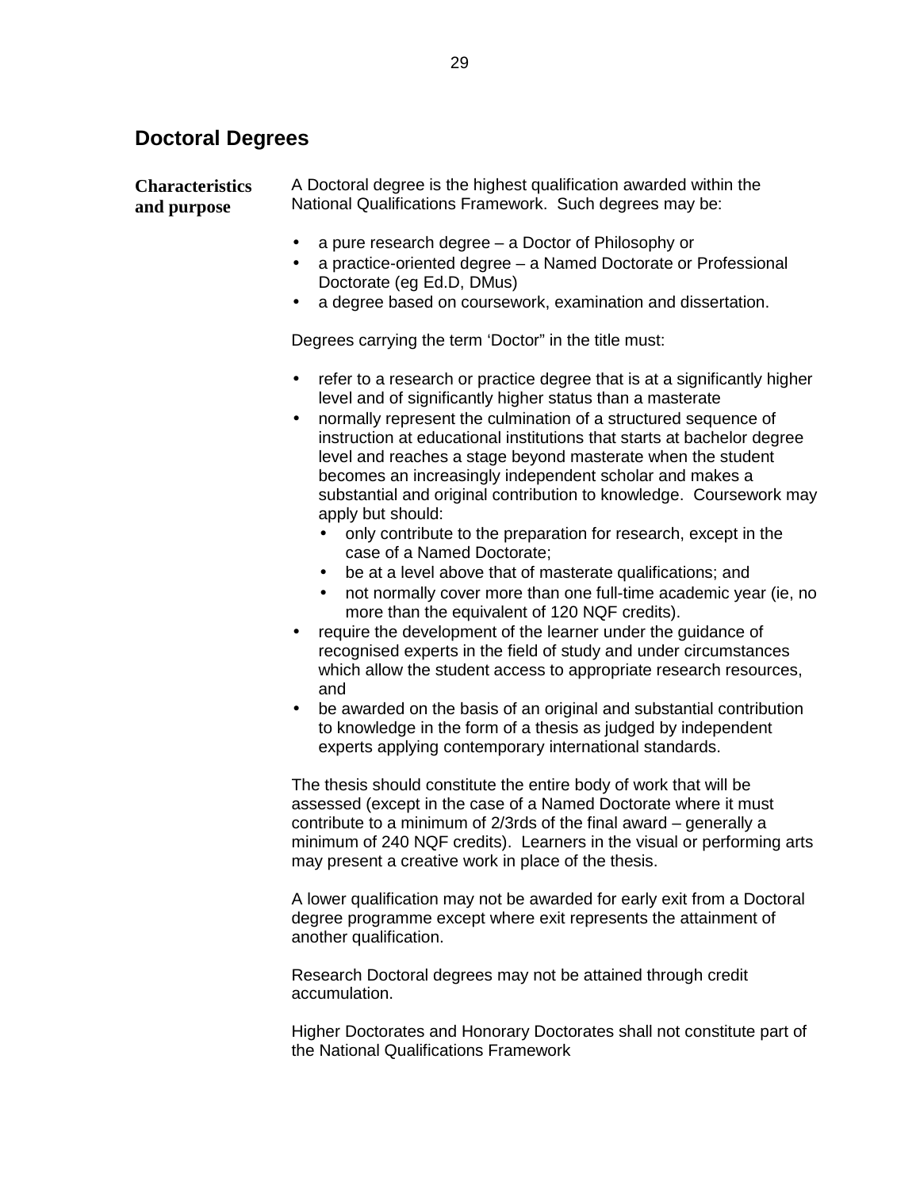## Doctoral Degrees

**Characteristics and purpose**

A Doctoral degree is the highest qualification awarded within the National Qualifications Framework. Such degrees may be:

- a pure research degree – a Doctor of Philosophy or
- a practice-oriented degree – a Named Doctorate or Professional Doctorate (eg Ed.D, DMus)
- a degree based on coursework, examination and dissertation.

Degrees carrying the term 'Doctor" in the title must:

- refer to a research or practice degree that is at a significantly higher level and of significantly higher status than a masterate
- normally represent the culmination of a structured sequence of instruction at educational institutions that starts at bachelor degree level and reaches a stage beyond masterate when the student becomes an increasingly independent scholar and makes a substantial and original contribution to knowledge. Coursework may apply but should:
  - only contribute to the preparation for research, except in the case of a Named Doctorate;
  - be at a level above that of masterate qualifications; and
  - not normally cover more than one full-time academic year (ie, no more than the equivalent of 120 NQF credits).
- require the development of the learner under the guidance of recognised experts in the field of study and under circumstances which allow the student access to appropriate research resources, and
- be awarded on the basis of an original and substantial contribution to knowledge in the form of a thesis as judged by independent experts applying contemporary international standards.

The thesis should constitute the entire body of work that will be assessed (except in the case of a Named Doctorate where it must contribute to a minimum of 2/3rds of the final award – generally a minimum of 240 NQF credits). Learners in the visual or performing arts may present a creative work in place of the thesis.

A lower qualification may not be awarded for early exit from a Doctoral degree programme except where exit represents the attainment of another qualification.

Research Doctoral degrees may not be attained through credit accumulation.

Higher Doctorates and Honorary Doctorates shall not constitute part of the National Qualifications Framework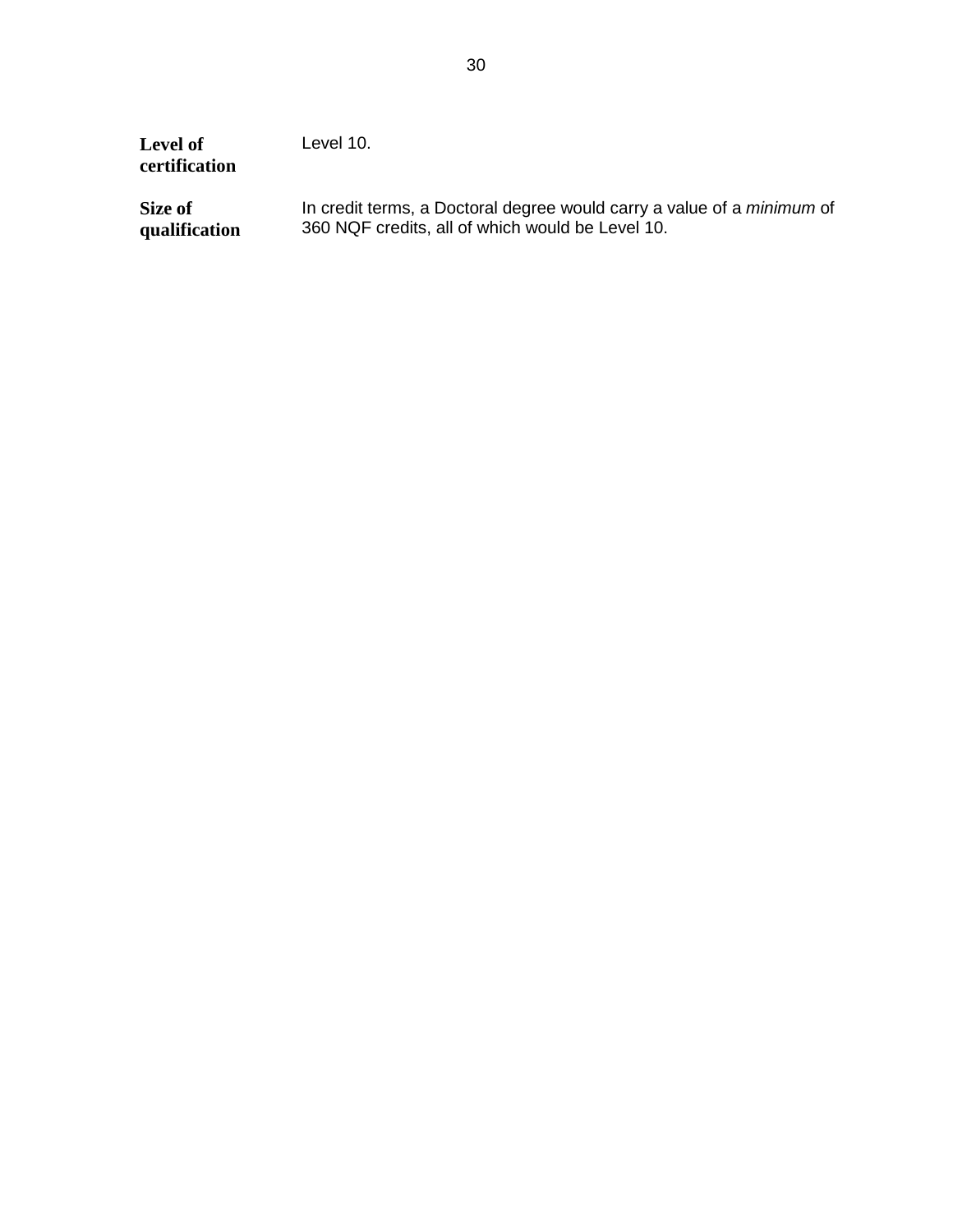**Level of certification**

Level 10.

**Size of qualification**

In credit terms, a Doctoral degree would carry a value of a *minimum* of 360 NQF credits, all of which would be Level 10.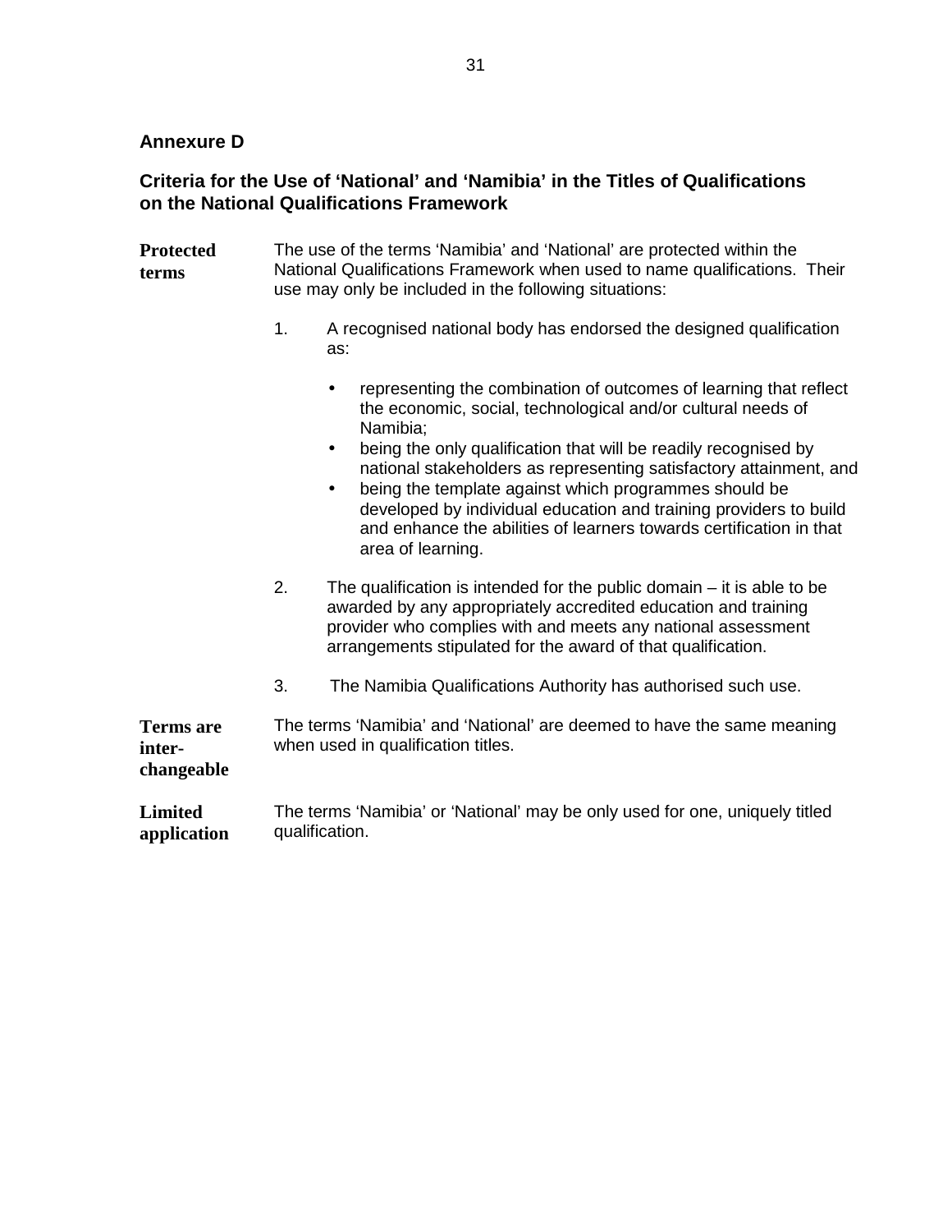## Annexure D

## Criteria for the Use of 'National' and 'Namibia' in the Titles of Qualifications on the National Qualifications Framework

**Protected terms**

The use of the terms 'Namibia' and 'National' are protected within the National Qualifications Framework when used to name qualifications. Their use may only be included in the following situations:

1. A recognised national body has endorsed the designed qualification as:

   - representing the combination of outcomes of learning that reflect the economic, social, technological and/or cultural needs of Namibia;
   - being the only qualification that will be readily recognised by national stakeholders as representing satisfactory attainment, and
   - being the template against which programmes should be developed by individual education and training providers to build and enhance the abilities of learners towards certification in that area of learning.

2. The qualification is intended for the public domain – it is able to be awarded by any appropriately accredited education and training provider who complies with and meets any national assessment arrangements stipulated for the award of that qualification.

3. The Namibia Qualifications Authority has authorised such use.

**Terms are inter-changeable**

The terms 'Namibia' and 'National' are deemed to have the same meaning when used in qualification titles.

**Limited application**

The terms 'Namibia' or 'National' may be only used for one, uniquely titled qualification.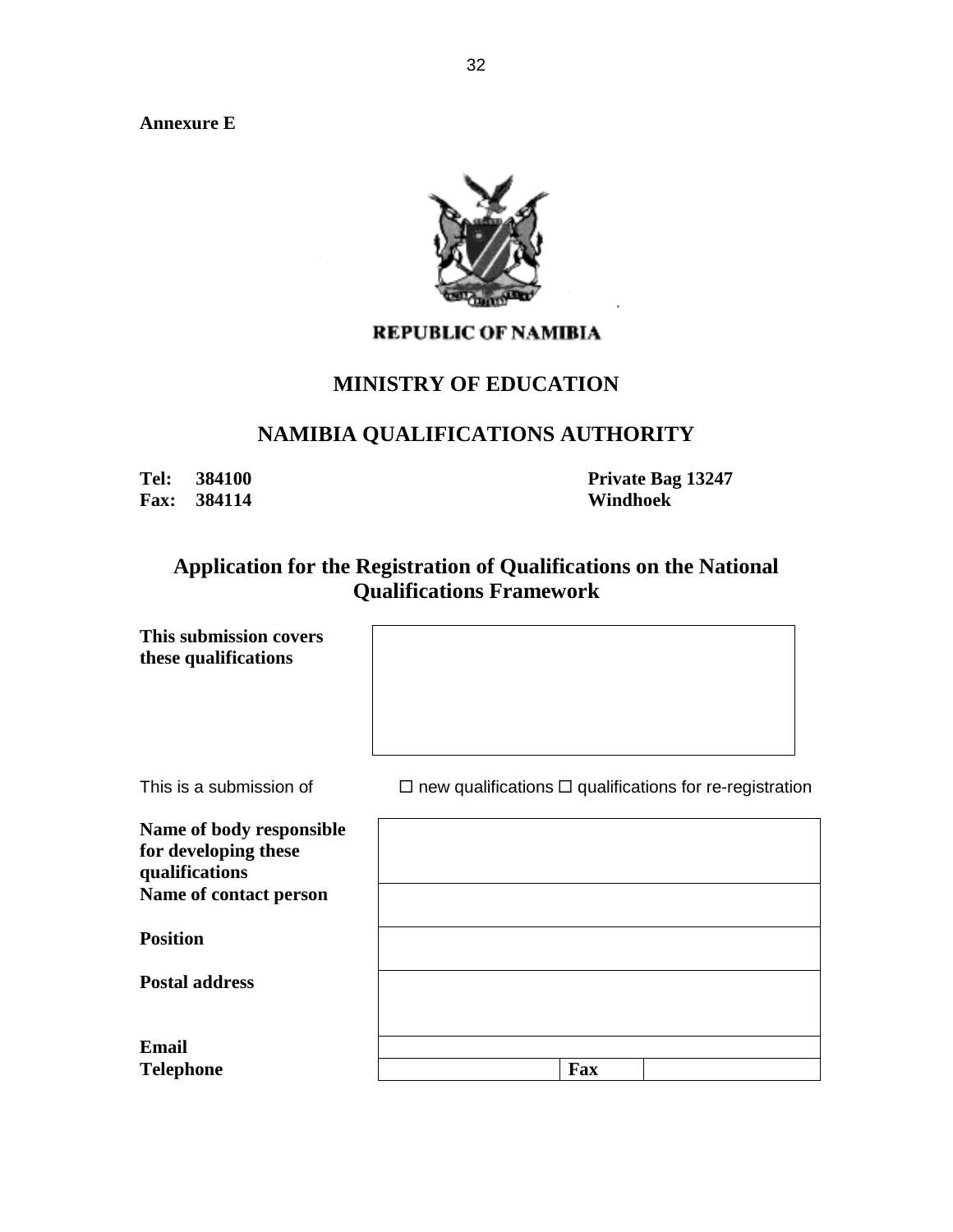**Annexure E**

**REPUBLIC OF NAMIBIA**

## MINISTRY OF EDUCATION

## NAMIBIA QUALIFICATIONS AUTHORITY

| | |
|---|---|
| **Tel: 384100** | **Private Bag 13247** |
| **Fax: 384114** | **Windhoek** |

## Application for the Registration of Qualifications on the National Qualifications Framework

| | |
|---|---|
| **This submission covers these qualifications** | |

This is a submission of ☐ new qualifications ☐ qualifications for re-registration

| | | | |
|---|---|---|---|
| **Name of body responsible for developing these qualifications** | | | |
| **Name of contact person** | | | |
| **Position** | | | |
| **Postal address** | | | |
| **Email** | | | |
| **Telephone** | | **Fax** | |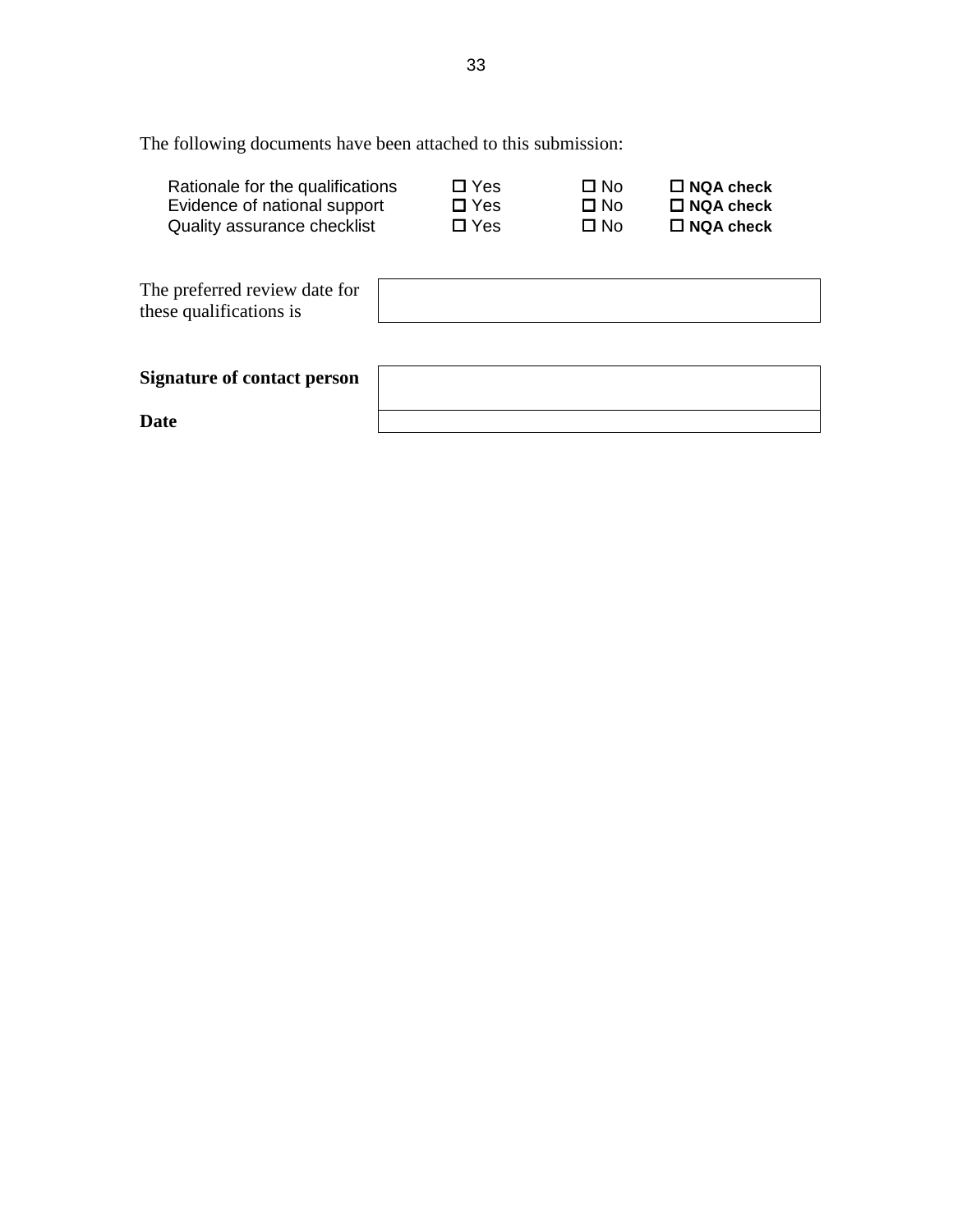The following documents have been attached to this submission:

| | | | |
|---|---|---|---|
| Rationale for the qualifications | ☐ Yes | ☐ No | ☐ **NQA check** |
| Evidence of national support | ☐ Yes | ☐ No | ☐ **NQA check** |
| Quality assurance checklist | ☐ Yes | ☐ No | ☐ **NQA check** |

| | |
|---|---|
| The preferred review date for these qualifications is | |

| | |
|---|---|
| **Signature of contact person** | |
| **Date** | |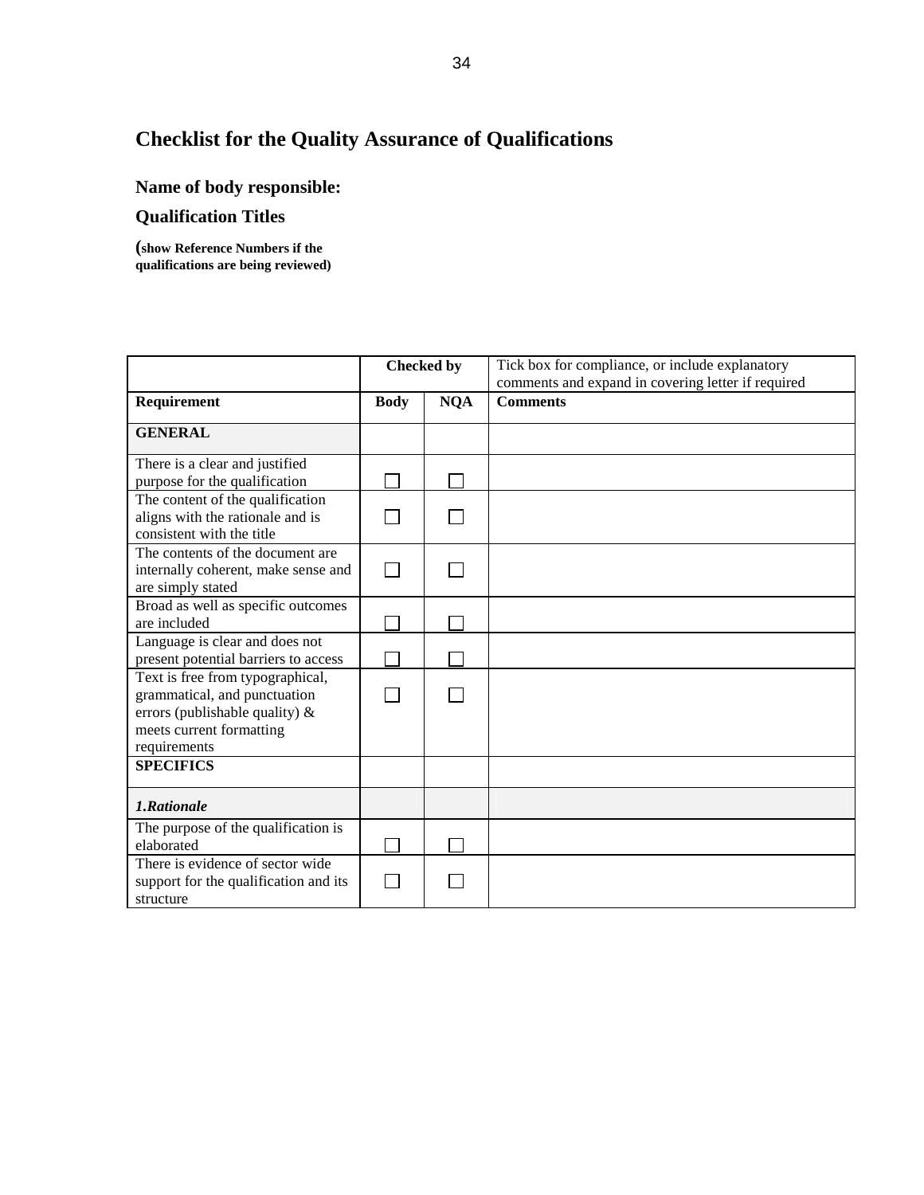# Checklist for the Quality Assurance of Qualifications

**Name of body responsible:**

**Qualification Titles**

**(show Reference Numbers if the qualifications are being reviewed)**

| | Checked by | | Tick box for compliance, or include explanatory comments and expand in covering letter if required |
|---|---|---|---|
| **Requirement** | **Body** | **NQA** | **Comments** |
| **GENERAL** | | | |
| There is a clear and justified purpose for the qualification | ☐ | ☐ | |
| The content of the qualification aligns with the rationale and is consistent with the title | ☐ | ☐ | |
| The contents of the document are internally coherent, make sense and are simply stated | ☐ | ☐ | |
| Broad as well as specific outcomes are included | ☐ | ☐ | |
| Language is clear and does not present potential barriers to access | ☐ | ☐ | |
| Text is free from typographical, grammatical, and punctuation errors (publishable quality) & meets current formatting requirements | ☐ | ☐ | |
| **SPECIFICS** | | | |
| ***1.Rationale*** | | | |
| The purpose of the qualification is elaborated | ☐ | ☐ | |
| There is evidence of sector wide support for the qualification and its structure | ☐ | ☐ | |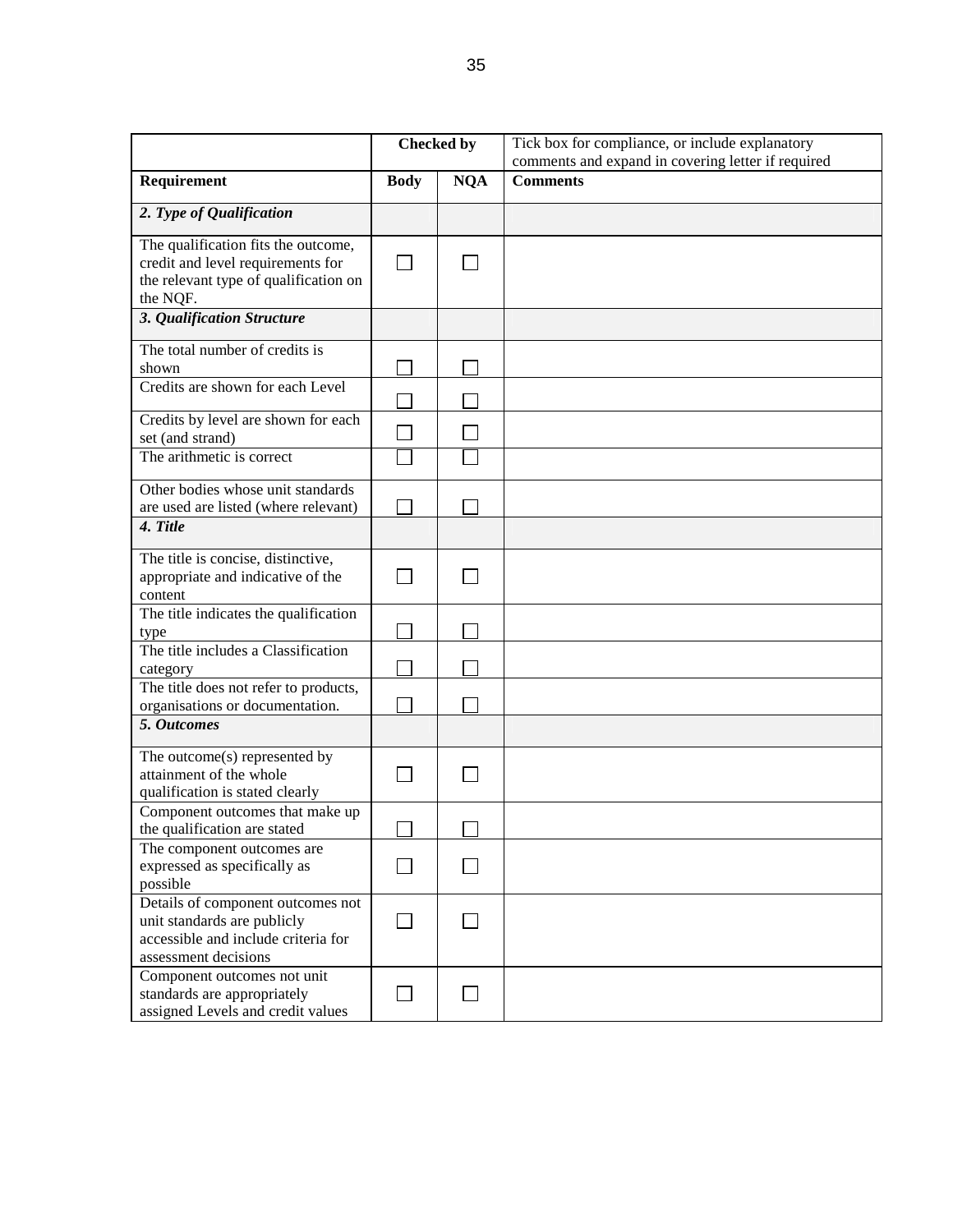| | Checked by | | Tick box for compliance, or include explanatory comments and expand in covering letter if required |
|---|---|---|---|
| **Requirement** | **Body** | **NQA** | **Comments** |
| ***2. Type of Qualification*** | | | |
| The qualification fits the outcome, credit and level requirements for the relevant type of qualification on the NQF. | ☐ | ☐ | |
| ***3. Qualification Structure*** | | | |
| The total number of credits is shown | ☐ | ☐ | |
| Credits are shown for each Level | ☐ | ☐ | |
| Credits by level are shown for each set (and strand) | ☐ | ☐ | |
| The arithmetic is correct | ☐ | ☐ | |
| Other bodies whose unit standards are used are listed (where relevant) | ☐ | ☐ | |
| ***4. Title*** | | | |
| The title is concise, distinctive, appropriate and indicative of the content | ☐ | ☐ | |
| The title indicates the qualification type | ☐ | ☐ | |
| The title includes a Classification category | ☐ | ☐ | |
| The title does not refer to products, organisations or documentation. | ☐ | ☐ | |
| ***5. Outcomes*** | | | |
| The outcome(s) represented by attainment of the whole qualification is stated clearly | ☐ | ☐ | |
| Component outcomes that make up the qualification are stated | ☐ | ☐ | |
| The component outcomes are expressed as specifically as possible | ☐ | ☐ | |
| Details of component outcomes not unit standards are publicly accessible and include criteria for assessment decisions | ☐ | ☐ | |
| Component outcomes not unit standards are appropriately assigned Levels and credit values | ☐ | ☐ | |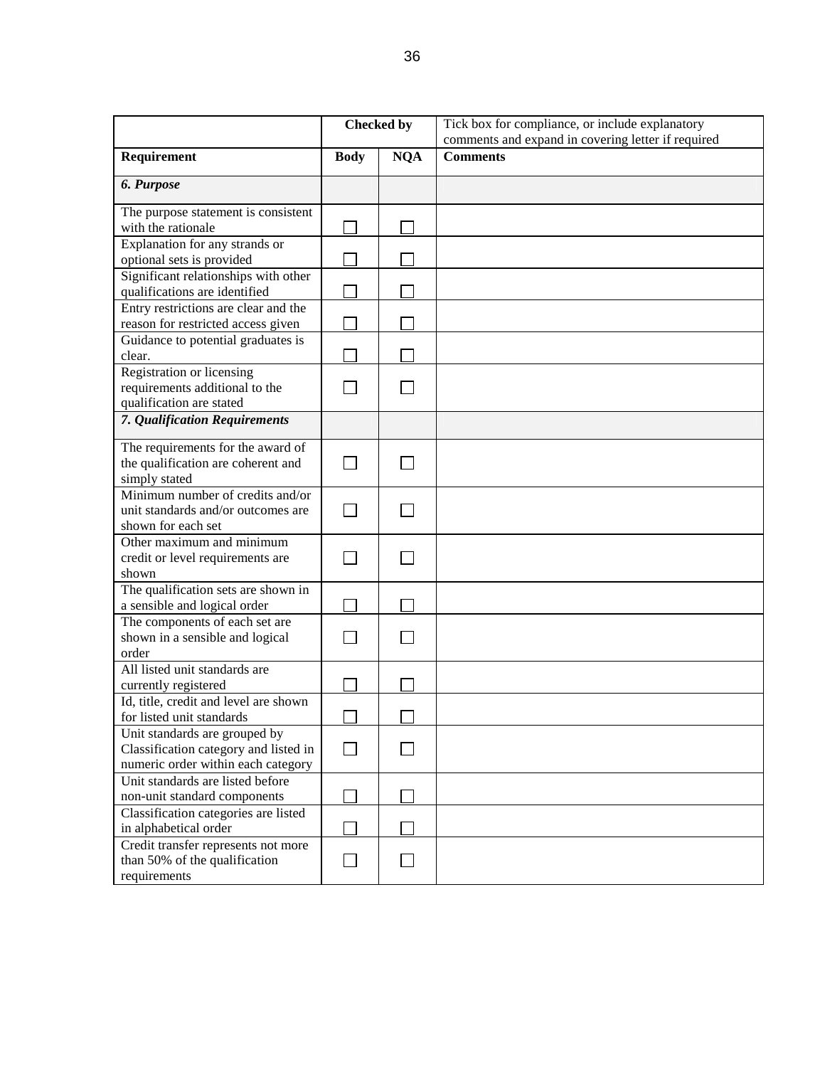| | Checked by | | Tick box for compliance, or include explanatory comments and expand in covering letter if required |
|---|---|---|---|
| **Requirement** | **Body** | **NQA** | **Comments** |
| ***6. Purpose*** | | | |
| The purpose statement is consistent with the rationale | ☐ | ☐ | |
| Explanation for any strands or optional sets is provided | ☐ | ☐ | |
| Significant relationships with other qualifications are identified | ☐ | ☐ | |
| Entry restrictions are clear and the reason for restricted access given | ☐ | ☐ | |
| Guidance to potential graduates is clear. | ☐ | ☐ | |
| Registration or licensing requirements additional to the qualification are stated | ☐ | ☐ | |
| ***7. Qualification Requirements*** | | | |
| The requirements for the award of the qualification are coherent and simply stated | ☐ | ☐ | |
| Minimum number of credits and/or unit standards and/or outcomes are shown for each set | ☐ | ☐ | |
| Other maximum and minimum credit or level requirements are shown | ☐ | ☐ | |
| The qualification sets are shown in a sensible and logical order | ☐ | ☐ | |
| The components of each set are shown in a sensible and logical order | ☐ | ☐ | |
| All listed unit standards are currently registered | ☐ | ☐ | |
| Id, title, credit and level are shown for listed unit standards | ☐ | ☐ | |
| Unit standards are grouped by Classification category and listed in numeric order within each category | ☐ | ☐ | |
| Unit standards are listed before non-unit standard components | ☐ | ☐ | |
| Classification categories are listed in alphabetical order | ☐ | ☐ | |
| Credit transfer represents not more than 50% of the qualification requirements | ☐ | ☐ | |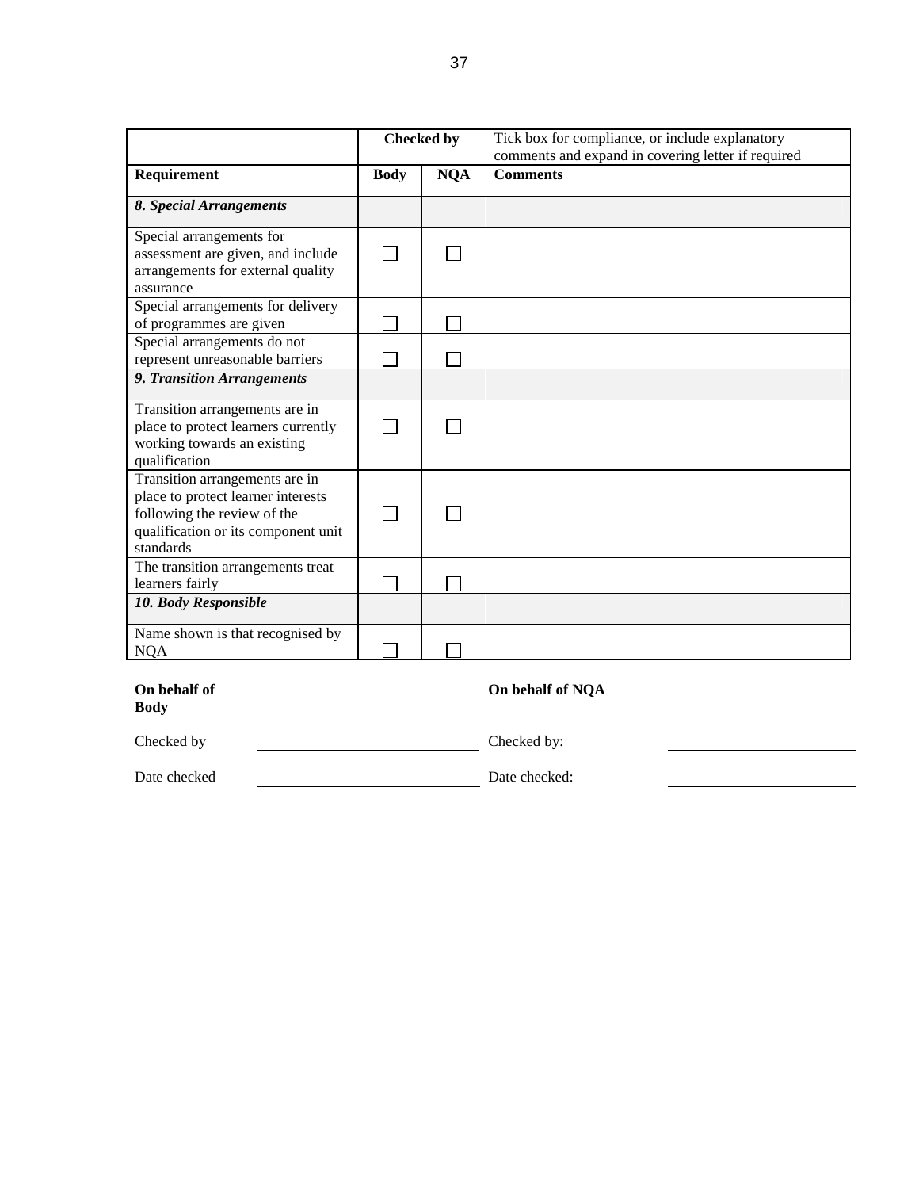| | Checked by | | Tick box for compliance, or include explanatory comments and expand in covering letter if required |
|---|---|---|---|
| **Requirement** | **Body** | **NQA** | **Comments** |
| ***8. Special Arrangements*** | | | |
| Special arrangements for assessment are given, and include arrangements for external quality assurance | ☐ | ☐ | |
| Special arrangements for delivery of programmes are given | ☐ | ☐ | |
| Special arrangements do not represent unreasonable barriers | ☐ | ☐ | |
| ***9. Transition Arrangements*** | | | |
| Transition arrangements are in place to protect learners currently working towards an existing qualification | ☐ | ☐ | |
| Transition arrangements are in place to protect learner interests following the review of the qualification or its component unit standards | ☐ | ☐ | |
| The transition arrangements treat learners fairly | ☐ | ☐ | |
| ***10. Body Responsible*** | | | |
| Name shown is that recognised by NQA | ☐ | ☐ | |

**On behalf of Body**

Checked by ____________________

Date checked ____________________

**On behalf of NQA**

Checked by: ____________________

Date checked: ____________________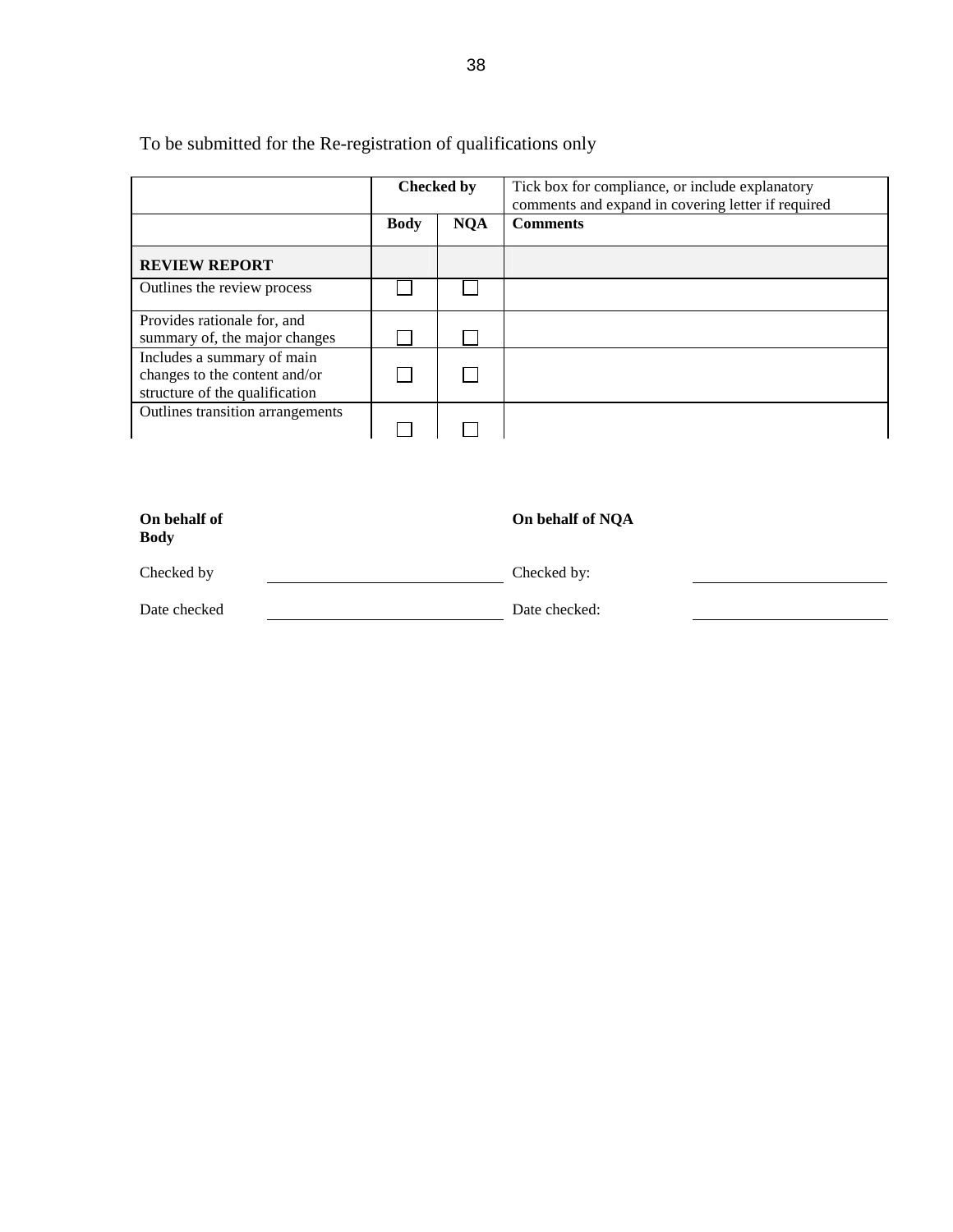To be submitted for the Re-registration of qualifications only

| | Checked by | | Tick box for compliance, or include explanatory comments and expand in covering letter if required |
|---|---|---|---|
| | **Body** | **NQA** | **Comments** |
| **REVIEW REPORT** | | | |
| Outlines the review process | ☐ | ☐ | |
| Provides rationale for, and summary of, the major changes | ☐ | ☐ | |
| Includes a summary of main changes to the content and/or structure of the qualification | ☐ | ☐ | |
| Outlines transition arrangements | ☐ | ☐ | |

| **On behalf of Body** | | **On behalf of NQA** | |
|---|---|---|---|
| Checked by | ____________________ | Checked by: | ____________________ |
| Date checked | ____________________ | Date checked: | ____________________ |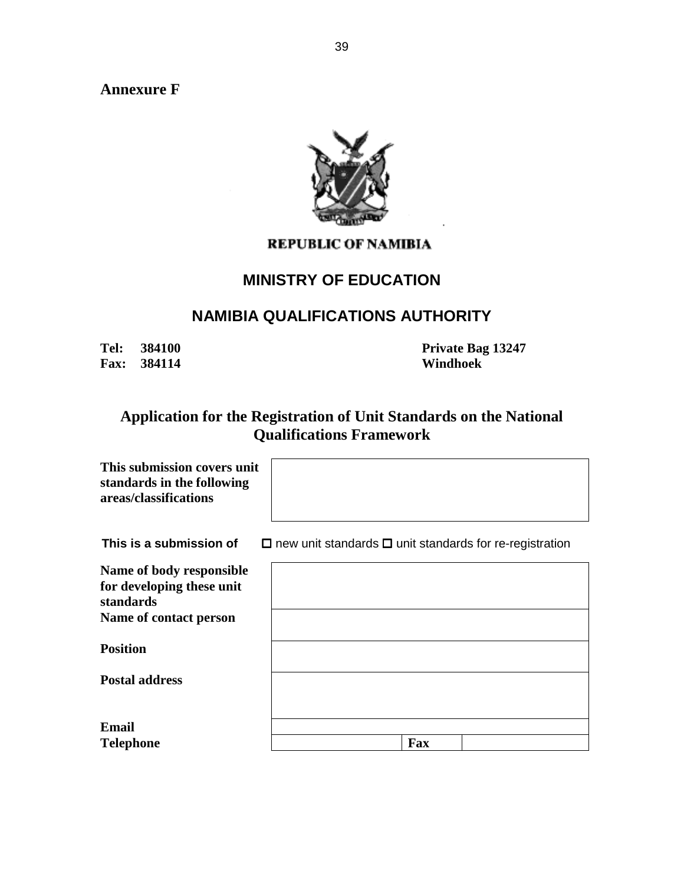**Annexure F**

**REPUBLIC OF NAMIBIA**

## MINISTRY OF EDUCATION

## NAMIBIA QUALIFICATIONS AUTHORITY

**Tel: 384100**
**Fax: 384114**

**Private Bag 13247**
**Windhoek**

## Application for the Registration of Unit Standards on the National Qualifications Framework

| | |
|---|---|
| **This submission covers unit standards in the following areas/classifications** | |

**This is a submission of** ☐ new unit standards ☐ unit standards for re-registration

| | | | |
|---|---|---|---|
| **Name of body responsible for developing these unit standards** | | | |
| **Name of contact person** | | | |
| **Position** | | | |
| **Postal address** | | | |
| **Email** | | | |
| **Telephone** | | **Fax** | |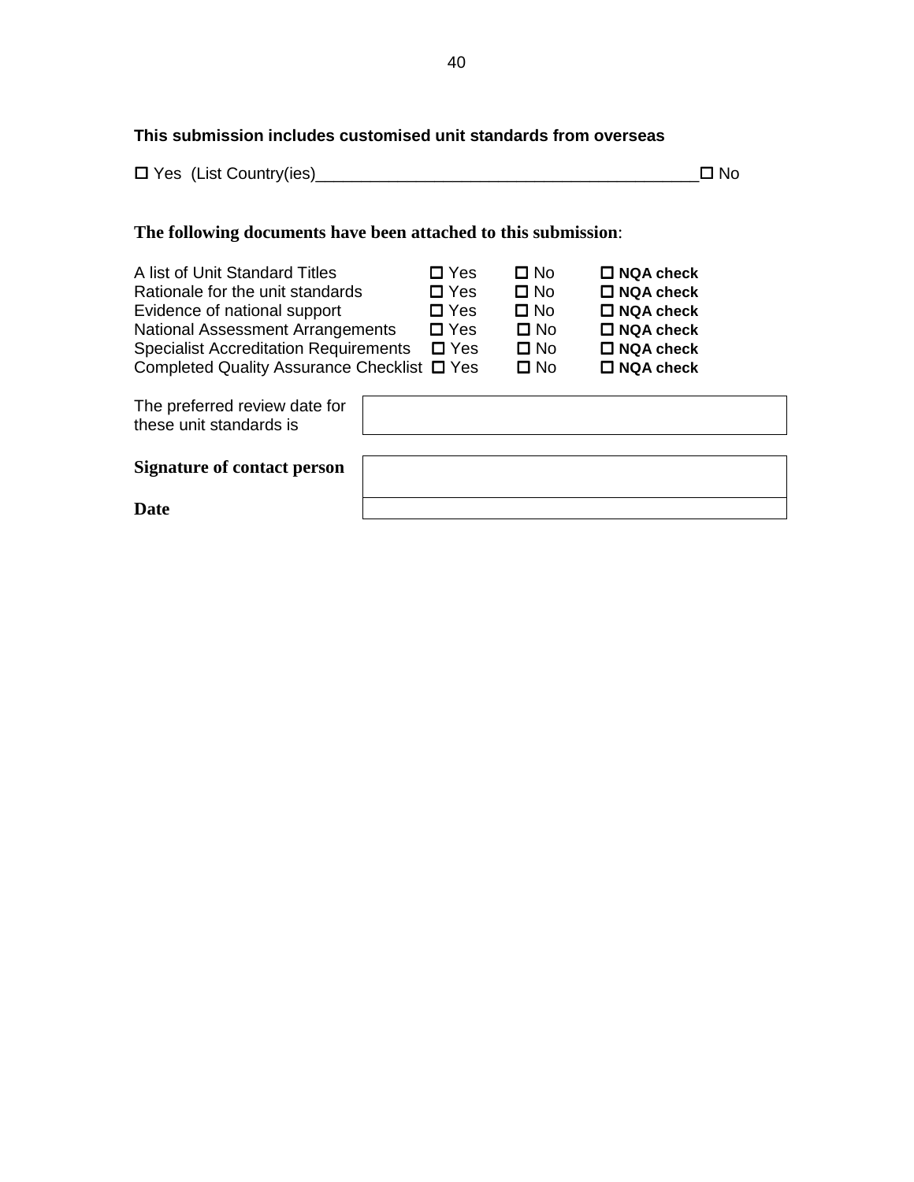**This submission includes customised unit standards from overseas**

☐ Yes (List Country(ies)__________________________________________ ☐ No

**The following documents have been attached to this submission**:

| | | | |
|---|---|---|---|
| A list of Unit Standard Titles | ☐ Yes | ☐ No | ☐ **NQA check** |
| Rationale for the unit standards | ☐ Yes | ☐ No | ☐ **NQA check** |
| Evidence of national support | ☐ Yes | ☐ No | ☐ **NQA check** |
| National Assessment Arrangements | ☐ Yes | ☐ No | ☐ **NQA check** |
| Specialist Accreditation Requirements | ☐ Yes | ☐ No | ☐ **NQA check** |
| Completed Quality Assurance Checklist | ☐ Yes | ☐ No | ☐ **NQA check** |

| | |
|---|---|
| The preferred review date for these unit standards is | |
| **Signature of contact person** | |
| **Date** | |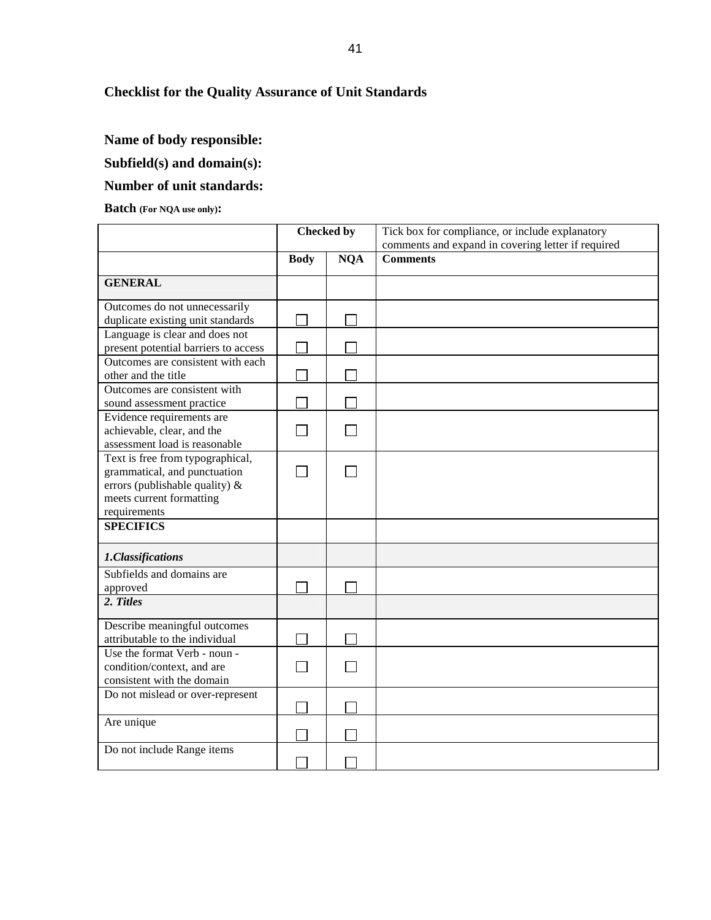## Checklist for the Quality Assurance of Unit Standards

**Name of body responsible:**

**Subfield(s) and domain(s):**

**Number of unit standards:**

**Batch (For NQA use only):**

| | Checked by | | Tick box for compliance, or include explanatory comments and expand in covering letter if required |
|---|---|---|---|
| | **Body** | **NQA** | **Comments** |
| **GENERAL** | | | |
| Outcomes do not unnecessarily duplicate existing unit standards | ☐ | ☐ | |
| Language is clear and does not present potential barriers to access | ☐ | ☐ | |
| Outcomes are consistent with each other and the title | ☐ | ☐ | |
| Outcomes are consistent with sound assessment practice | ☐ | ☐ | |
| Evidence requirements are achievable, clear, and the assessment load is reasonable | ☐ | ☐ | |
| Text is free from typographical, grammatical, and punctuation errors (publishable quality) & meets current formatting requirements | ☐ | ☐ | |
| **SPECIFICS** | | | |
| ***1.Classifications*** | | | |
| Subfields and domains are approved | ☐ | ☐ | |
| ***2. Titles*** | | | |
| Describe meaningful outcomes attributable to the individual | ☐ | ☐ | |
| Use the format Verb - noun - condition/context, and are consistent with the domain | ☐ | ☐ | |
| Do not mislead or over-represent | ☐ | ☐ | |
| Are unique | ☐ | ☐ | |
| Do not include Range items | ☐ | ☐ | |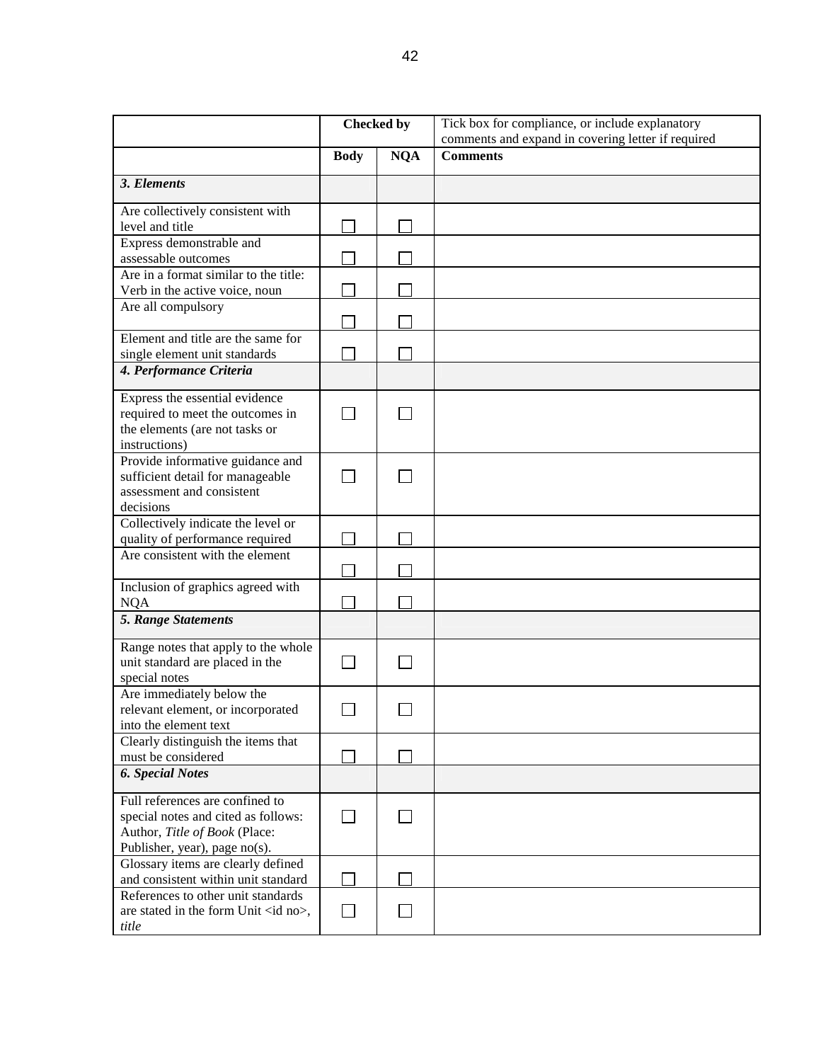| | Checked by | | Tick box for compliance, or include explanatory comments and expand in covering letter if required |
|---|---|---|---|
| | **Body** | **NQA** | **Comments** |
| ***3. Elements*** | | | |
| Are collectively consistent with level and title | ☐ | ☐ | |
| Express demonstrable and assessable outcomes | ☐ | ☐ | |
| Are in a format similar to the title: Verb in the active voice, noun | ☐ | ☐ | |
| Are all compulsory | ☐ | ☐ | |
| Element and title are the same for single element unit standards | ☐ | ☐ | |
| ***4. Performance Criteria*** | | | |
| Express the essential evidence required to meet the outcomes in the elements (are not tasks or instructions) | ☐ | ☐ | |
| Provide informative guidance and sufficient detail for manageable assessment and consistent decisions | ☐ | ☐ | |
| Collectively indicate the level or quality of performance required | ☐ | ☐ | |
| Are consistent with the element | ☐ | ☐ | |
| Inclusion of graphics agreed with NQA | ☐ | ☐ | |
| ***5. Range Statements*** | | | |
| Range notes that apply to the whole unit standard are placed in the special notes | ☐ | ☐ | |
| Are immediately below the relevant element, or incorporated into the element text | ☐ | ☐ | |
| Clearly distinguish the items that must be considered | ☐ | ☐ | |
| ***6. Special Notes*** | | | |
| Full references are confined to special notes and cited as follows: Author, *Title of Book* (Place: Publisher, year), page no(s). | ☐ | ☐ | |
| Glossary items are clearly defined and consistent within unit standard | ☐ | ☐ | |
| References to other unit standards are stated in the form Unit <id no>, *title* | ☐ | ☐ | |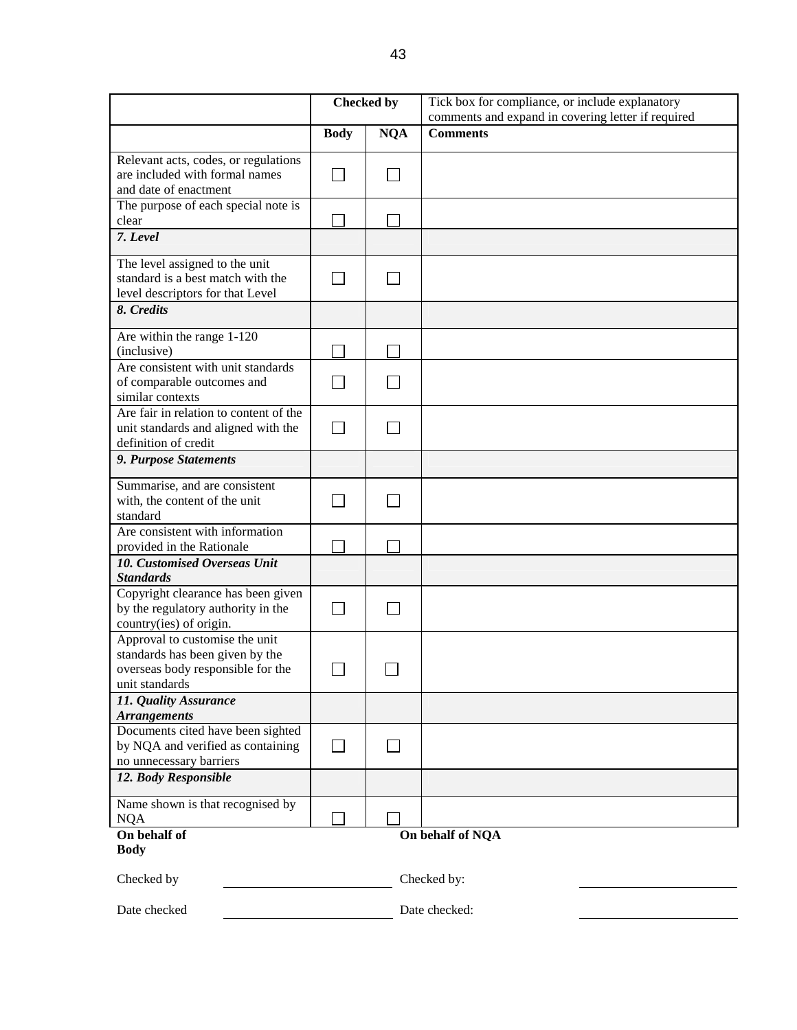| | Checked by | | Tick box for compliance, or include explanatory comments and expand in covering letter if required |
|---|---|---|---|
| | **Body** | **NQA** | **Comments** |
| Relevant acts, codes, or regulations are included with formal names and date of enactment | ☐ | ☐ | |
| The purpose of each special note is clear | ☐ | ☐ | |
| ***7. Level*** | | | |
| The level assigned to the unit standard is a best match with the level descriptors for that Level | ☐ | ☐ | |
| ***8. Credits*** | | | |
| Are within the range 1-120 (inclusive) | ☐ | ☐ | |
| Are consistent with unit standards of comparable outcomes and similar contexts | ☐ | ☐ | |
| Are fair in relation to content of the unit standards and aligned with the definition of credit | ☐ | ☐ | |
| ***9. Purpose Statements*** | | | |
| Summarise, and are consistent with, the content of the unit standard | ☐ | ☐ | |
| Are consistent with information provided in the Rationale | ☐ | ☐ | |
| ***10. Customised Overseas Unit Standards*** | | | |
| Copyright clearance has been given by the regulatory authority in the country(ies) of origin. | ☐ | ☐ | |
| Approval to customise the unit standards has been given by the overseas body responsible for the unit standards | ☐ | ☐ | |
| ***11. Quality Assurance Arrangements*** | | | |
| Documents cited have been sighted by NQA and verified as containing no unnecessary barriers | ☐ | ☐ | |
| ***12. Body Responsible*** | | | |
| Name shown is that recognised by NQA | ☐ | ☐ | |

| **On behalf of Body** | | **On behalf of NQA** | |
|---|---|---|---|
| Checked by | \_\_\_\_\_\_\_\_\_\_\_\_\_\_\_\_ | Checked by: | \_\_\_\_\_\_\_\_\_\_\_\_\_\_\_\_ |
| Date checked | \_\_\_\_\_\_\_\_\_\_\_\_\_\_\_\_ | Date checked: | \_\_\_\_\_\_\_\_\_\_\_\_\_\_\_\_ |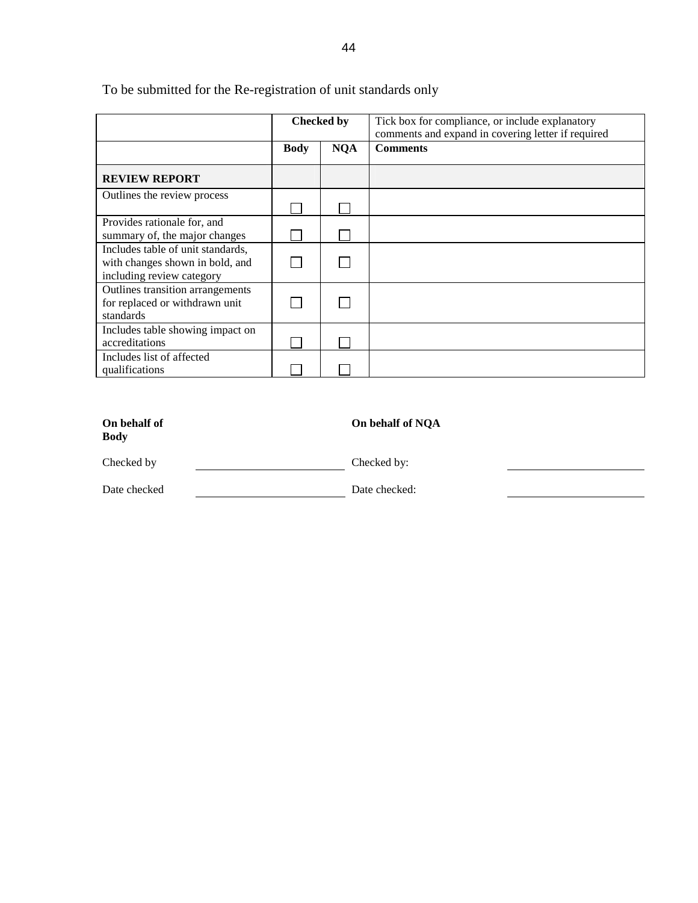To be submitted for the Re-registration of unit standards only

| | Checked by | | Tick box for compliance, or include explanatory comments and expand in covering letter if required |
|---|---|---|---|
| | **Body** | **NQA** | **Comments** |
| **REVIEW REPORT** | | | |
| Outlines the review process | ☐ | ☐ | |
| Provides rationale for, and summary of, the major changes | ☐ | ☐ | |
| Includes table of unit standards, with changes shown in bold, and including review category | ☐ | ☐ | |
| Outlines transition arrangements for replaced or withdrawn unit standards | ☐ | ☐ | |
| Includes table showing impact on accreditations | ☐ | ☐ | |
| Includes list of affected qualifications | ☐ | ☐ | |

| **On behalf of Body** | | **On behalf of NQA** | |
|---|---|---|---|
| Checked by | \_\_\_\_\_\_\_\_\_\_\_\_\_\_\_\_\_\_\_\_ | Checked by: | \_\_\_\_\_\_\_\_\_\_\_\_\_\_\_\_\_\_\_\_ |
| Date checked | \_\_\_\_\_\_\_\_\_\_\_\_\_\_\_\_\_\_\_\_ | Date checked: | \_\_\_\_\_\_\_\_\_\_\_\_\_\_\_\_\_\_\_\_ |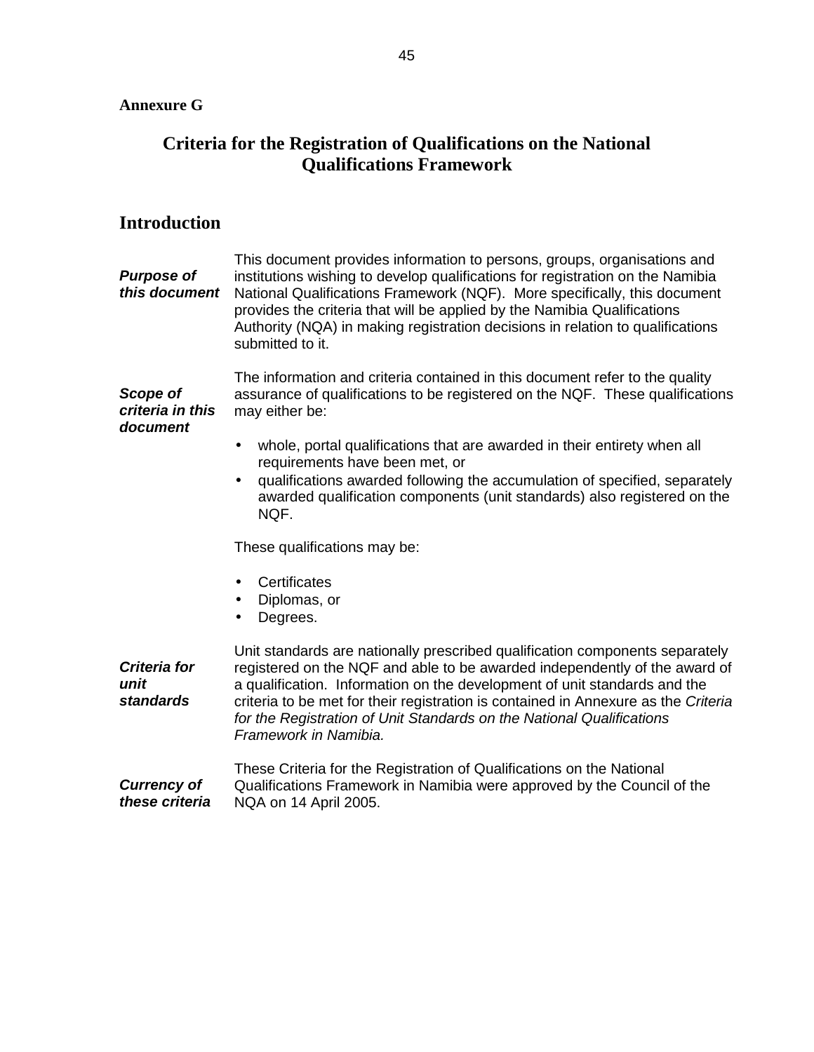**Annexure G**

# Criteria for the Registration of Qualifications on the National Qualifications Framework

## Introduction

***Purpose of this document***

This document provides information to persons, groups, organisations and institutions wishing to develop qualifications for registration on the Namibia National Qualifications Framework (NQF). More specifically, this document provides the criteria that will be applied by the Namibia Qualifications Authority (NQA) in making registration decisions in relation to qualifications submitted to it.

***Scope of criteria in this document***

The information and criteria contained in this document refer to the quality assurance of qualifications to be registered on the NQF. These qualifications may either be:

- whole, portal qualifications that are awarded in their entirety when all requirements have been met, or
- qualifications awarded following the accumulation of specified, separately awarded qualification components (unit standards) also registered on the NQF.

These qualifications may be:

- Certificates
- Diplomas, or
- Degrees.

***Criteria for unit standards***

Unit standards are nationally prescribed qualification components separately registered on the NQF and able to be awarded independently of the award of a qualification. Information on the development of unit standards and the criteria to be met for their registration is contained in Annexure as the *Criteria for the Registration of Unit Standards on the National Qualifications Framework in Namibia.*

***Currency of these criteria***

These Criteria for the Registration of Qualifications on the National Qualifications Framework in Namibia were approved by the Council of the NQA on 14 April 2005.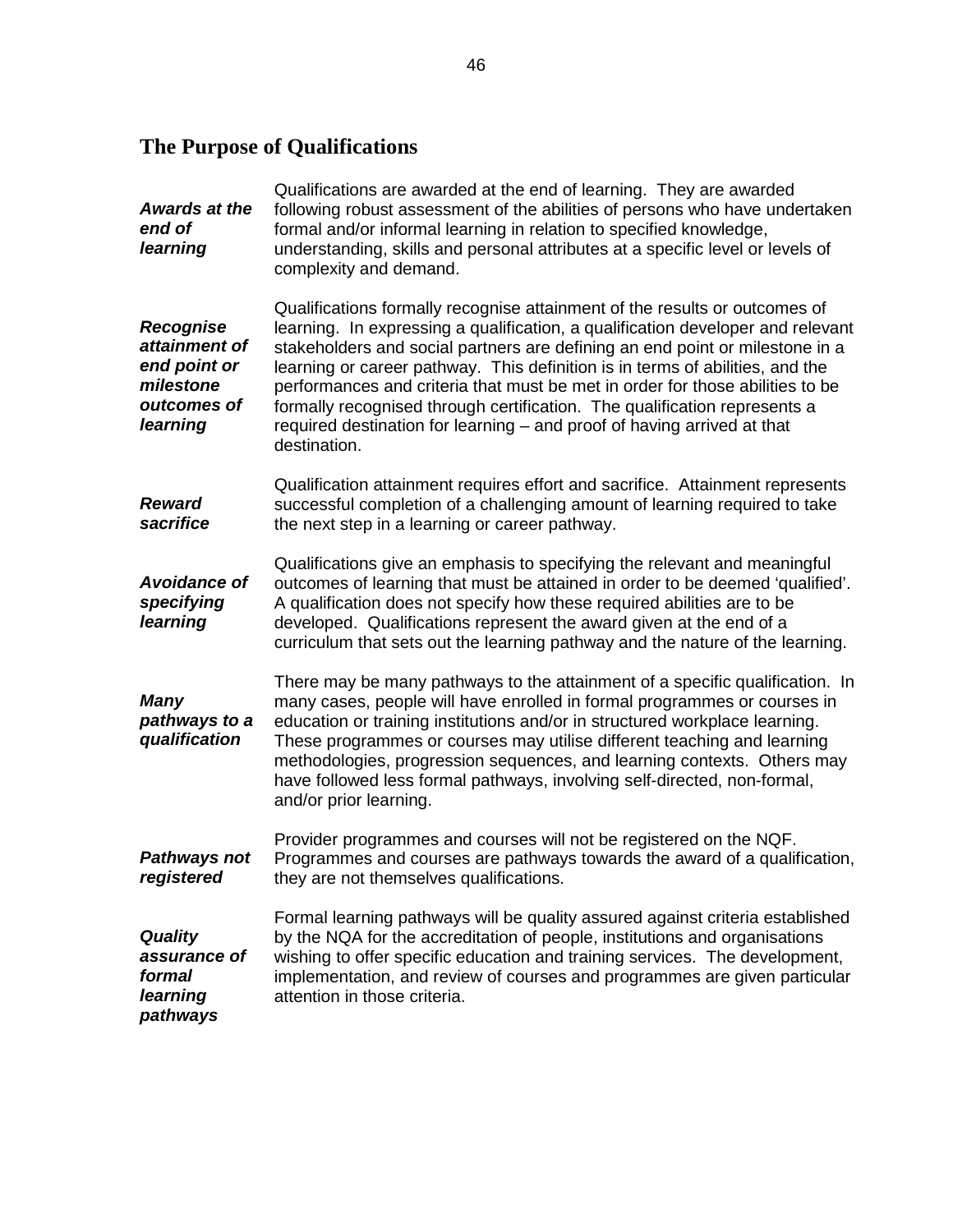## The Purpose of Qualifications

***Awards at the end of learning***

Qualifications are awarded at the end of learning. They are awarded following robust assessment of the abilities of persons who have undertaken formal and/or informal learning in relation to specified knowledge, understanding, skills and personal attributes at a specific level or levels of complexity and demand.

***Recognise attainment of end point or milestone outcomes of learning***

Qualifications formally recognise attainment of the results or outcomes of learning. In expressing a qualification, a qualification developer and relevant stakeholders and social partners are defining an end point or milestone in a learning or career pathway. This definition is in terms of abilities, and the performances and criteria that must be met in order for those abilities to be formally recognised through certification. The qualification represents a required destination for learning – and proof of having arrived at that destination.

***Reward sacrifice***

Qualification attainment requires effort and sacrifice. Attainment represents successful completion of a challenging amount of learning required to take the next step in a learning or career pathway.

***Avoidance of specifying learning***

Qualifications give an emphasis to specifying the relevant and meaningful outcomes of learning that must be attained in order to be deemed 'qualified'. A qualification does not specify how these required abilities are to be developed. Qualifications represent the award given at the end of a curriculum that sets out the learning pathway and the nature of the learning.

***Many pathways to a qualification***

There may be many pathways to the attainment of a specific qualification. In many cases, people will have enrolled in formal programmes or courses in education or training institutions and/or in structured workplace learning. These programmes or courses may utilise different teaching and learning methodologies, progression sequences, and learning contexts. Others may have followed less formal pathways, involving self-directed, non-formal, and/or prior learning.

***Pathways not registered***

Provider programmes and courses will not be registered on the NQF. Programmes and courses are pathways towards the award of a qualification, they are not themselves qualifications.

***Quality assurance of formal learning pathways***

Formal learning pathways will be quality assured against criteria established by the NQA for the accreditation of people, institutions and organisations wishing to offer specific education and training services. The development, implementation, and review of courses and programmes are given particular attention in those criteria.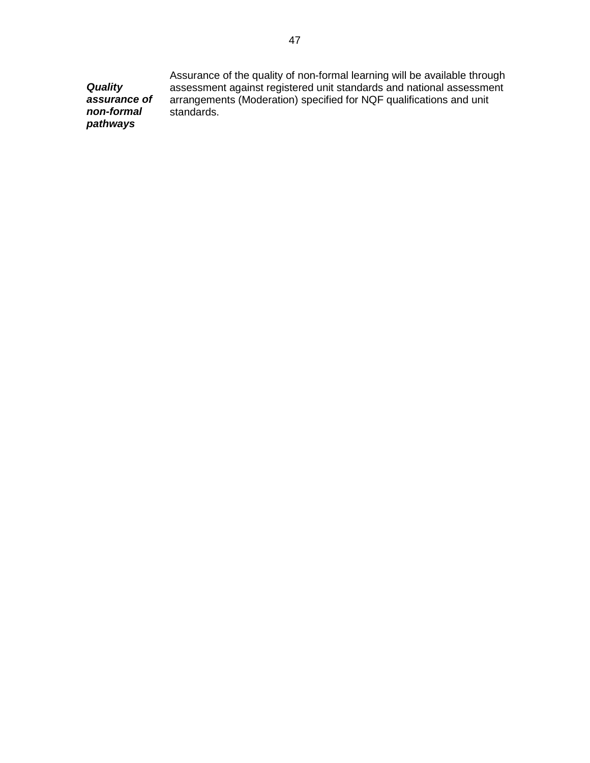| | |
|---|---|
| ***Quality assurance of non-formal pathways*** | Assurance of the quality of non-formal learning will be available through assessment against registered unit standards and national assessment arrangements (Moderation) specified for NQF qualifications and unit standards. |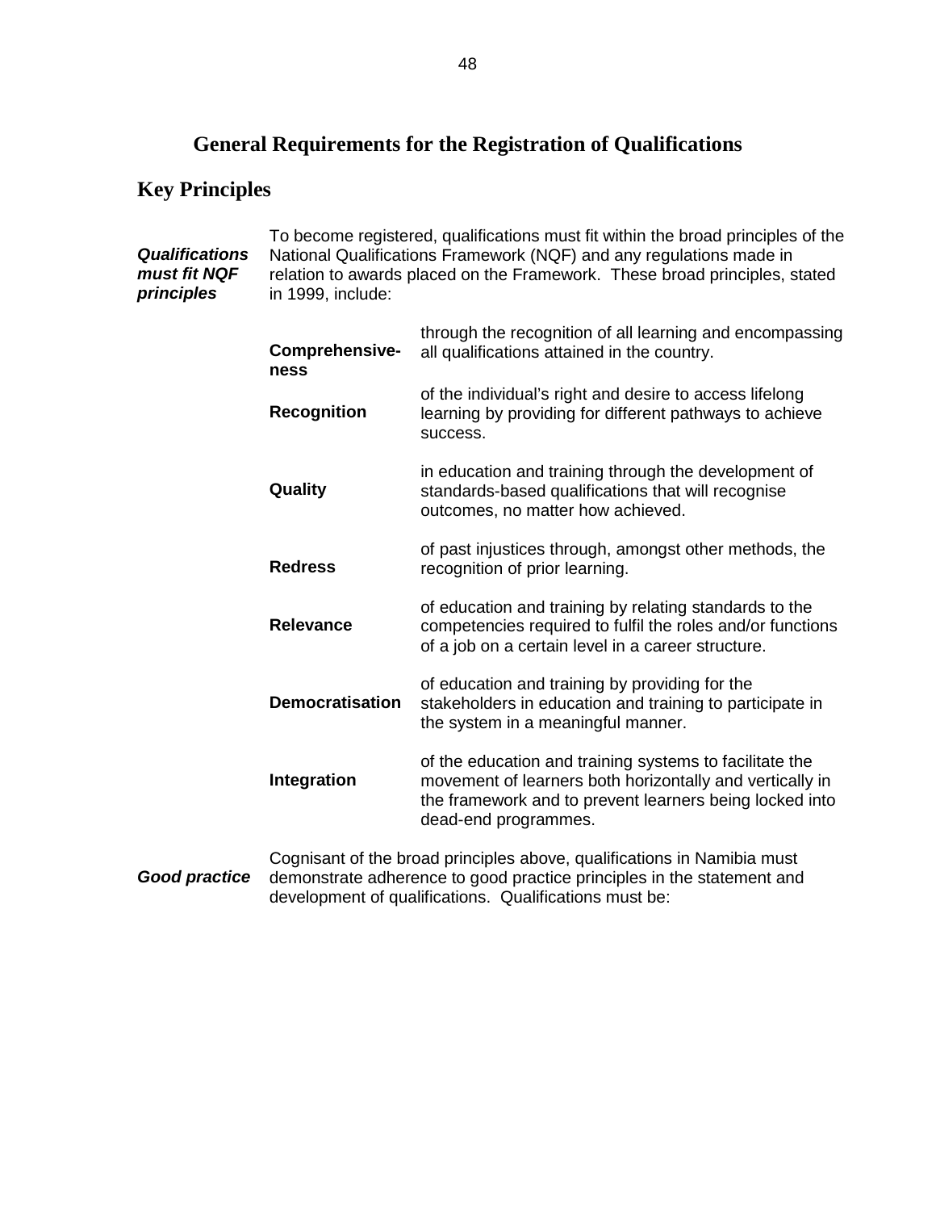# General Requirements for the Registration of Qualifications

## Key Principles

***Qualifications must fit NQF principles***

To become registered, qualifications must fit within the broad principles of the National Qualifications Framework (NQF) and any regulations made in relation to awards placed on the Framework. These broad principles, stated in 1999, include:

| | |
|---|---|
| **Comprehensive-ness** | through the recognition of all learning and encompassing all qualifications attained in the country. |
| **Recognition** | of the individual's right and desire to access lifelong learning by providing for different pathways to achieve success. |
| **Quality** | in education and training through the development of standards-based qualifications that will recognise outcomes, no matter how achieved. |
| **Redress** | of past injustices through, amongst other methods, the recognition of prior learning. |
| **Relevance** | of education and training by relating standards to the competencies required to fulfil the roles and/or functions of a job on a certain level in a career structure. |
| **Democratisation** | of education and training by providing for the stakeholders in education and training to participate in the system in a meaningful manner. |
| **Integration** | of the education and training systems to facilitate the movement of learners both horizontally and vertically in the framework and to prevent learners being locked into dead-end programmes. |

***Good practice***

Cognisant of the broad principles above, qualifications in Namibia must demonstrate adherence to good practice principles in the statement and development of qualifications. Qualifications must be: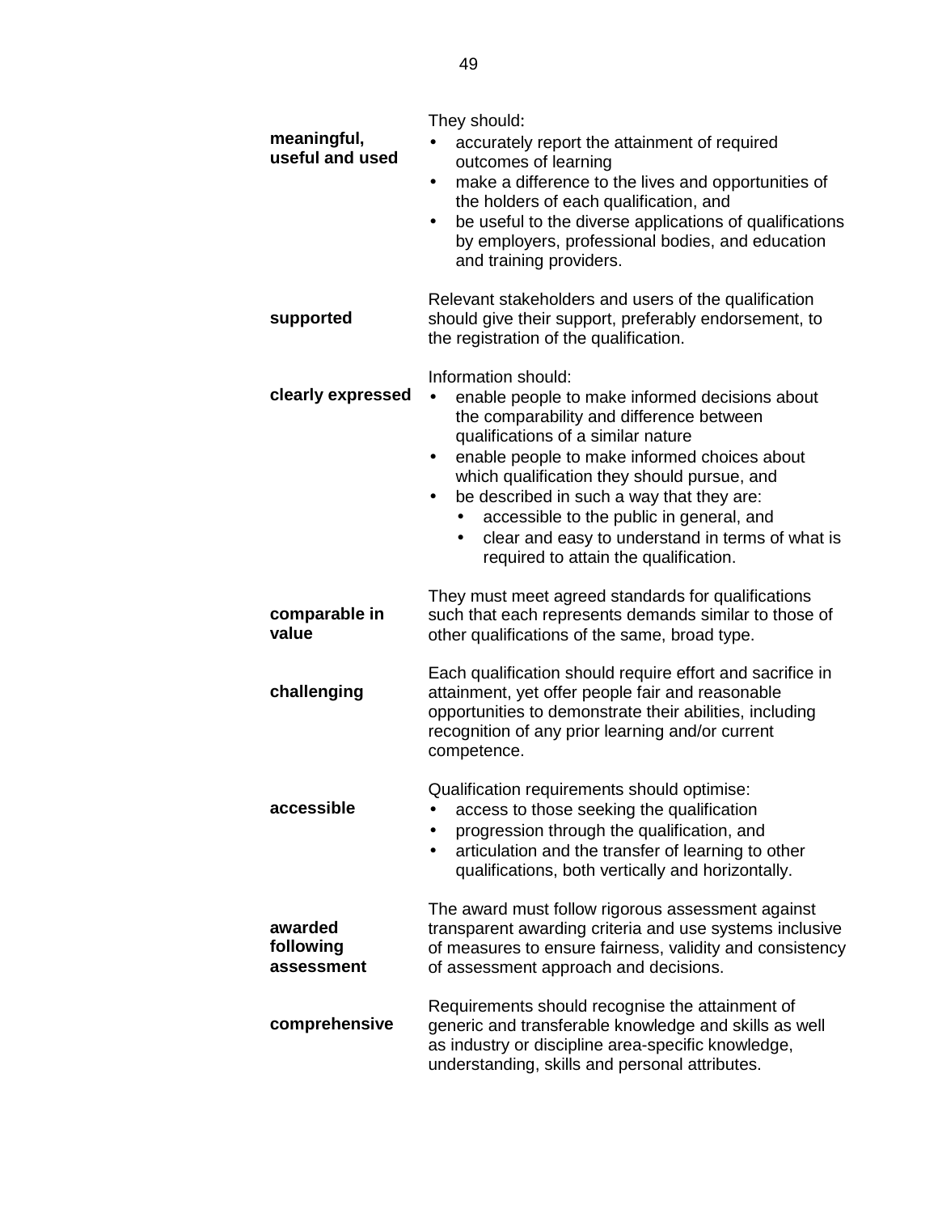| | |
|---|---|
| **meaningful, useful and used** | They should:<br>• accurately report the attainment of required outcomes of learning<br>• make a difference to the lives and opportunities of the holders of each qualification, and<br>• be useful to the diverse applications of qualifications by employers, professional bodies, and education and training providers. |
| **supported** | Relevant stakeholders and users of the qualification should give their support, preferably endorsement, to the registration of the qualification. |
| **clearly expressed** | Information should:<br>• enable people to make informed decisions about the comparability and difference between qualifications of a similar nature<br>• enable people to make informed choices about which qualification they should pursue, and<br>• be described in such a way that they are:<br>&nbsp;&nbsp;&nbsp;&nbsp;• accessible to the public in general, and<br>&nbsp;&nbsp;&nbsp;&nbsp;• clear and easy to understand in terms of what is required to attain the qualification. |
| **comparable in value** | They must meet agreed standards for qualifications such that each represents demands similar to those of other qualifications of the same, broad type. |
| **challenging** | Each qualification should require effort and sacrifice in attainment, yet offer people fair and reasonable opportunities to demonstrate their abilities, including recognition of any prior learning and/or current competence. |
| **accessible** | Qualification requirements should optimise:<br>• access to those seeking the qualification<br>• progression through the qualification, and<br>• articulation and the transfer of learning to other qualifications, both vertically and horizontally. |
| **awarded following assessment** | The award must follow rigorous assessment against transparent awarding criteria and use systems inclusive of measures to ensure fairness, validity and consistency of assessment approach and decisions. |
| **comprehensive** | Requirements should recognise the attainment of generic and transferable knowledge and skills as well as industry or discipline area-specific knowledge, understanding, skills and personal attributes. |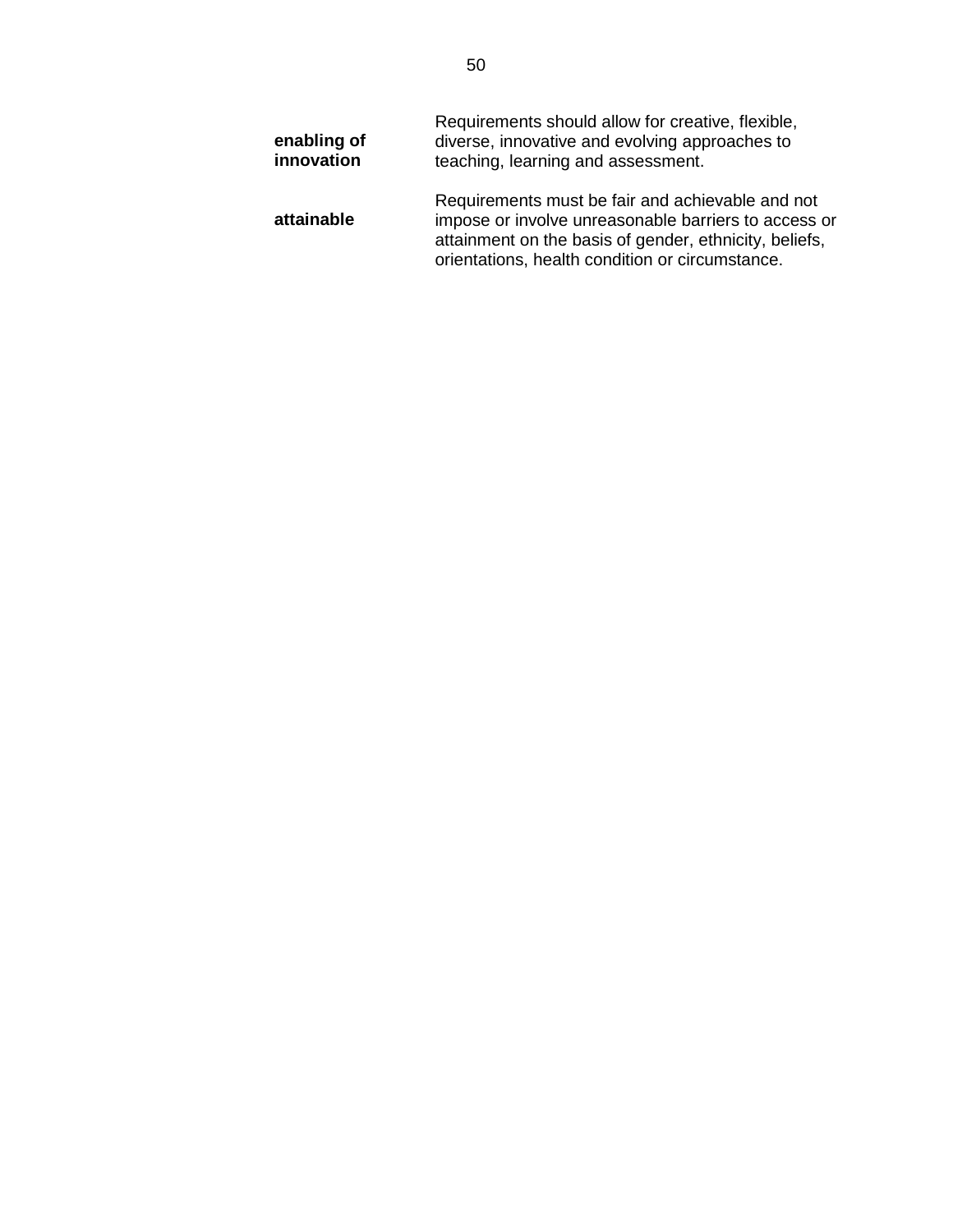| | |
|---|---|
| **enabling of innovation** | Requirements should allow for creative, flexible, diverse, innovative and evolving approaches to teaching, learning and assessment. |
| **attainable** | Requirements must be fair and achievable and not impose or involve unreasonable barriers to access or attainment on the basis of gender, ethnicity, beliefs, orientations, health condition or circumstance. |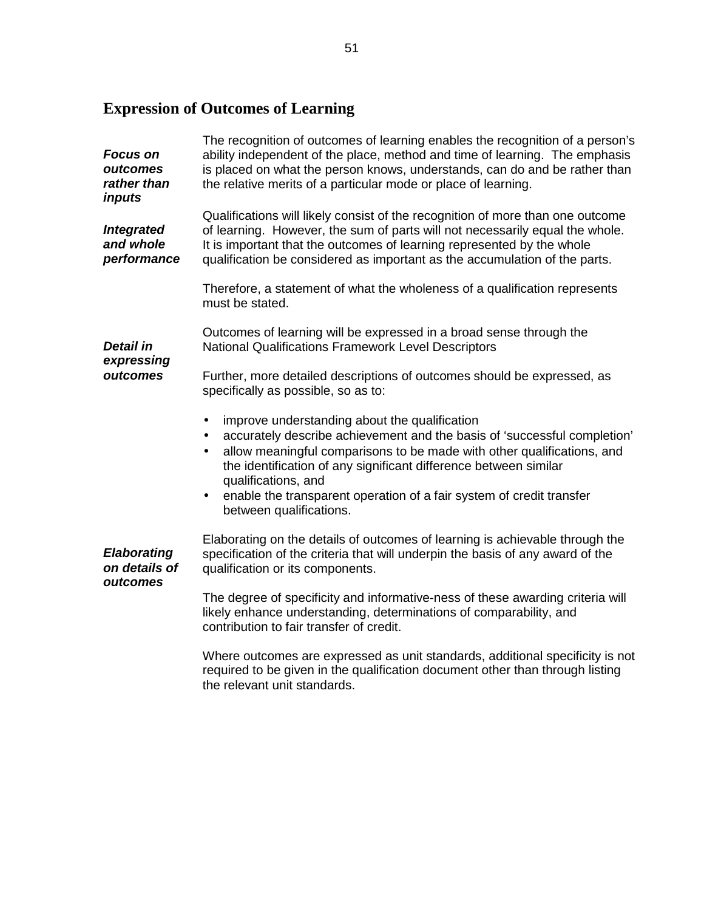## Expression of Outcomes of Learning

***Focus on outcomes rather than inputs***

The recognition of outcomes of learning enables the recognition of a person's ability independent of the place, method and time of learning. The emphasis is placed on what the person knows, understands, can do and be rather than the relative merits of a particular mode or place of learning.

***Integrated and whole performance***

Qualifications will likely consist of the recognition of more than one outcome of learning. However, the sum of parts will not necessarily equal the whole. It is important that the outcomes of learning represented by the whole qualification be considered as important as the accumulation of the parts.

Therefore, a statement of what the wholeness of a qualification represents must be stated.

***Detail in expressing outcomes***

Outcomes of learning will be expressed in a broad sense through the National Qualifications Framework Level Descriptors

Further, more detailed descriptions of outcomes should be expressed, as specifically as possible, so as to:

- improve understanding about the qualification
- accurately describe achievement and the basis of 'successful completion'
- allow meaningful comparisons to be made with other qualifications, and the identification of any significant difference between similar qualifications, and
- enable the transparent operation of a fair system of credit transfer between qualifications.

***Elaborating on details of outcomes***

Elaborating on the details of outcomes of learning is achievable through the specification of the criteria that will underpin the basis of any award of the qualification or its components.

The degree of specificity and informative-ness of these awarding criteria will likely enhance understanding, determinations of comparability, and contribution to fair transfer of credit.

Where outcomes are expressed as unit standards, additional specificity is not required to be given in the qualification document other than through listing the relevant unit standards.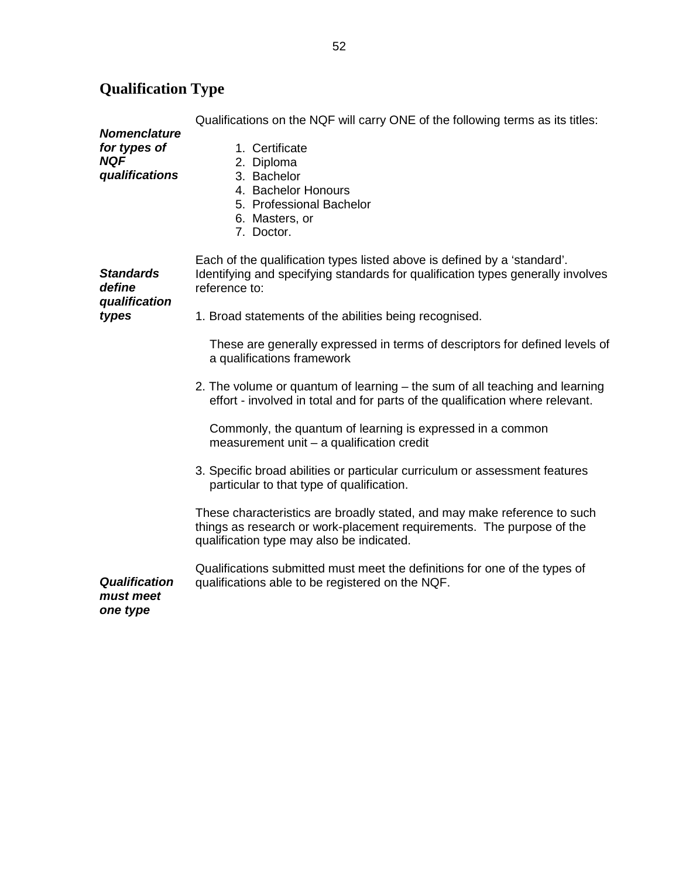## Qualification Type

***Nomenclature for types of NQF qualifications***

Qualifications on the NQF will carry ONE of the following terms as its titles:

1. Certificate
2. Diploma
3. Bachelor
4. Bachelor Honours
5. Professional Bachelor
6. Masters, or
7. Doctor.

***Standards define qualification types***

Each of the qualification types listed above is defined by a 'standard'. Identifying and specifying standards for qualification types generally involves reference to:

1. Broad statements of the abilities being recognised.

   These are generally expressed in terms of descriptors for defined levels of a qualifications framework

2. The volume or quantum of learning – the sum of all teaching and learning effort - involved in total and for parts of the qualification where relevant.

   Commonly, the quantum of learning is expressed in a common measurement unit – a qualification credit

3. Specific broad abilities or particular curriculum or assessment features particular to that type of qualification.

These characteristics are broadly stated, and may make reference to such things as research or work-placement requirements. The purpose of the qualification type may also be indicated.

***Qualification must meet one type***

Qualifications submitted must meet the definitions for one of the types of qualifications able to be registered on the NQF.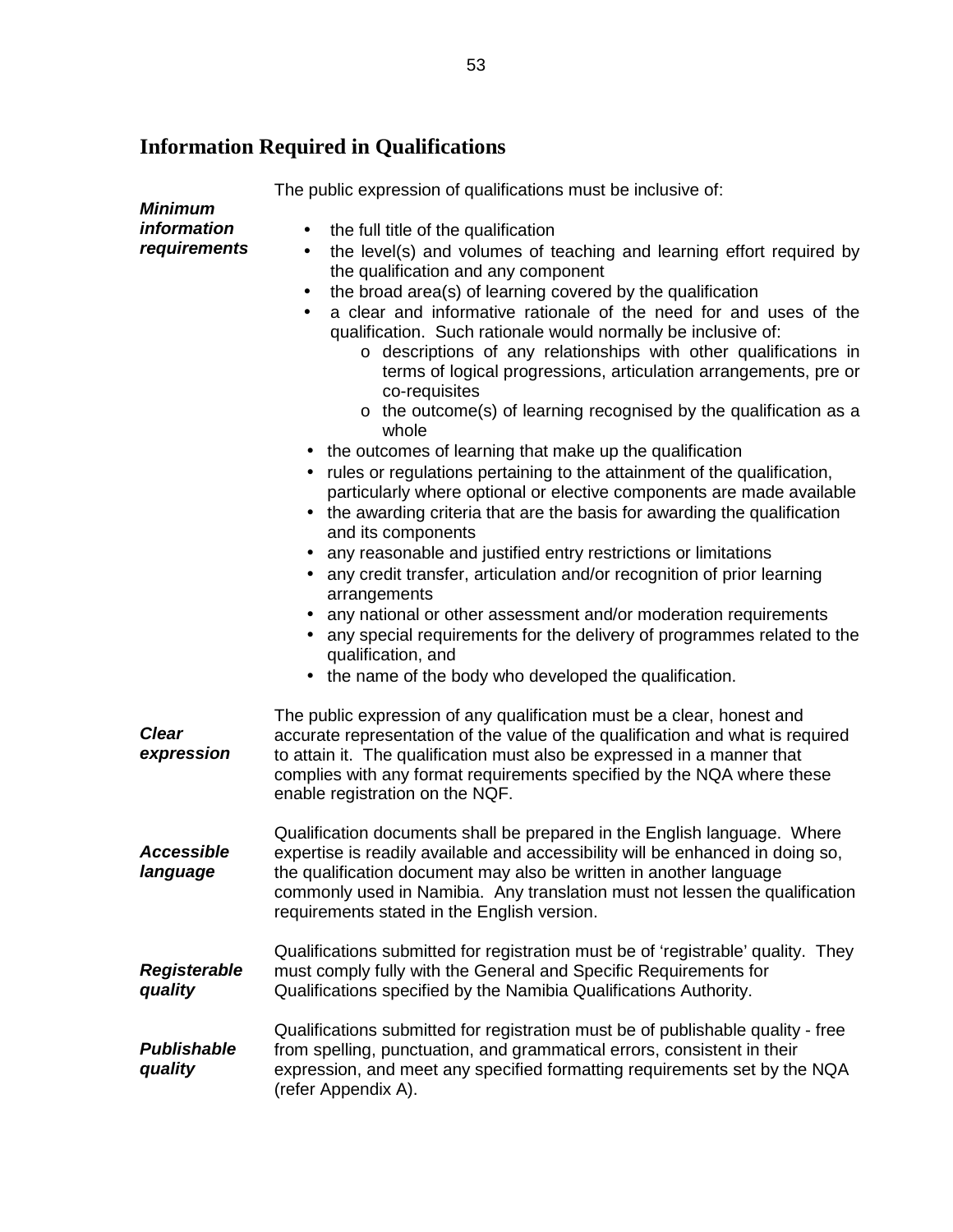## Information Required in Qualifications

***Minimum information requirements***

The public expression of qualifications must be inclusive of:

- the full title of the qualification
- the level(s) and volumes of teaching and learning effort required by the qualification and any component
- the broad area(s) of learning covered by the qualification
- a clear and informative rationale of the need for and uses of the qualification. Such rationale would normally be inclusive of:
    - descriptions of any relationships with other qualifications in terms of logical progressions, articulation arrangements, pre or co-requisites
    - the outcome(s) of learning recognised by the qualification as a whole
- the outcomes of learning that make up the qualification
- rules or regulations pertaining to the attainment of the qualification, particularly where optional or elective components are made available
- the awarding criteria that are the basis for awarding the qualification and its components
- any reasonable and justified entry restrictions or limitations
- any credit transfer, articulation and/or recognition of prior learning arrangements
- any national or other assessment and/or moderation requirements
- any special requirements for the delivery of programmes related to the qualification, and
- the name of the body who developed the qualification.

***Clear expression***

The public expression of any qualification must be a clear, honest and accurate representation of the value of the qualification and what is required to attain it. The qualification must also be expressed in a manner that complies with any format requirements specified by the NQA where these enable registration on the NQF.

***Accessible language***

Qualification documents shall be prepared in the English language. Where expertise is readily available and accessibility will be enhanced in doing so, the qualification document may also be written in another language commonly used in Namibia. Any translation must not lessen the qualification requirements stated in the English version.

***Registerable quality***

Qualifications submitted for registration must be of 'registrable' quality. They must comply fully with the General and Specific Requirements for Qualifications specified by the Namibia Qualifications Authority.

***Publishable quality***

Qualifications submitted for registration must be of publishable quality - free from spelling, punctuation, and grammatical errors, consistent in their expression, and meet any specified formatting requirements set by the NQA (refer Appendix A).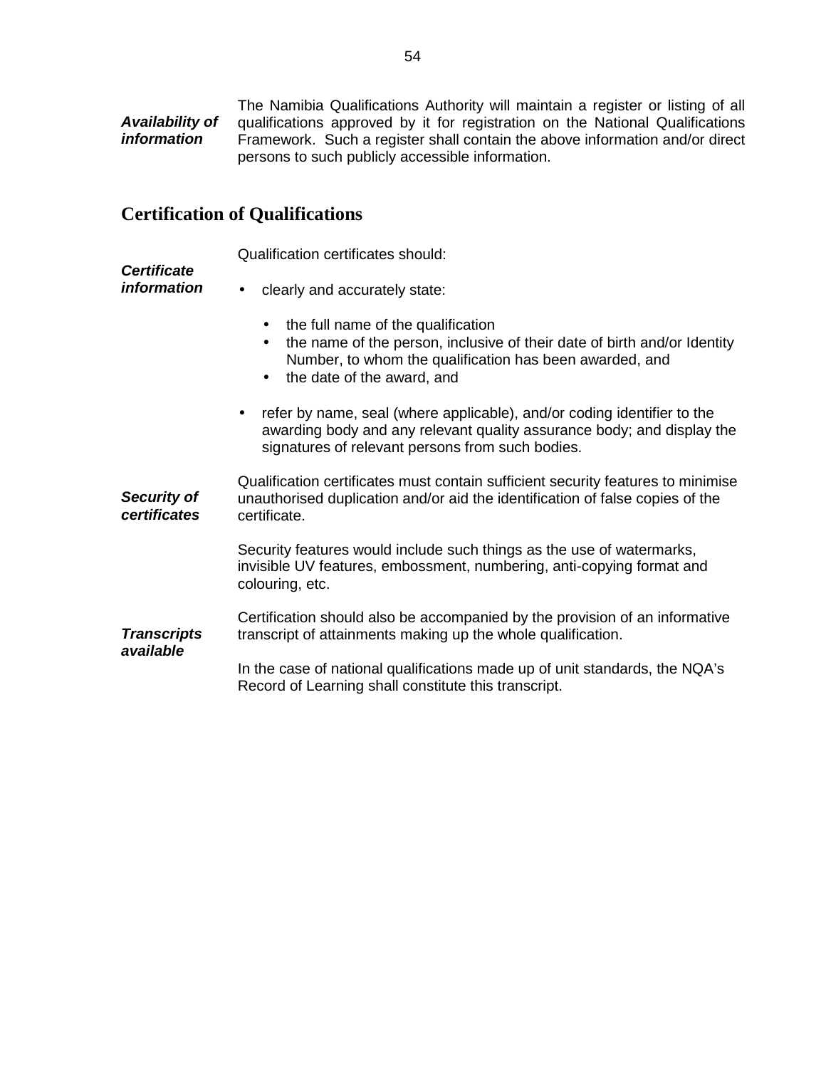***Availability of information***

The Namibia Qualifications Authority will maintain a register or listing of all qualifications approved by it for registration on the National Qualifications Framework. Such a register shall contain the above information and/or direct persons to such publicly accessible information.

## Certification of Qualifications

***Certificate information***

Qualification certificates should:

- clearly and accurately state:
  - the full name of the qualification
  - the name of the person, inclusive of their date of birth and/or Identity Number, to whom the qualification has been awarded, and
  - the date of the award, and
- refer by name, seal (where applicable), and/or coding identifier to the awarding body and any relevant quality assurance body; and display the signatures of relevant persons from such bodies.

***Security of certificates***

Qualification certificates must contain sufficient security features to minimise unauthorised duplication and/or aid the identification of false copies of the certificate.

Security features would include such things as the use of watermarks, invisible UV features, embossment, numbering, anti-copying format and colouring, etc.

***Transcripts available***

Certification should also be accompanied by the provision of an informative transcript of attainments making up the whole qualification.

In the case of national qualifications made up of unit standards, the NQA's Record of Learning shall constitute this transcript.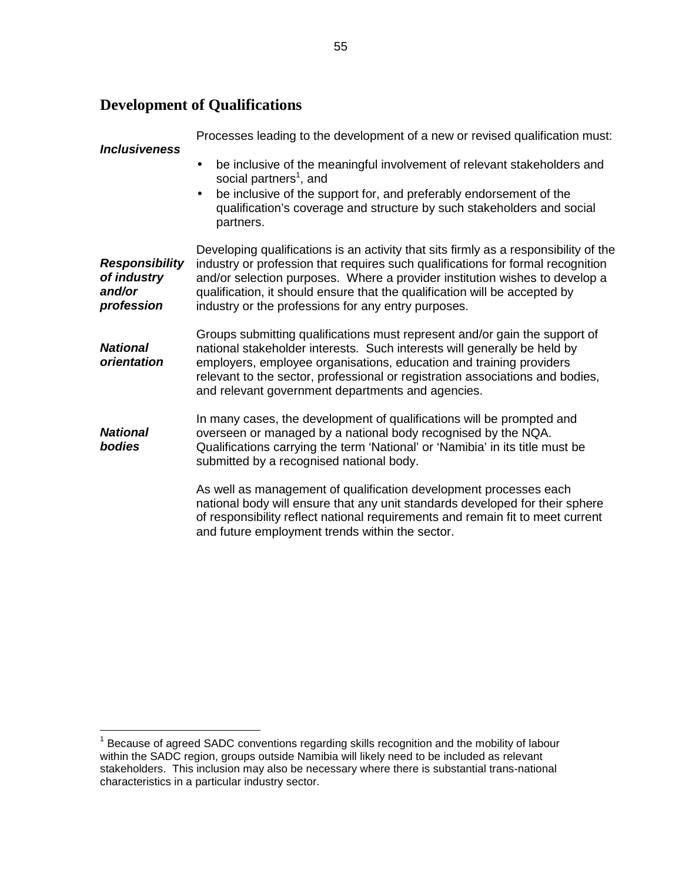## Development of Qualifications

***Inclusiveness***

Processes leading to the development of a new or revised qualification must:

- be inclusive of the meaningful involvement of relevant stakeholders and social partners[1], and
- be inclusive of the support for, and preferably endorsement of the qualification's coverage and structure by such stakeholders and social partners.

***Responsibility of industry and/or profession***

Developing qualifications is an activity that sits firmly as a responsibility of the industry or profession that requires such qualifications for formal recognition and/or selection purposes. Where a provider institution wishes to develop a qualification, it should ensure that the qualification will be accepted by industry or the professions for any entry purposes.

***National orientation***

Groups submitting qualifications must represent and/or gain the support of national stakeholder interests. Such interests will generally be held by employers, employee organisations, education and training providers relevant to the sector, professional or registration associations and bodies, and relevant government departments and agencies.

***National bodies***

In many cases, the development of qualifications will be prompted and overseen or managed by a national body recognised by the NQA. Qualifications carrying the term 'National' or 'Namibia' in its title must be submitted by a recognised national body.

As well as management of qualification development processes each national body will ensure that any unit standards developed for their sphere of responsibility reflect national requirements and remain fit to meet current and future employment trends within the sector.

---

[1] Because of agreed SADC conventions regarding skills recognition and the mobility of labour within the SADC region, groups outside Namibia will likely need to be included as relevant stakeholders. This inclusion may also be necessary where there is substantial trans-national characteristics in a particular industry sector.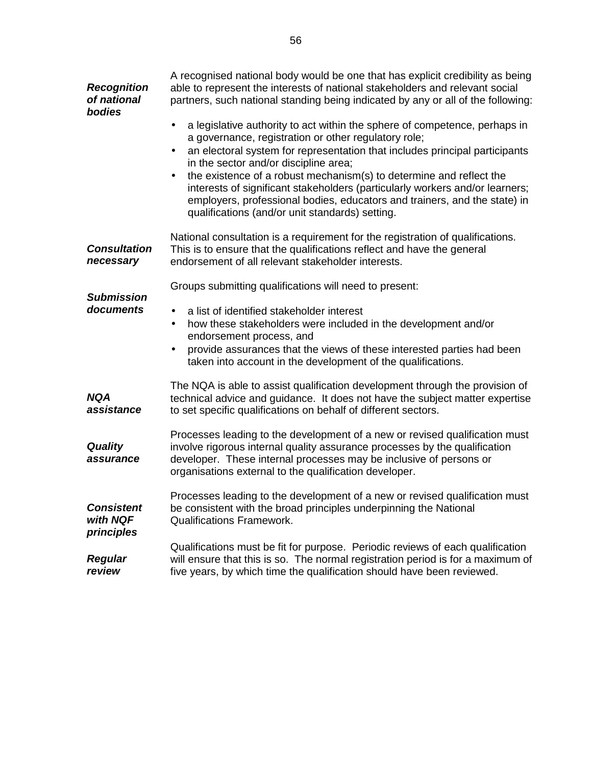***Recognition of national bodies***

A recognised national body would be one that has explicit credibility as being able to represent the interests of national stakeholders and relevant social partners, such national standing being indicated by any or all of the following:

- a legislative authority to act within the sphere of competence, perhaps in a governance, registration or other regulatory role;
- an electoral system for representation that includes principal participants in the sector and/or discipline area;
- the existence of a robust mechanism(s) to determine and reflect the interests of significant stakeholders (particularly workers and/or learners; employers, professional bodies, educators and trainers, and the state) in qualifications (and/or unit standards) setting.

***Consultation necessary***

National consultation is a requirement for the registration of qualifications. This is to ensure that the qualifications reflect and have the general endorsement of all relevant stakeholder interests.

***Submission documents***

Groups submitting qualifications will need to present:

- a list of identified stakeholder interest
- how these stakeholders were included in the development and/or endorsement process, and
- provide assurances that the views of these interested parties had been taken into account in the development of the qualifications.

***NQA assistance***

The NQA is able to assist qualification development through the provision of technical advice and guidance. It does not have the subject matter expertise to set specific qualifications on behalf of different sectors.

***Quality assurance***

Processes leading to the development of a new or revised qualification must involve rigorous internal quality assurance processes by the qualification developer. These internal processes may be inclusive of persons or organisations external to the qualification developer.

***Consistent with NQF principles***

Processes leading to the development of a new or revised qualification must be consistent with the broad principles underpinning the National Qualifications Framework.

***Regular review***

Qualifications must be fit for purpose. Periodic reviews of each qualification will ensure that this is so. The normal registration period is for a maximum of five years, by which time the qualification should have been reviewed.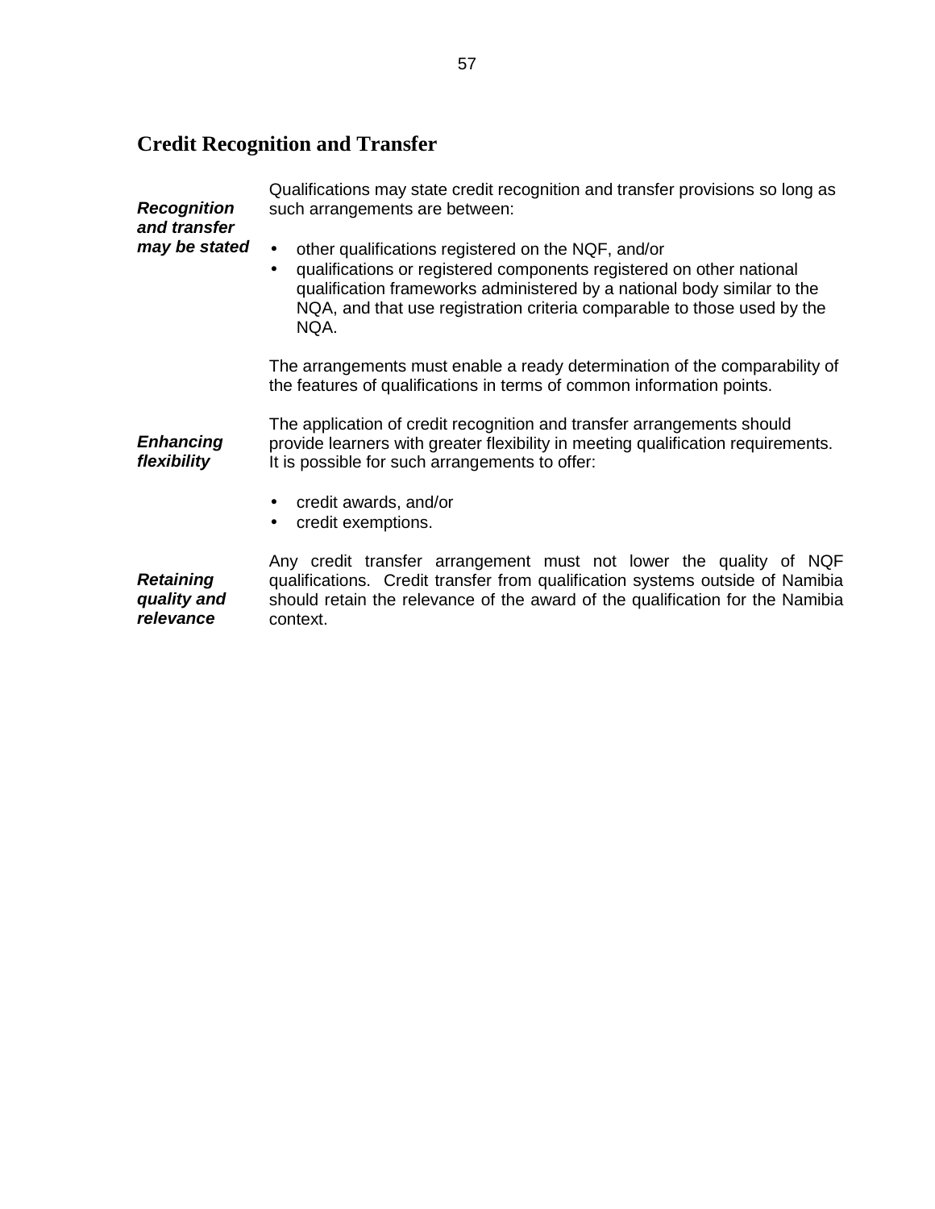## Credit Recognition and Transfer

***Recognition and transfer may be stated***

Qualifications may state credit recognition and transfer provisions so long as such arrangements are between:

- other qualifications registered on the NQF, and/or
- qualifications or registered components registered on other national qualification frameworks administered by a national body similar to the NQA, and that use registration criteria comparable to those used by the NQA.

The arrangements must enable a ready determination of the comparability of the features of qualifications in terms of common information points.

***Enhancing flexibility***

The application of credit recognition and transfer arrangements should provide learners with greater flexibility in meeting qualification requirements. It is possible for such arrangements to offer:

- credit awards, and/or
- credit exemptions.

***Retaining quality and relevance***

Any credit transfer arrangement must not lower the quality of NQF qualifications. Credit transfer from qualification systems outside of Namibia should retain the relevance of the award of the qualification for the Namibia context.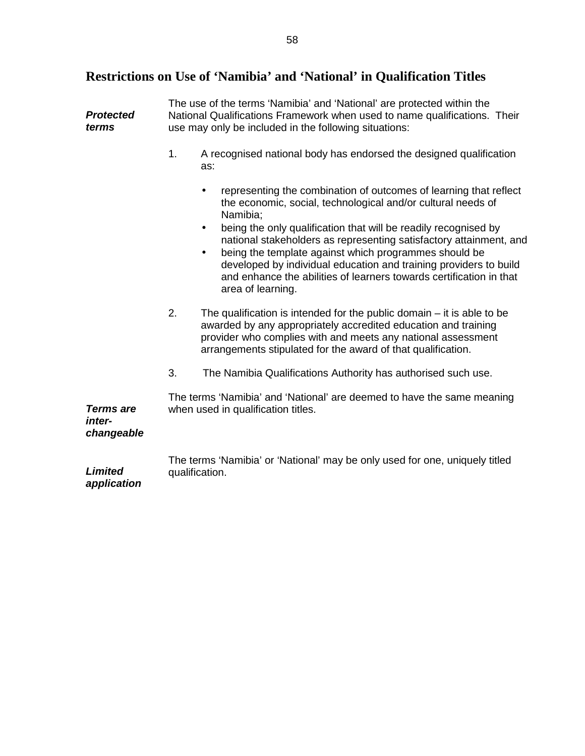## Restrictions on Use of 'Namibia' and 'National' in Qualification Titles

***Protected terms***

The use of the terms 'Namibia' and 'National' are protected within the National Qualifications Framework when used to name qualifications. Their use may only be included in the following situations:

1. A recognised national body has endorsed the designed qualification as:

   - representing the combination of outcomes of learning that reflect the economic, social, technological and/or cultural needs of Namibia;
   - being the only qualification that will be readily recognised by national stakeholders as representing satisfactory attainment, and
   - being the template against which programmes should be developed by individual education and training providers to build and enhance the abilities of learners towards certification in that area of learning.

2. The qualification is intended for the public domain – it is able to be awarded by any appropriately accredited education and training provider who complies with and meets any national assessment arrangements stipulated for the award of that qualification.

3. The Namibia Qualifications Authority has authorised such use.

***Terms are inter-changeable***

The terms 'Namibia' and 'National' are deemed to have the same meaning when used in qualification titles.

***Limited application***

The terms 'Namibia' or 'National' may be only used for one, uniquely titled qualification.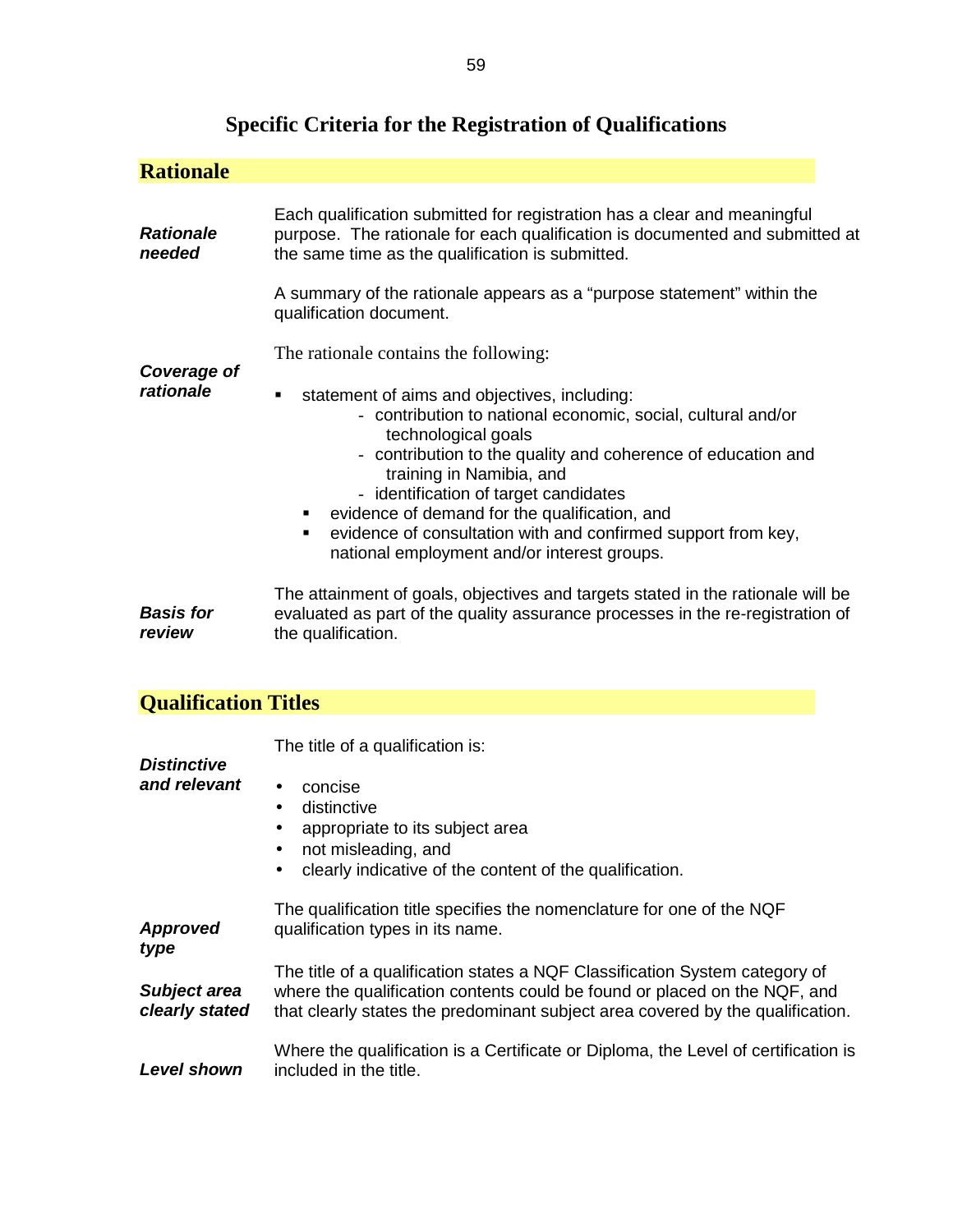# Specific Criteria for the Registration of Qualifications

## Rationale

***Rationale needed***

Each qualification submitted for registration has a clear and meaningful purpose. The rationale for each qualification is documented and submitted at the same time as the qualification is submitted.

A summary of the rationale appears as a "purpose statement" within the qualification document.

***Coverage of rationale***

The rationale contains the following:

- statement of aims and objectives, including:
  - contribution to national economic, social, cultural and/or technological goals
  - contribution to the quality and coherence of education and training in Namibia, and
  - identification of target candidates
- evidence of demand for the qualification, and
- evidence of consultation with and confirmed support from key, national employment and/or interest groups.

***Basis for review***

The attainment of goals, objectives and targets stated in the rationale will be evaluated as part of the quality assurance processes in the re-registration of the qualification.

## Qualification Titles

***Distinctive and relevant***

The title of a qualification is:

- concise
- distinctive
- appropriate to its subject area
- not misleading, and
- clearly indicative of the content of the qualification.

***Approved type***

The qualification title specifies the nomenclature for one of the NQF qualification types in its name.

***Subject area clearly stated***

The title of a qualification states a NQF Classification System category of where the qualification contents could be found or placed on the NQF, and that clearly states the predominant subject area covered by the qualification.

***Level shown***

Where the qualification is a Certificate or Diploma, the Level of certification is included in the title.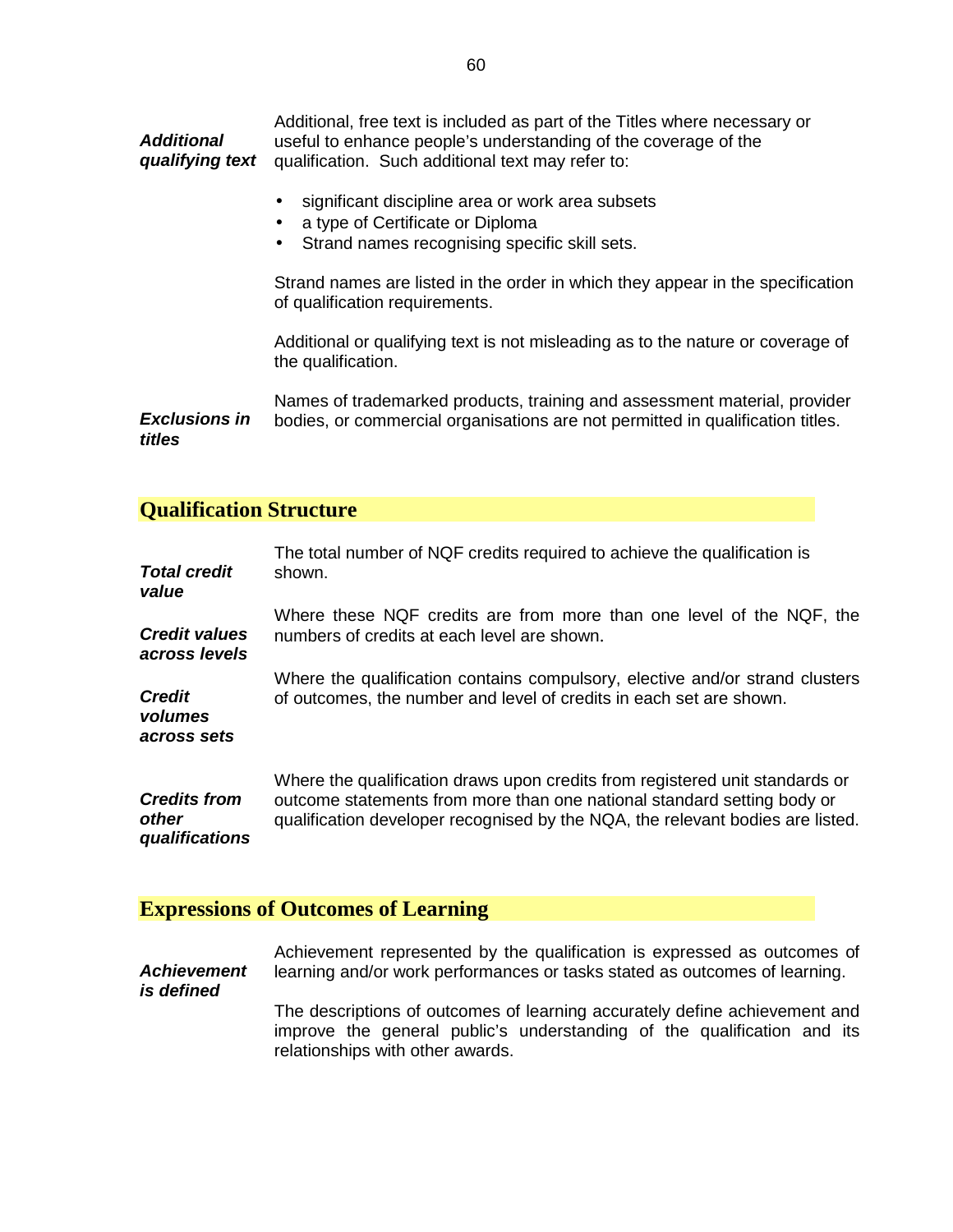***Additional qualifying text***

Additional, free text is included as part of the Titles where necessary or useful to enhance people's understanding of the coverage of the qualification. Such additional text may refer to:

- significant discipline area or work area subsets
- a type of Certificate or Diploma
- Strand names recognising specific skill sets.

Strand names are listed in the order in which they appear in the specification of qualification requirements.

Additional or qualifying text is not misleading as to the nature or coverage of the qualification.

***Exclusions in titles***

Names of trademarked products, training and assessment material, provider bodies, or commercial organisations are not permitted in qualification titles.

## Qualification Structure

***Total credit value***

The total number of NQF credits required to achieve the qualification is shown.

***Credit values across levels***

Where these NQF credits are from more than one level of the NQF, the numbers of credits at each level are shown.

***Credit volumes across sets***

Where the qualification contains compulsory, elective and/or strand clusters of outcomes, the number and level of credits in each set are shown.

***Credits from other qualifications***

Where the qualification draws upon credits from registered unit standards or outcome statements from more than one national standard setting body or qualification developer recognised by the NQA, the relevant bodies are listed.

## Expressions of Outcomes of Learning

***Achievement is defined***

Achievement represented by the qualification is expressed as outcomes of learning and/or work performances or tasks stated as outcomes of learning.

The descriptions of outcomes of learning accurately define achievement and improve the general public's understanding of the qualification and its relationships with other awards.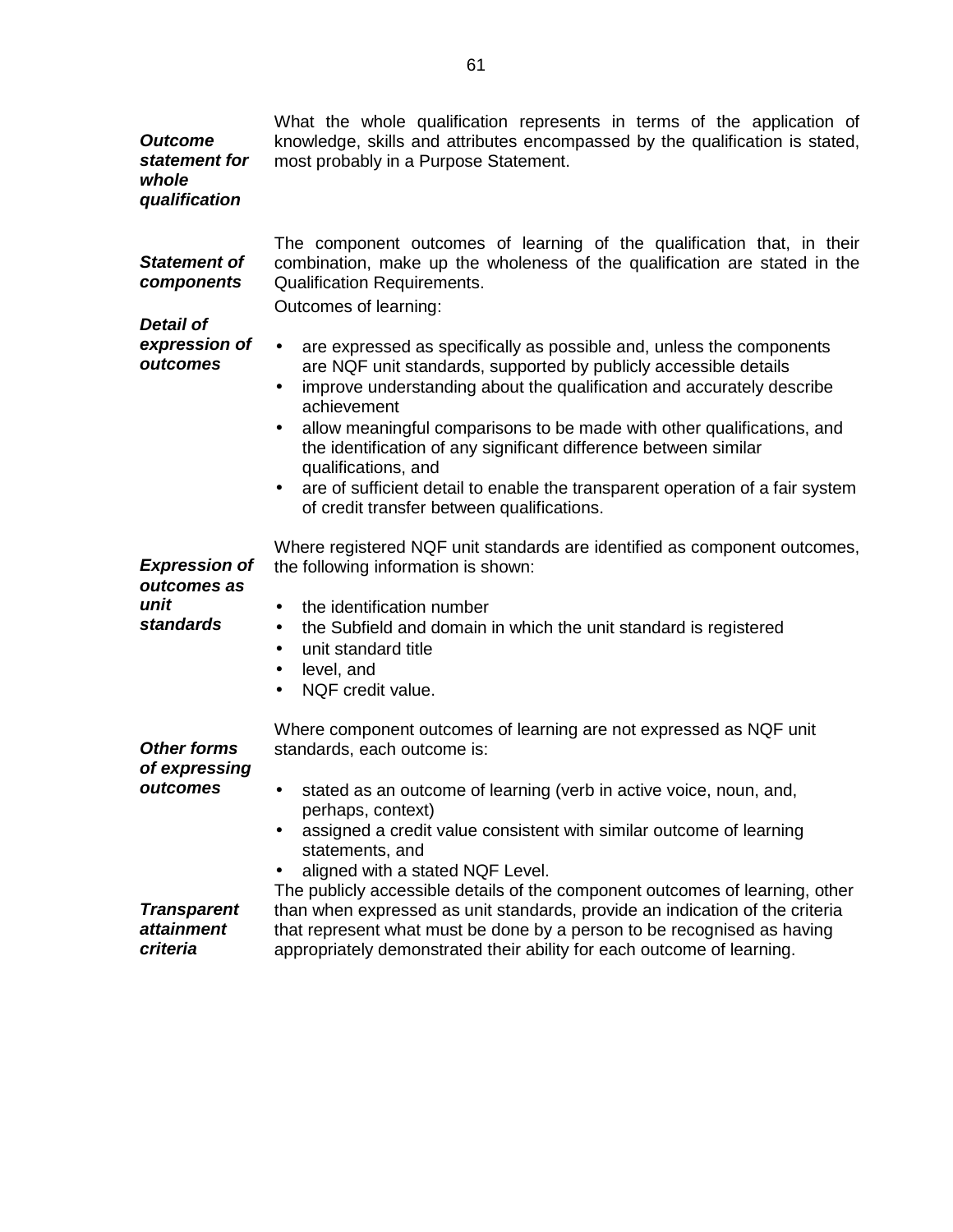***Outcome statement for whole qualification***

What the whole qualification represents in terms of the application of knowledge, skills and attributes encompassed by the qualification is stated, most probably in a Purpose Statement.

***Statement of components***

The component outcomes of learning of the qualification that, in their combination, make up the wholeness of the qualification are stated in the Qualification Requirements.

***Detail of expression of outcomes***

Outcomes of learning:

- are expressed as specifically as possible and, unless the components are NQF unit standards, supported by publicly accessible details
- improve understanding about the qualification and accurately describe achievement
- allow meaningful comparisons to be made with other qualifications, and the identification of any significant difference between similar qualifications, and
- are of sufficient detail to enable the transparent operation of a fair system of credit transfer between qualifications.

***Expression of outcomes as unit standards***

Where registered NQF unit standards are identified as component outcomes, the following information is shown:

- the identification number
- the Subfield and domain in which the unit standard is registered
- unit standard title
- level, and
- NQF credit value.

***Other forms of expressing outcomes***

Where component outcomes of learning are not expressed as NQF unit standards, each outcome is:

- stated as an outcome of learning (verb in active voice, noun, and, perhaps, context)
- assigned a credit value consistent with similar outcome of learning statements, and
- aligned with a stated NQF Level.

***Transparent attainment criteria***

The publicly accessible details of the component outcomes of learning, other than when expressed as unit standards, provide an indication of the criteria that represent what must be done by a person to be recognised as having appropriately demonstrated their ability for each outcome of learning.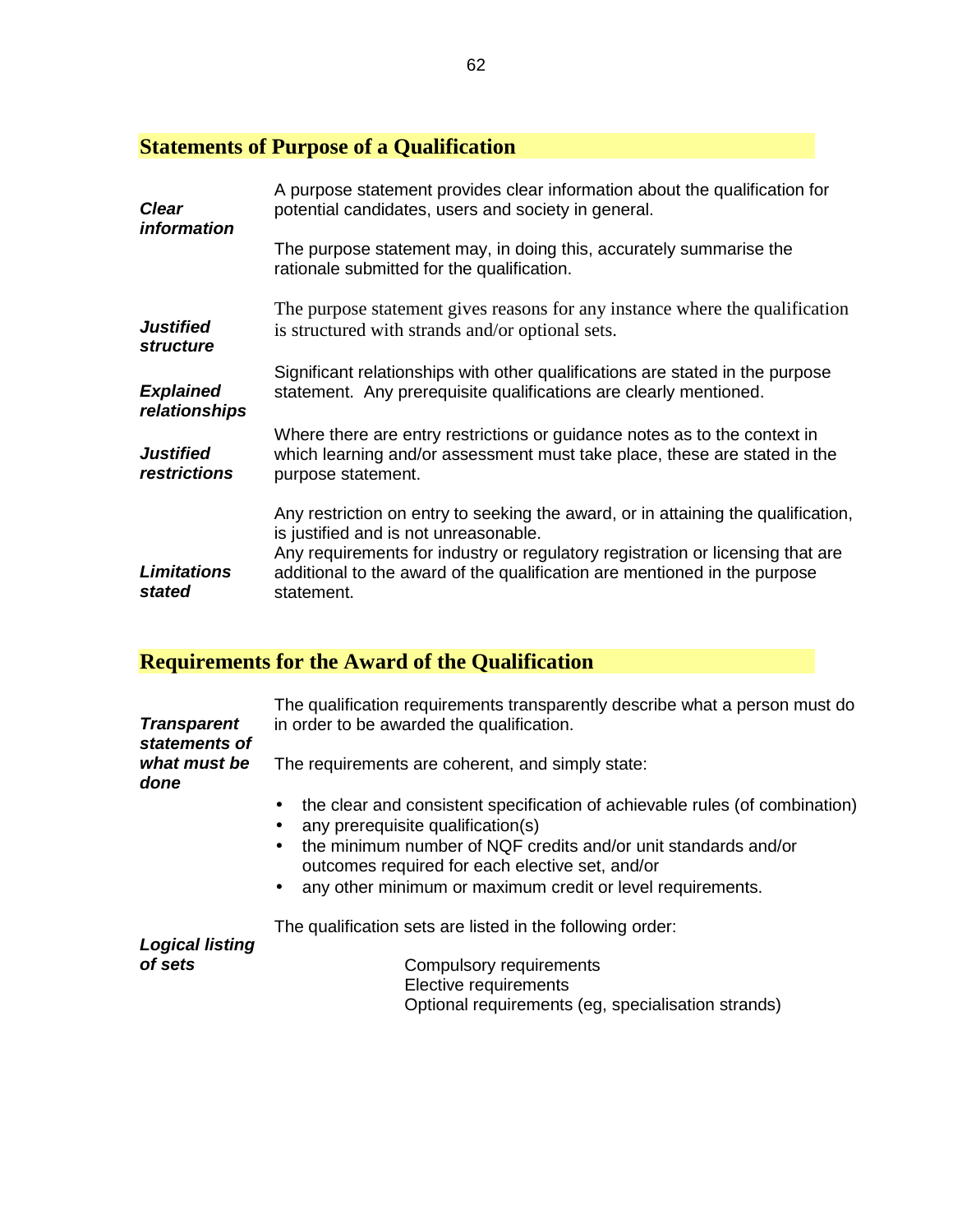## Statements of Purpose of a Qualification

***Clear information***

A purpose statement provides clear information about the qualification for potential candidates, users and society in general.

The purpose statement may, in doing this, accurately summarise the rationale submitted for the qualification.

***Justified structure***

The purpose statement gives reasons for any instance where the qualification is structured with strands and/or optional sets.

***Explained relationships***

Significant relationships with other qualifications are stated in the purpose statement. Any prerequisite qualifications are clearly mentioned.

***Justified restrictions***

Where there are entry restrictions or guidance notes as to the context in which learning and/or assessment must take place, these are stated in the purpose statement.

***Limitations stated***

Any restriction on entry to seeking the award, or in attaining the qualification, is justified and is not unreasonable.
Any requirements for industry or regulatory registration or licensing that are additional to the award of the qualification are mentioned in the purpose statement.

## Requirements for the Award of the Qualification

***Transparent statements of what must be done***

The qualification requirements transparently describe what a person must do in order to be awarded the qualification.

The requirements are coherent, and simply state:

- the clear and consistent specification of achievable rules (of combination)
- any prerequisite qualification(s)
- the minimum number of NQF credits and/or unit standards and/or outcomes required for each elective set, and/or
- any other minimum or maximum credit or level requirements.

***Logical listing of sets***

The qualification sets are listed in the following order:

Compulsory requirements
Elective requirements
Optional requirements (eg, specialisation strands)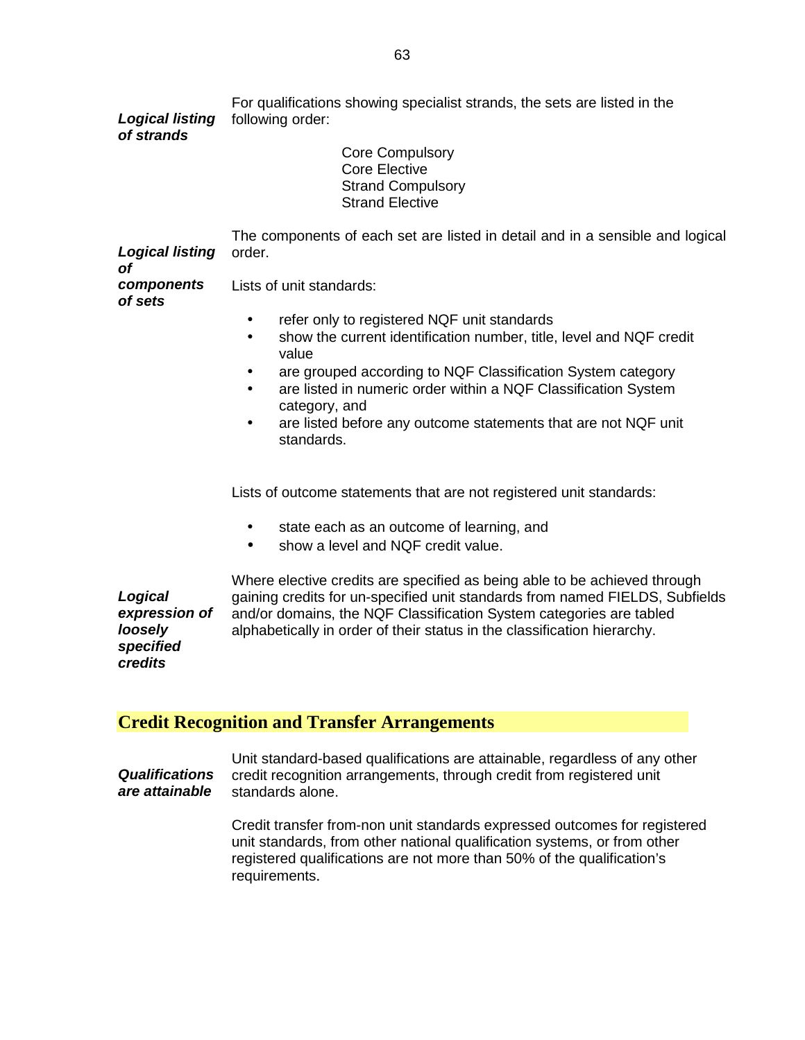***Logical listing of strands***

For qualifications showing specialist strands, the sets are listed in the following order:

Core Compulsory
Core Elective
Strand Compulsory
Strand Elective

***Logical listing of components of sets***

The components of each set are listed in detail and in a sensible and logical order.

Lists of unit standards:

- refer only to registered NQF unit standards
- show the current identification number, title, level and NQF credit value
- are grouped according to NQF Classification System category
- are listed in numeric order within a NQF Classification System category, and
- are listed before any outcome statements that are not NQF unit standards.

Lists of outcome statements that are not registered unit standards:

- state each as an outcome of learning, and
- show a level and NQF credit value.

***Logical expression of loosely specified credits***

Where elective credits are specified as being able to be achieved through gaining credits for un-specified unit standards from named FIELDS, Subfields and/or domains, the NQF Classification System categories are tabled alphabetically in order of their status in the classification hierarchy.

## Credit Recognition and Transfer Arrangements

***Qualifications are attainable***

Unit standard-based qualifications are attainable, regardless of any other credit recognition arrangements, through credit from registered unit standards alone.

Credit transfer from-non unit standards expressed outcomes for registered unit standards, from other national qualification systems, or from other registered qualifications are not more than 50% of the qualification's requirements.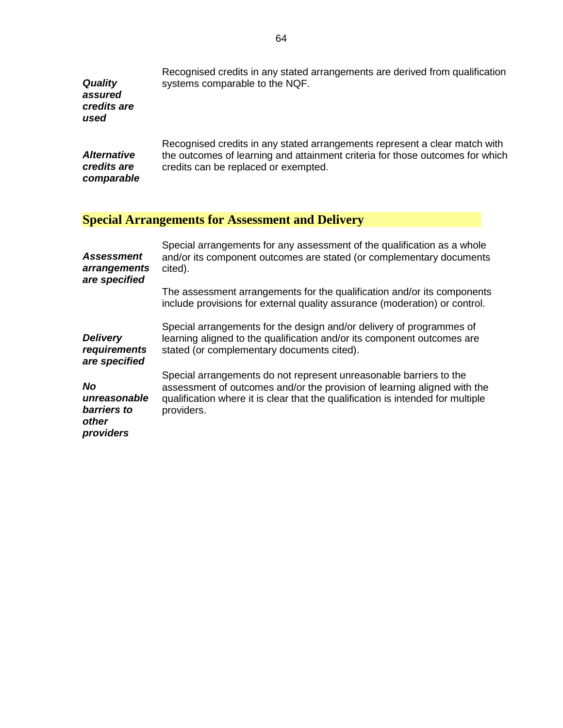***Quality assured credits are used***

Recognised credits in any stated arrangements are derived from qualification systems comparable to the NQF.

***Alternative credits are comparable***

Recognised credits in any stated arrangements represent a clear match with the outcomes of learning and attainment criteria for those outcomes for which credits can be replaced or exempted.

## Special Arrangements for Assessment and Delivery

***Assessment arrangements are specified***

Special arrangements for any assessment of the qualification as a whole and/or its component outcomes are stated (or complementary documents cited).

The assessment arrangements for the qualification and/or its components include provisions for external quality assurance (moderation) or control.

***Delivery requirements are specified***

Special arrangements for the design and/or delivery of programmes of learning aligned to the qualification and/or its component outcomes are stated (or complementary documents cited).

***No unreasonable barriers to other providers***

Special arrangements do not represent unreasonable barriers to the assessment of outcomes and/or the provision of learning aligned with the qualification where it is clear that the qualification is intended for multiple providers.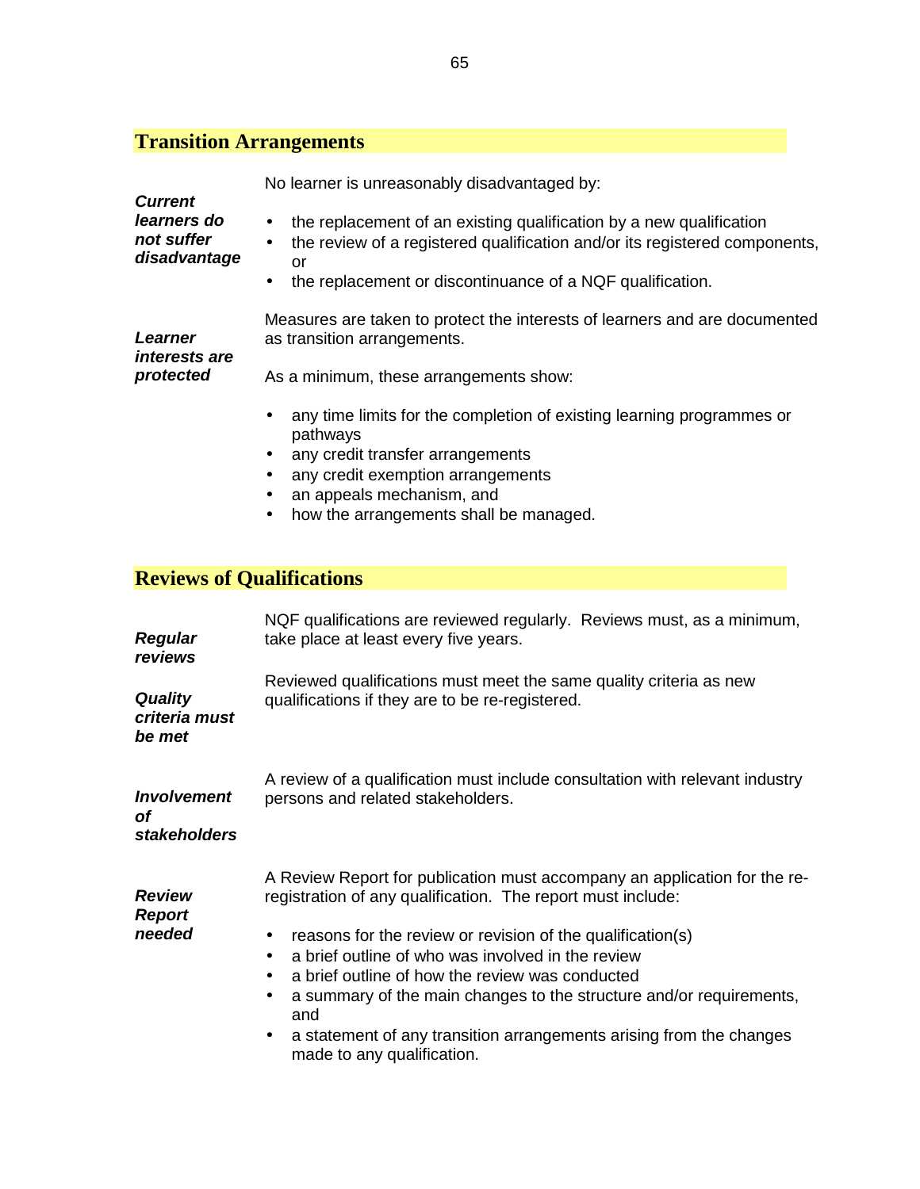## Transition Arrangements

***Current learners do not suffer disadvantage***

No learner is unreasonably disadvantaged by:

- the replacement of an existing qualification by a new qualification
- the review of a registered qualification and/or its registered components, or
- the replacement or discontinuance of a NQF qualification.

***Learner interests are protected***

Measures are taken to protect the interests of learners and are documented as transition arrangements.

As a minimum, these arrangements show:

- any time limits for the completion of existing learning programmes or pathways
- any credit transfer arrangements
- any credit exemption arrangements
- an appeals mechanism, and
- how the arrangements shall be managed.

## Reviews of Qualifications

***Regular reviews***

NQF qualifications are reviewed regularly. Reviews must, as a minimum, take place at least every five years.

***Quality criteria must be met***

Reviewed qualifications must meet the same quality criteria as new qualifications if they are to be re-registered.

***Involvement of stakeholders***

A review of a qualification must include consultation with relevant industry persons and related stakeholders.

***Review Report needed***

A Review Report for publication must accompany an application for the re-registration of any qualification. The report must include:

- reasons for the review or revision of the qualification(s)
- a brief outline of who was involved in the review
- a brief outline of how the review was conducted
- a summary of the main changes to the structure and/or requirements, and
- a statement of any transition arrangements arising from the changes made to any qualification.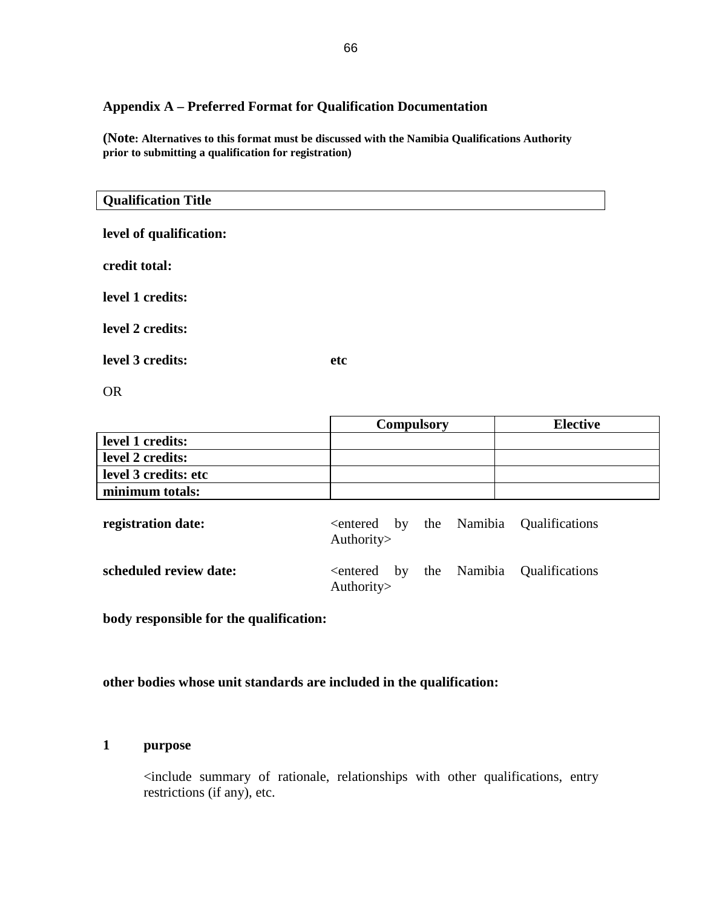## Appendix A – Preferred Format for Qualification Documentation

**(Note: Alternatives to this format must be discussed with the Namibia Qualifications Authority prior to submitting a qualification for registration)**

| **Qualification Title** |
|---|

**level of qualification:**

**credit total:**

**level 1 credits:**

**level 2 credits:**

**level 3 credits:** **etc**

OR

| | **Compulsory** | **Elective** |
|---|---|---|
| **level 1 credits:** | | |
| **level 2 credits:** | | |
| **level 3 credits: etc** | | |
| **minimum totals:** | | |

**registration date:** <entered by the Namibia Qualifications Authority>

**scheduled review date:** <entered by the Namibia Qualifications Authority>

**body responsible for the qualification:**

**other bodies whose unit standards are included in the qualification:**

**1 purpose**

<include summary of rationale, relationships with other qualifications, entry restrictions (if any), etc.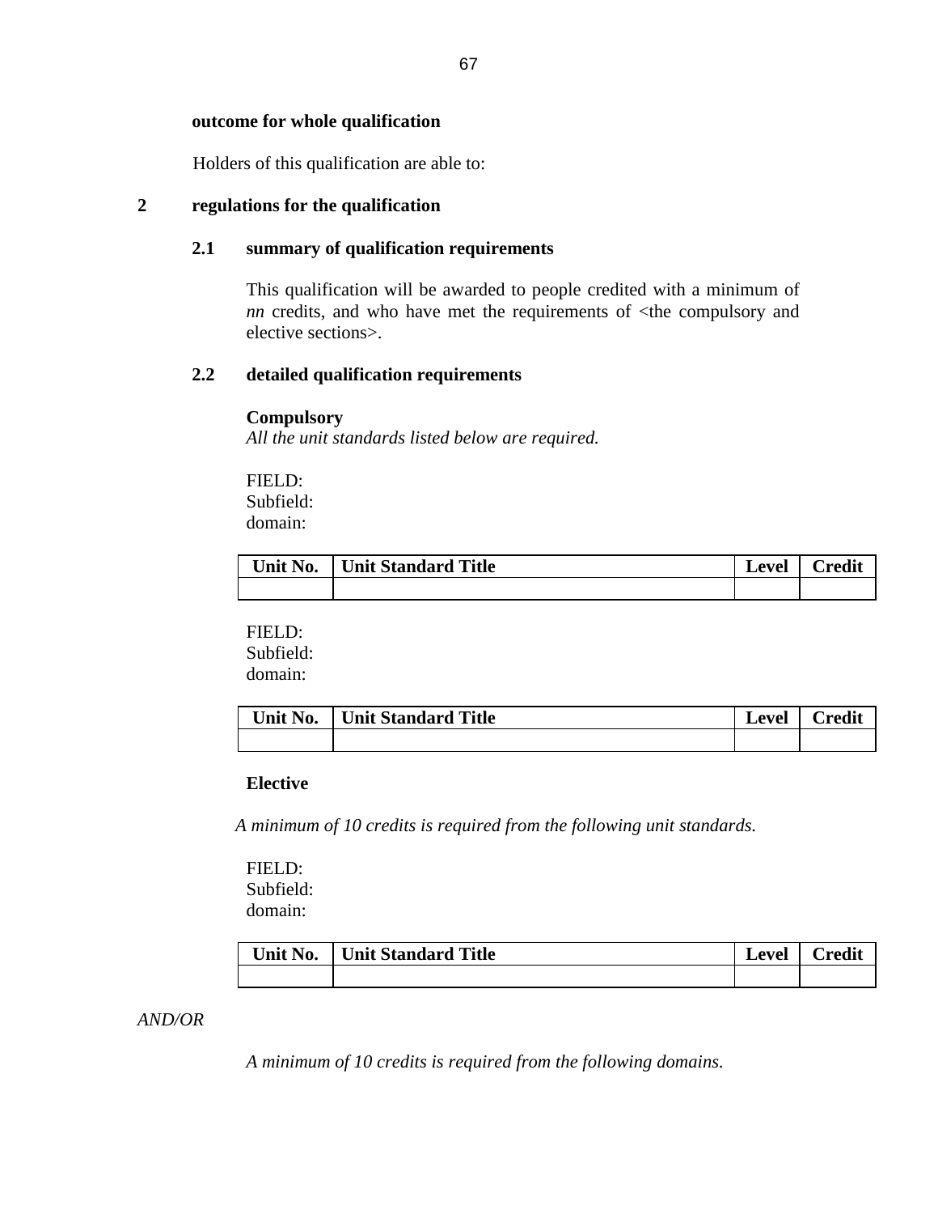**outcome for whole qualification**

Holders of this qualification are able to:

## 2 regulations for the qualification

### 2.1 summary of qualification requirements

This qualification will be awarded to people credited with a minimum of *nn* credits, and who have met the requirements of <the compulsory and elective sections>.

### 2.2 detailed qualification requirements

**Compulsory**
*All the unit standards listed below are required.*

FIELD:
Subfield:
domain:

| Unit No. | Unit Standard Title | Level | Credit |
|---|---|---|---|
| | | | |

FIELD:
Subfield:
domain:

| Unit No. | Unit Standard Title | Level | Credit |
|---|---|---|---|
| | | | |

**Elective**

*A minimum of 10 credits is required from the following unit standards.*

FIELD:
Subfield:
domain:

| Unit No. | Unit Standard Title | Level | Credit |
|---|---|---|---|
| | | | |

*AND/OR*

*A minimum of 10 credits is required from the following domains.*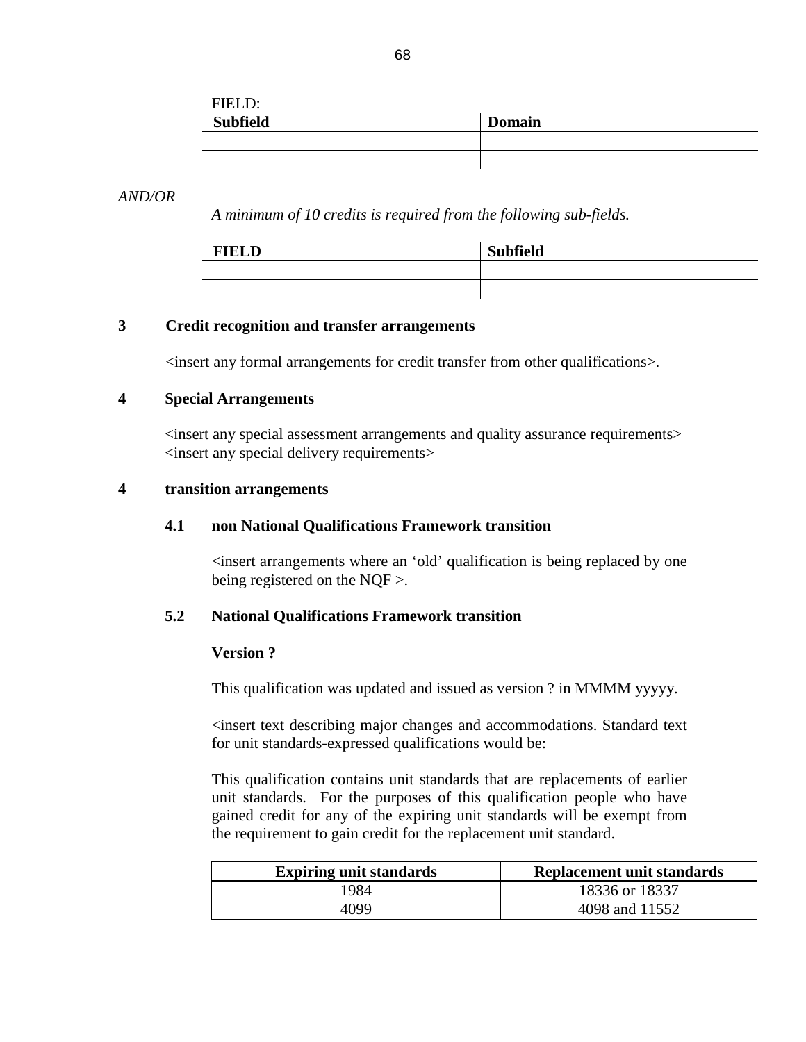FIELD:

| Subfield | Domain |
|---|---|
| | |
| | |

*AND/OR*

*A minimum of 10 credits is required from the following sub-fields.*

| FIELD | Subfield |
|---|---|
| | |
| | |

## 3 Credit recognition and transfer arrangements

<insert any formal arrangements for credit transfer from other qualifications>.

## 4 Special Arrangements

<insert any special assessment arrangements and quality assurance requirements>
<insert any special delivery requirements>

## 4 transition arrangements

### 4.1 non National Qualifications Framework transition

<insert arrangements where an 'old' qualification is being replaced by one being registered on the NQF >.

### 5.2 National Qualifications Framework transition

**Version ?**

This qualification was updated and issued as version ? in MMMM yyyyy.

<insert text describing major changes and accommodations. Standard text for unit standards-expressed qualifications would be:

This qualification contains unit standards that are replacements of earlier unit standards. For the purposes of this qualification people who have gained credit for any of the expiring unit standards will be exempt from the requirement to gain credit for the replacement unit standard.

| Expiring unit standards | Replacement unit standards |
|---|---|
| 1984 | 18336 or 18337 |
| 4099 | 4098 and 11552 |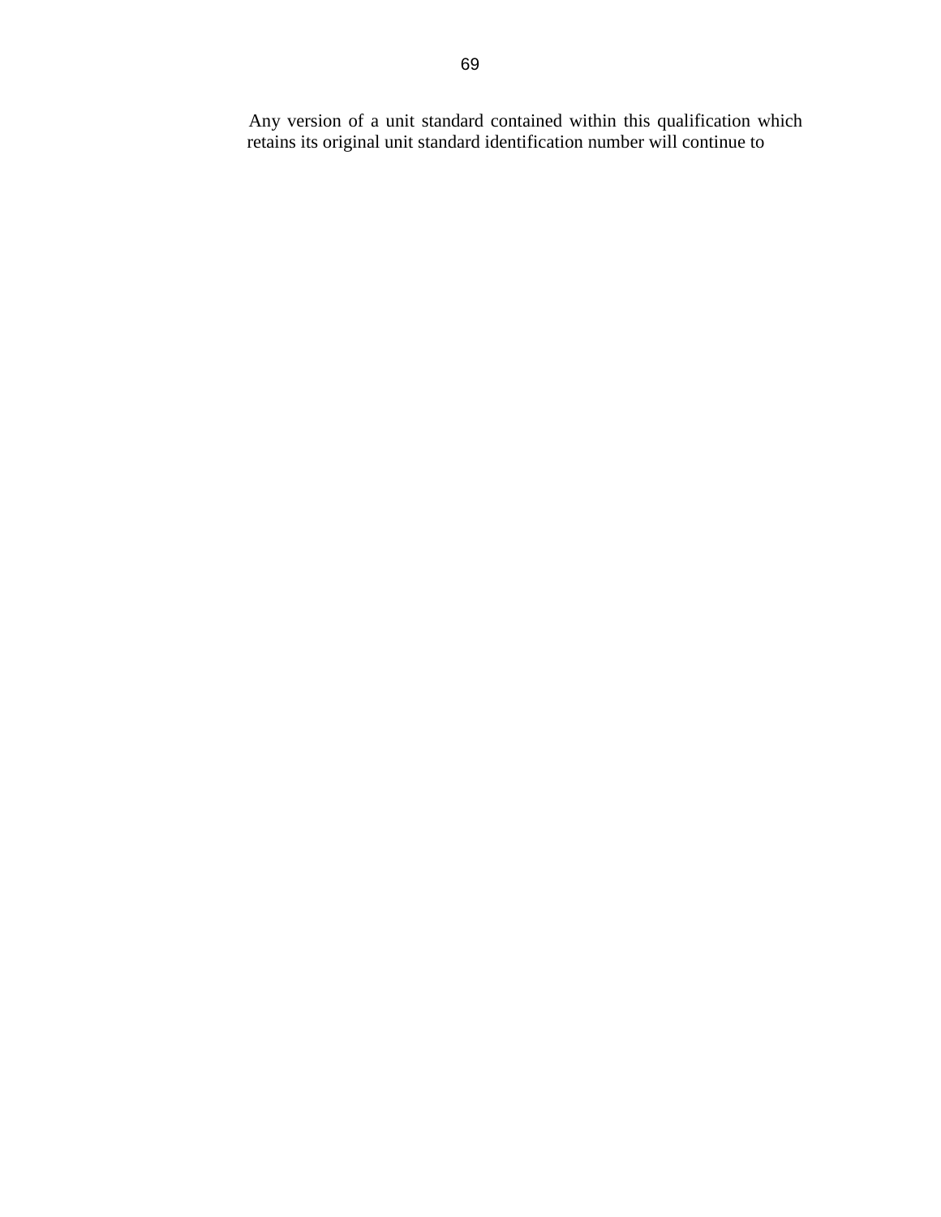Any version of a unit standard contained within this qualification which retains its original unit standard identification number will continue to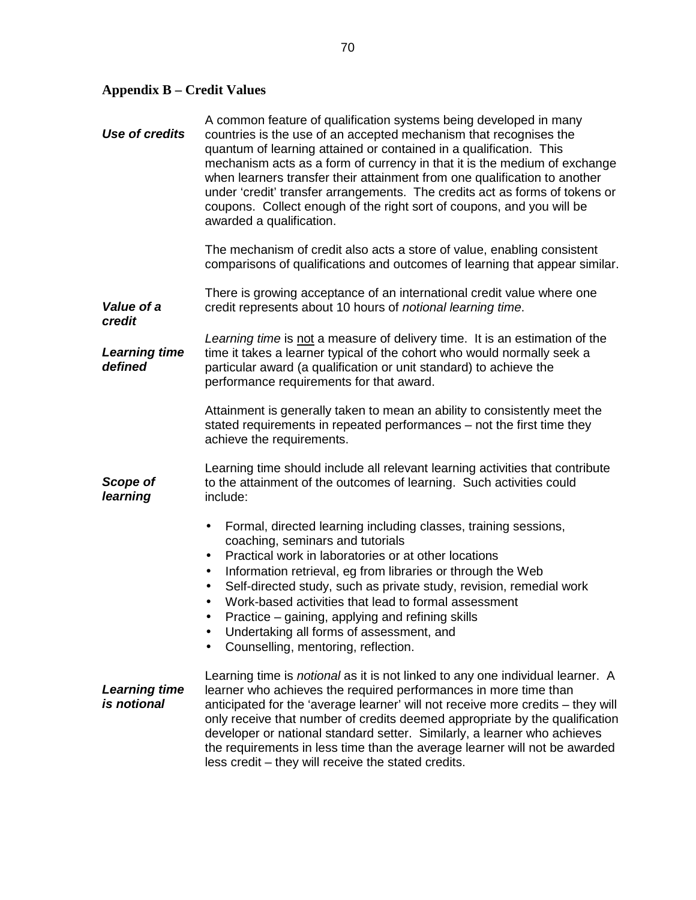## Appendix B – Credit Values

***Use of credits***

A common feature of qualification systems being developed in many countries is the use of an accepted mechanism that recognises the quantum of learning attained or contained in a qualification. This mechanism acts as a form of currency in that it is the medium of exchange when learners transfer their attainment from one qualification to another under 'credit' transfer arrangements. The credits act as forms of tokens or coupons. Collect enough of the right sort of coupons, and you will be awarded a qualification.

The mechanism of credit also acts a store of value, enabling consistent comparisons of qualifications and outcomes of learning that appear similar.

***Value of a credit***

There is growing acceptance of an international credit value where one credit represents about 10 hours of *notional learning time*.

***Learning time defined***

*Learning time* is <u>not</u> a measure of delivery time. It is an estimation of the time it takes a learner typical of the cohort who would normally seek a particular award (a qualification or unit standard) to achieve the performance requirements for that award.

Attainment is generally taken to mean an ability to consistently meet the stated requirements in repeated performances – not the first time they achieve the requirements.

***Scope of learning***

Learning time should include all relevant learning activities that contribute to the attainment of the outcomes of learning. Such activities could include:

- Formal, directed learning including classes, training sessions, coaching, seminars and tutorials
- Practical work in laboratories or at other locations
- Information retrieval, eg from libraries or through the Web
- Self-directed study, such as private study, revision, remedial work
- Work-based activities that lead to formal assessment
- Practice – gaining, applying and refining skills
- Undertaking all forms of assessment, and
- Counselling, mentoring, reflection.

***Learning time is notional***

Learning time is *notional* as it is not linked to any one individual learner. A learner who achieves the required performances in more time than anticipated for the 'average learner' will not receive more credits – they will only receive that number of credits deemed appropriate by the qualification developer or national standard setter. Similarly, a learner who achieves the requirements in less time than the average learner will not be awarded less credit – they will receive the stated credits.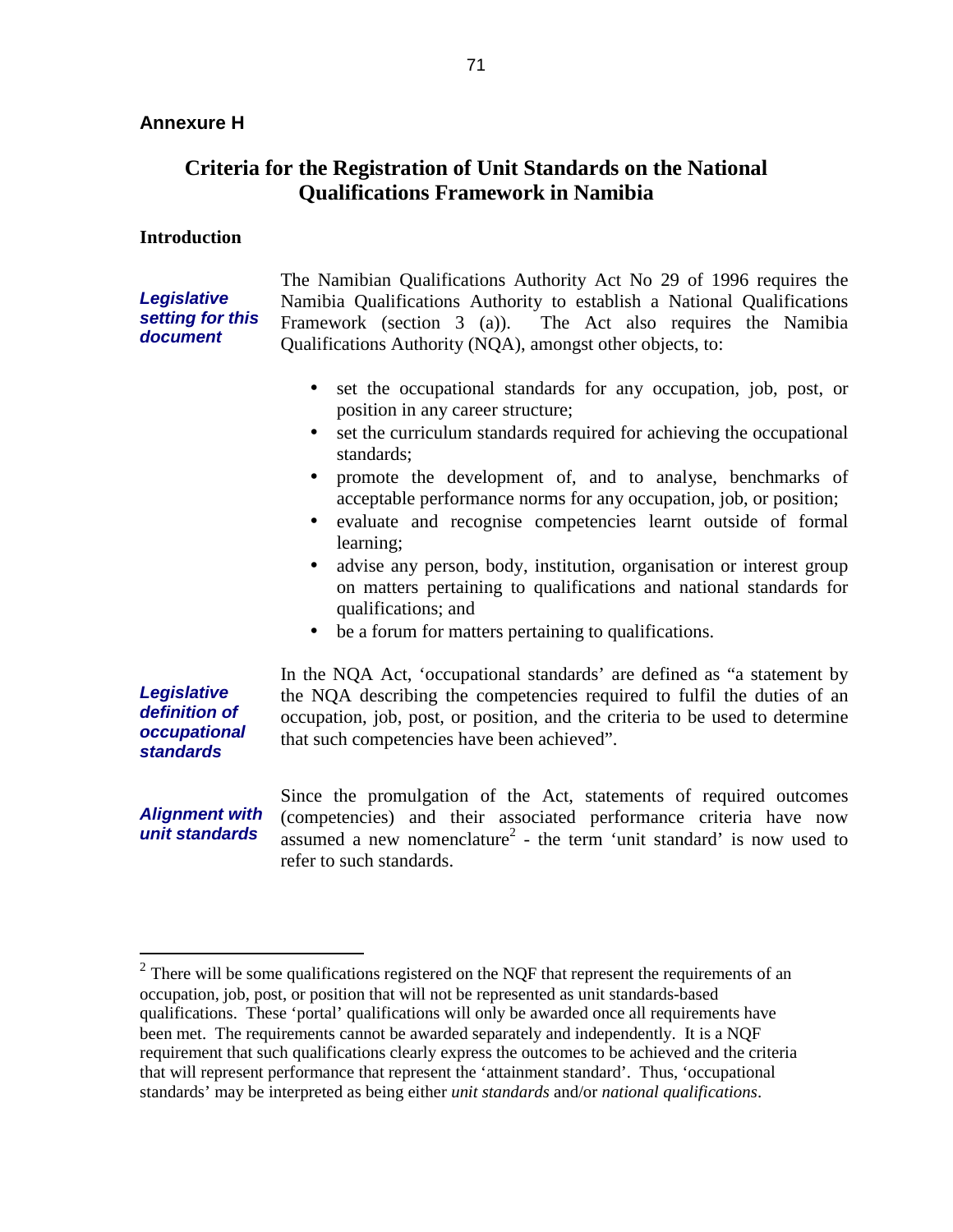**Annexure H**

# Criteria for the Registration of Unit Standards on the National Qualifications Framework in Namibia

## Introduction

***Legislative setting for this document***

The Namibian Qualifications Authority Act No 29 of 1996 requires the Namibia Qualifications Authority to establish a National Qualifications Framework (section 3 (a)). The Act also requires the Namibia Qualifications Authority (NQA), amongst other objects, to:

- set the occupational standards for any occupation, job, post, or position in any career structure;
- set the curriculum standards required for achieving the occupational standards;
- promote the development of, and to analyse, benchmarks of acceptable performance norms for any occupation, job, or position;
- evaluate and recognise competencies learnt outside of formal learning;
- advise any person, body, institution, organisation or interest group on matters pertaining to qualifications and national standards for qualifications; and
- be a forum for matters pertaining to qualifications.

***Legislative definition of occupational standards***

In the NQA Act, 'occupational standards' are defined as "a statement by the NQA describing the competencies required to fulfil the duties of an occupation, job, post, or position, and the criteria to be used to determine that such competencies have been achieved".

***Alignment with unit standards***

Since the promulgation of the Act, statements of required outcomes (competencies) and their associated performance criteria have now assumed a new nomenclature[2] - the term 'unit standard' is now used to refer to such standards.

---

[2] There will be some qualifications registered on the NQF that represent the requirements of an occupation, job, post, or position that will not be represented as unit standards-based qualifications. These 'portal' qualifications will only be awarded once all requirements have been met. The requirements cannot be awarded separately and independently. It is a NQF requirement that such qualifications clearly express the outcomes to be achieved and the criteria that will represent performance that represent the 'attainment standard'. Thus, 'occupational standards' may be interpreted as being either *unit standards* and/or *national qualifications*.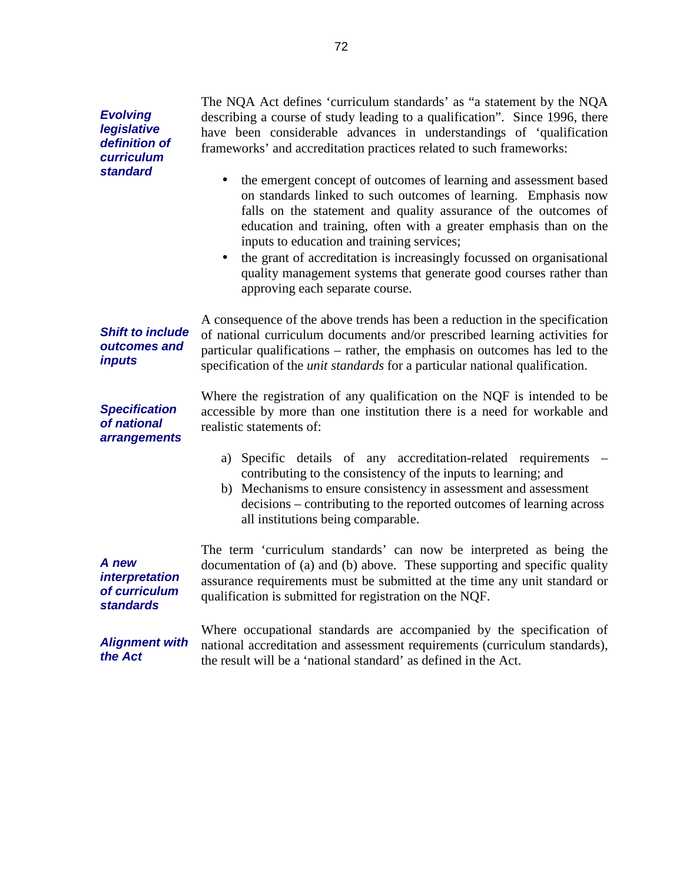**Evolving legislative definition of curriculum standard**

The NQA Act defines 'curriculum standards' as "a statement by the NQA describing a course of study leading to a qualification". Since 1996, there have been considerable advances in understandings of 'qualification frameworks' and accreditation practices related to such frameworks:

- the emergent concept of outcomes of learning and assessment based on standards linked to such outcomes of learning. Emphasis now falls on the statement and quality assurance of the outcomes of education and training, often with a greater emphasis than on the inputs to education and training services;
- the grant of accreditation is increasingly focussed on organisational quality management systems that generate good courses rather than approving each separate course.

**Shift to include outcomes and inputs**

A consequence of the above trends has been a reduction in the specification of national curriculum documents and/or prescribed learning activities for particular qualifications – rather, the emphasis on outcomes has led to the specification of the *unit standards* for a particular national qualification.

**Specification of national arrangements**

Where the registration of any qualification on the NQF is intended to be accessible by more than one institution there is a need for workable and realistic statements of:

a) Specific details of any accreditation-related requirements – contributing to the consistency of the inputs to learning; and
b) Mechanisms to ensure consistency in assessment and assessment decisions – contributing to the reported outcomes of learning across all institutions being comparable.

**A new interpretation of curriculum standards**

The term 'curriculum standards' can now be interpreted as being the documentation of (a) and (b) above. These supporting and specific quality assurance requirements must be submitted at the time any unit standard or qualification is submitted for registration on the NQF.

**Alignment with the Act**

Where occupational standards are accompanied by the specification of national accreditation and assessment requirements (curriculum standards), the result will be a 'national standard' as defined in the Act.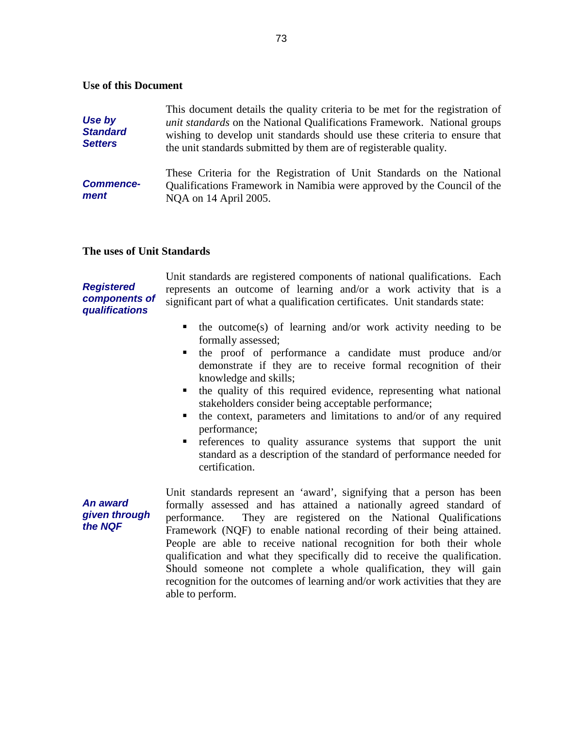## Use of this Document

***Use by Standard Setters***

This document details the quality criteria to be met for the registration of *unit standards* on the National Qualifications Framework. National groups wishing to develop unit standards should use these criteria to ensure that the unit standards submitted by them are of registerable quality.

***Commence-ment***

These Criteria for the Registration of Unit Standards on the National Qualifications Framework in Namibia were approved by the Council of the NQA on 14 April 2005.

## The uses of Unit Standards

***Registered components of qualifications***

Unit standards are registered components of national qualifications. Each represents an outcome of learning and/or a work activity that is a significant part of what a qualification certificates. Unit standards state:

- the outcome(s) of learning and/or work activity needing to be formally assessed;
- the proof of performance a candidate must produce and/or demonstrate if they are to receive formal recognition of their knowledge and skills;
- the quality of this required evidence, representing what national stakeholders consider being acceptable performance;
- the context, parameters and limitations to and/or of any required performance;
- references to quality assurance systems that support the unit standard as a description of the standard of performance needed for certification.

***An award given through the NQF***

Unit standards represent an 'award', signifying that a person has been formally assessed and has attained a nationally agreed standard of performance. They are registered on the National Qualifications Framework (NQF) to enable national recording of their being attained. People are able to receive national recognition for both their whole qualification and what they specifically did to receive the qualification. Should someone not complete a whole qualification, they will gain recognition for the outcomes of learning and/or work activities that they are able to perform.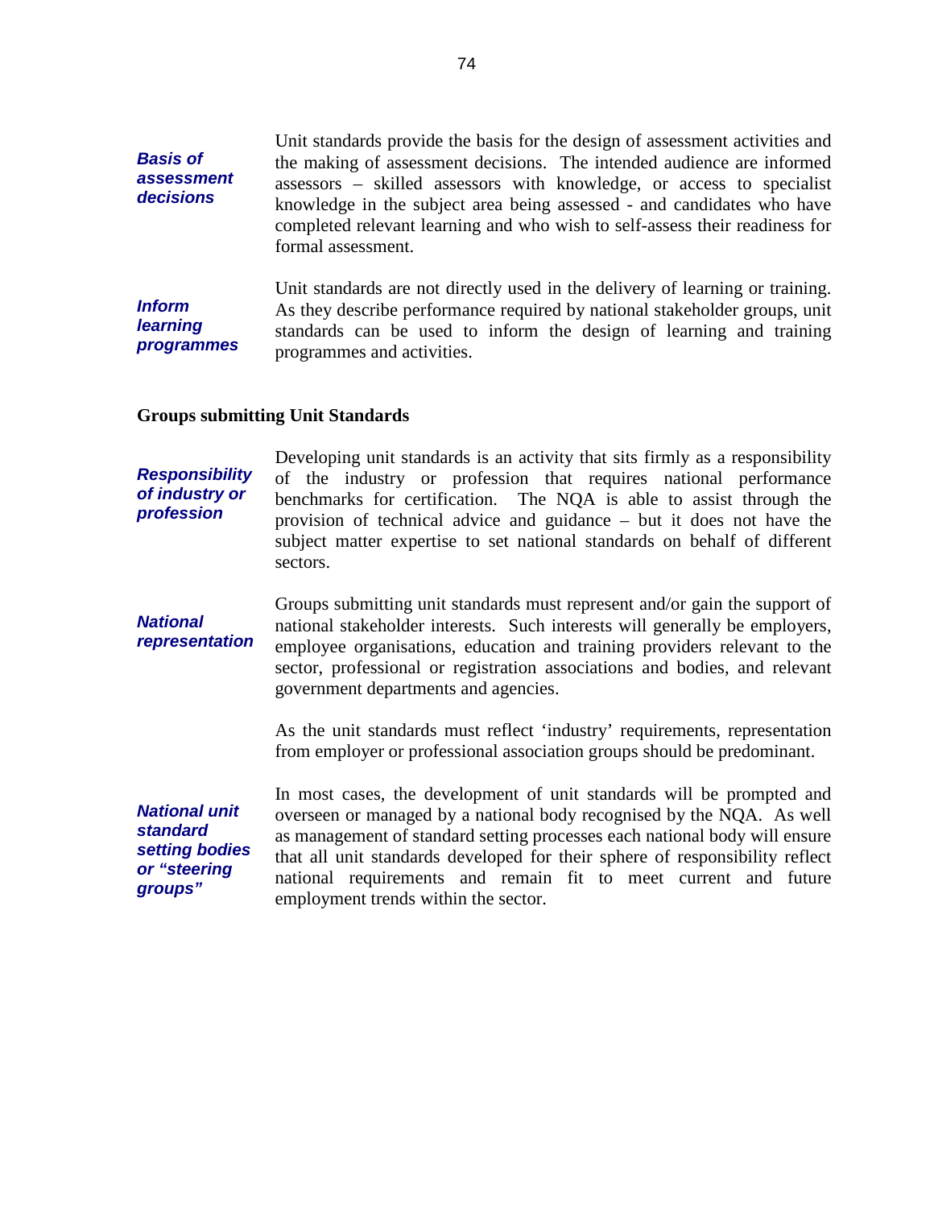***Basis of assessment decisions***

Unit standards provide the basis for the design of assessment activities and the making of assessment decisions. The intended audience are informed assessors – skilled assessors with knowledge, or access to specialist knowledge in the subject area being assessed - and candidates who have completed relevant learning and who wish to self-assess their readiness for formal assessment.

***Inform learning programmes***

Unit standards are not directly used in the delivery of learning or training. As they describe performance required by national stakeholder groups, unit standards can be used to inform the design of learning and training programmes and activities.

**Groups submitting Unit Standards**

***Responsibility of industry or profession***

Developing unit standards is an activity that sits firmly as a responsibility of the industry or profession that requires national performance benchmarks for certification. The NQA is able to assist through the provision of technical advice and guidance – but it does not have the subject matter expertise to set national standards on behalf of different sectors.

***National representation***

Groups submitting unit standards must represent and/or gain the support of national stakeholder interests. Such interests will generally be employers, employee organisations, education and training providers relevant to the sector, professional or registration associations and bodies, and relevant government departments and agencies.

As the unit standards must reflect 'industry' requirements, representation from employer or professional association groups should be predominant.

***National unit standard setting bodies or "steering groups"***

In most cases, the development of unit standards will be prompted and overseen or managed by a national body recognised by the NQA. As well as management of standard setting processes each national body will ensure that all unit standards developed for their sphere of responsibility reflect national requirements and remain fit to meet current and future employment trends within the sector.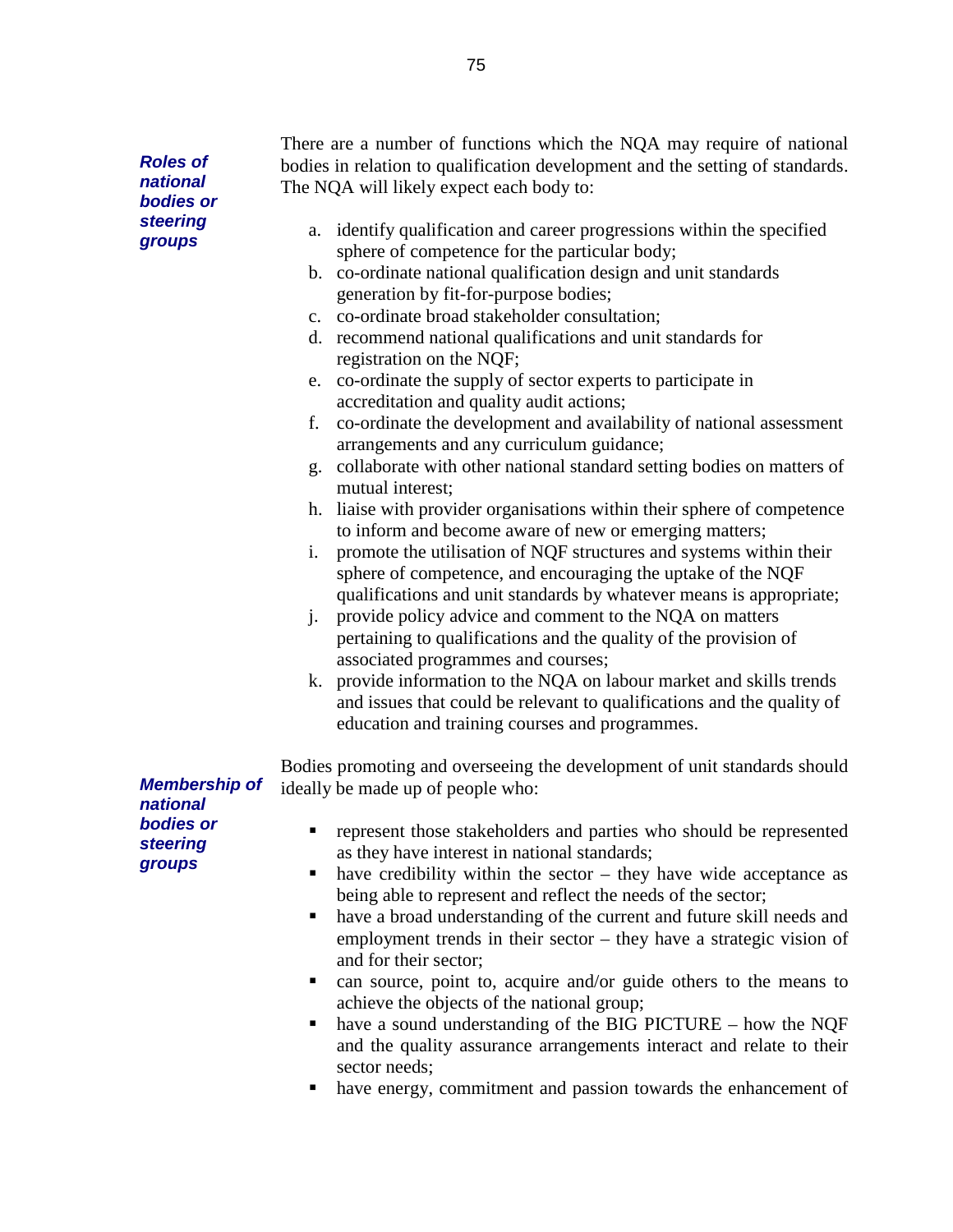***Roles of national bodies or steering groups***

There are a number of functions which the NQA may require of national bodies in relation to qualification development and the setting of standards. The NQA will likely expect each body to:

a. identify qualification and career progressions within the specified sphere of competence for the particular body;
b. co-ordinate national qualification design and unit standards generation by fit-for-purpose bodies;
c. co-ordinate broad stakeholder consultation;
d. recommend national qualifications and unit standards for registration on the NQF;
e. co-ordinate the supply of sector experts to participate in accreditation and quality audit actions;
f. co-ordinate the development and availability of national assessment arrangements and any curriculum guidance;
g. collaborate with other national standard setting bodies on matters of mutual interest;
h. liaise with provider organisations within their sphere of competence to inform and become aware of new or emerging matters;
i. promote the utilisation of NQF structures and systems within their sphere of competence, and encouraging the uptake of the NQF qualifications and unit standards by whatever means is appropriate;
j. provide policy advice and comment to the NQA on matters pertaining to qualifications and the quality of the provision of associated programmes and courses;
k. provide information to the NQA on labour market and skills trends and issues that could be relevant to qualifications and the quality of education and training courses and programmes.

***Membership of national bodies or steering groups***

Bodies promoting and overseeing the development of unit standards should ideally be made up of people who:

- represent those stakeholders and parties who should be represented as they have interest in national standards;
- have credibility within the sector – they have wide acceptance as being able to represent and reflect the needs of the sector;
- have a broad understanding of the current and future skill needs and employment trends in their sector – they have a strategic vision of and for their sector;
- can source, point to, acquire and/or guide others to the means to achieve the objects of the national group;
- have a sound understanding of the BIG PICTURE – how the NQF and the quality assurance arrangements interact and relate to their sector needs;
- have energy, commitment and passion towards the enhancement of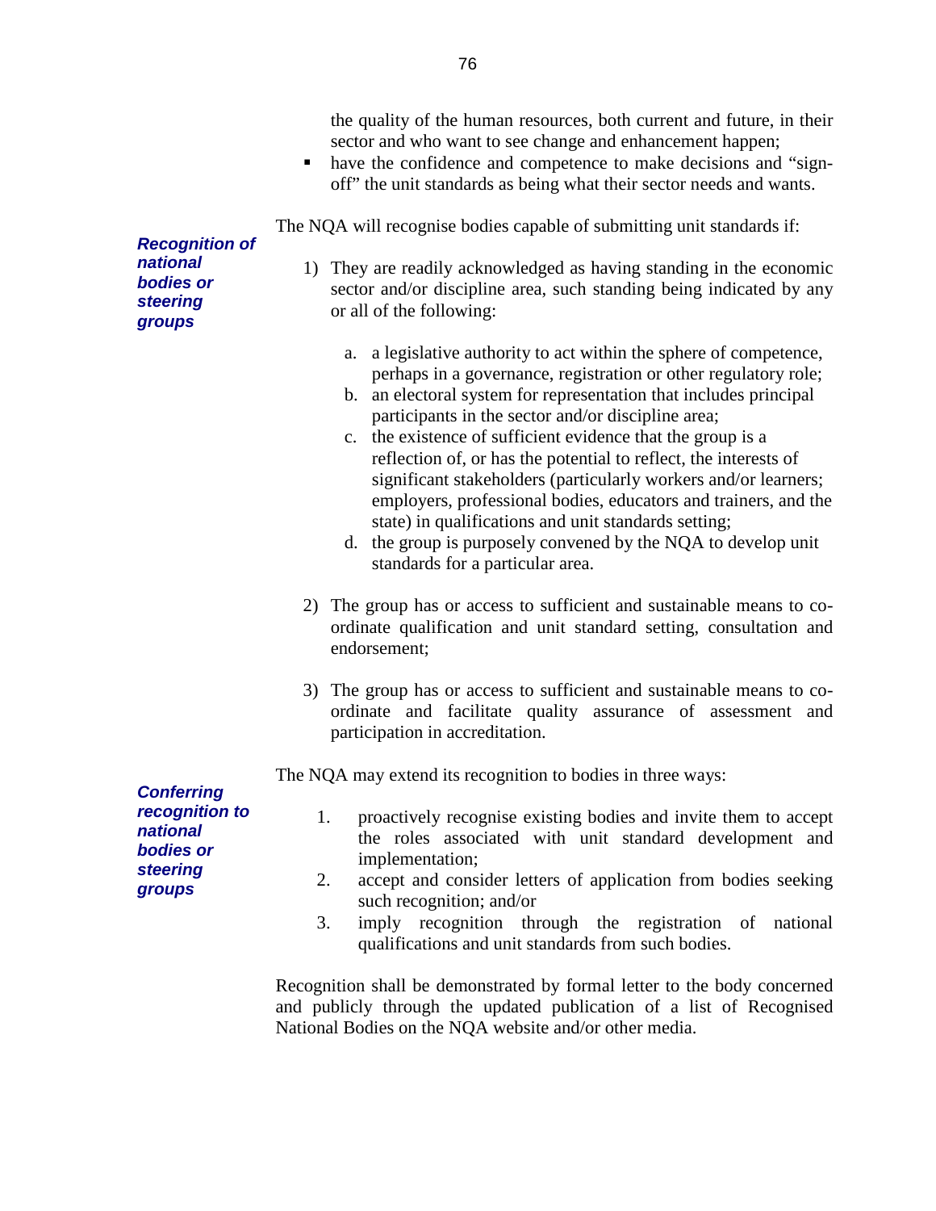the quality of the human resources, both current and future, in their sector and who want to see change and enhancement happen;

- have the confidence and competence to make decisions and "sign-off" the unit standards as being what their sector needs and wants.

***Recognition of national bodies or steering groups***

The NQA will recognise bodies capable of submitting unit standards if:

1) They are readily acknowledged as having standing in the economic sector and/or discipline area, such standing being indicated by any or all of the following:

   a. a legislative authority to act within the sphere of competence, perhaps in a governance, registration or other regulatory role;
   b. an electoral system for representation that includes principal participants in the sector and/or discipline area;
   c. the existence of sufficient evidence that the group is a reflection of, or has the potential to reflect, the interests of significant stakeholders (particularly workers and/or learners; employers, professional bodies, educators and trainers, and the state) in qualifications and unit standards setting;
   d. the group is purposely convened by the NQA to develop unit standards for a particular area.

2) The group has or access to sufficient and sustainable means to co-ordinate qualification and unit standard setting, consultation and endorsement;

3) The group has or access to sufficient and sustainable means to co-ordinate and facilitate quality assurance of assessment and participation in accreditation.

***Conferring recognition to national bodies or steering groups***

The NQA may extend its recognition to bodies in three ways:

1. proactively recognise existing bodies and invite them to accept the roles associated with unit standard development and implementation;
2. accept and consider letters of application from bodies seeking such recognition; and/or
3. imply recognition through the registration of national qualifications and unit standards from such bodies.

Recognition shall be demonstrated by formal letter to the body concerned and publicly through the updated publication of a list of Recognised National Bodies on the NQA website and/or other media.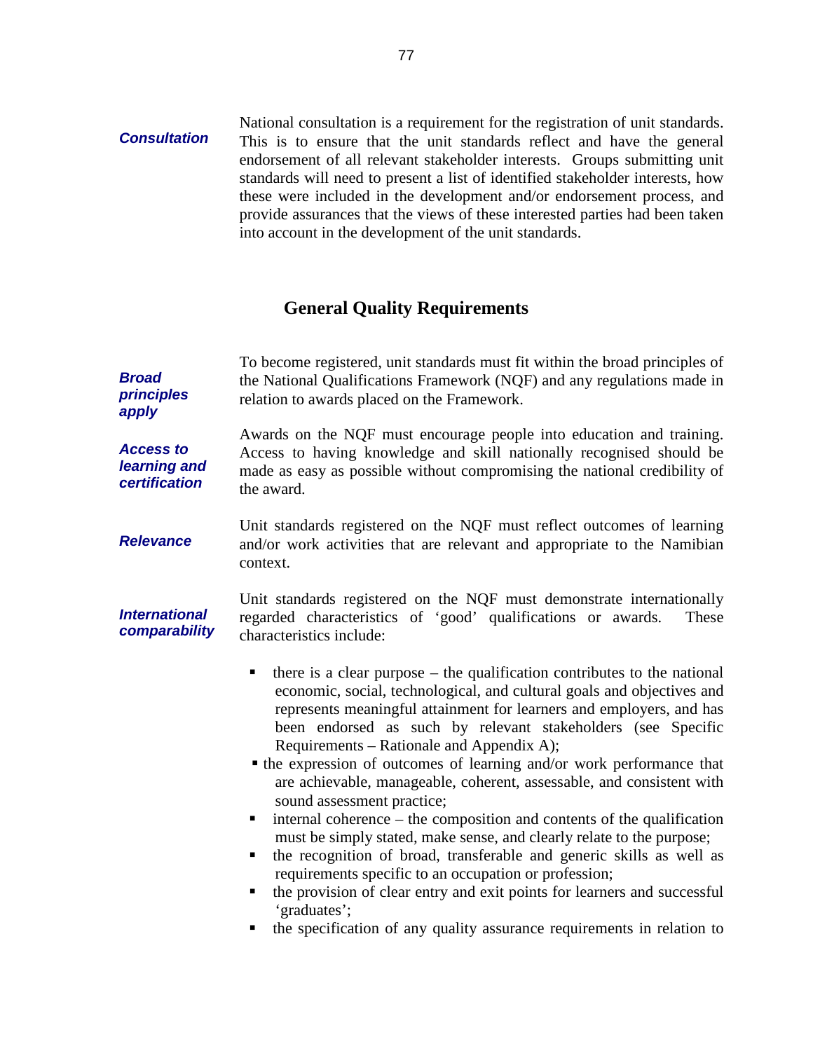***Consultation***

National consultation is a requirement for the registration of unit standards. This is to ensure that the unit standards reflect and have the general endorsement of all relevant stakeholder interests. Groups submitting unit standards will need to present a list of identified stakeholder interests, how these were included in the development and/or endorsement process, and provide assurances that the views of these interested parties had been taken into account in the development of the unit standards.

## General Quality Requirements

***Broad principles apply***

To become registered, unit standards must fit within the broad principles of the National Qualifications Framework (NQF) and any regulations made in relation to awards placed on the Framework.

***Access to learning and certification***

Awards on the NQF must encourage people into education and training. Access to having knowledge and skill nationally recognised should be made as easy as possible without compromising the national credibility of the award.

***Relevance***

Unit standards registered on the NQF must reflect outcomes of learning and/or work activities that are relevant and appropriate to the Namibian context.

***International comparability***

Unit standards registered on the NQF must demonstrate internationally regarded characteristics of 'good' qualifications or awards. These characteristics include:

- there is a clear purpose – the qualification contributes to the national economic, social, technological, and cultural goals and objectives and represents meaningful attainment for learners and employers, and has been endorsed as such by relevant stakeholders (see Specific Requirements – Rationale and Appendix A);
- the expression of outcomes of learning and/or work performance that are achievable, manageable, coherent, assessable, and consistent with sound assessment practice;
- internal coherence – the composition and contents of the qualification must be simply stated, make sense, and clearly relate to the purpose;
- the recognition of broad, transferable and generic skills as well as requirements specific to an occupation or profession;
- the provision of clear entry and exit points for learners and successful 'graduates';
- the specification of any quality assurance requirements in relation to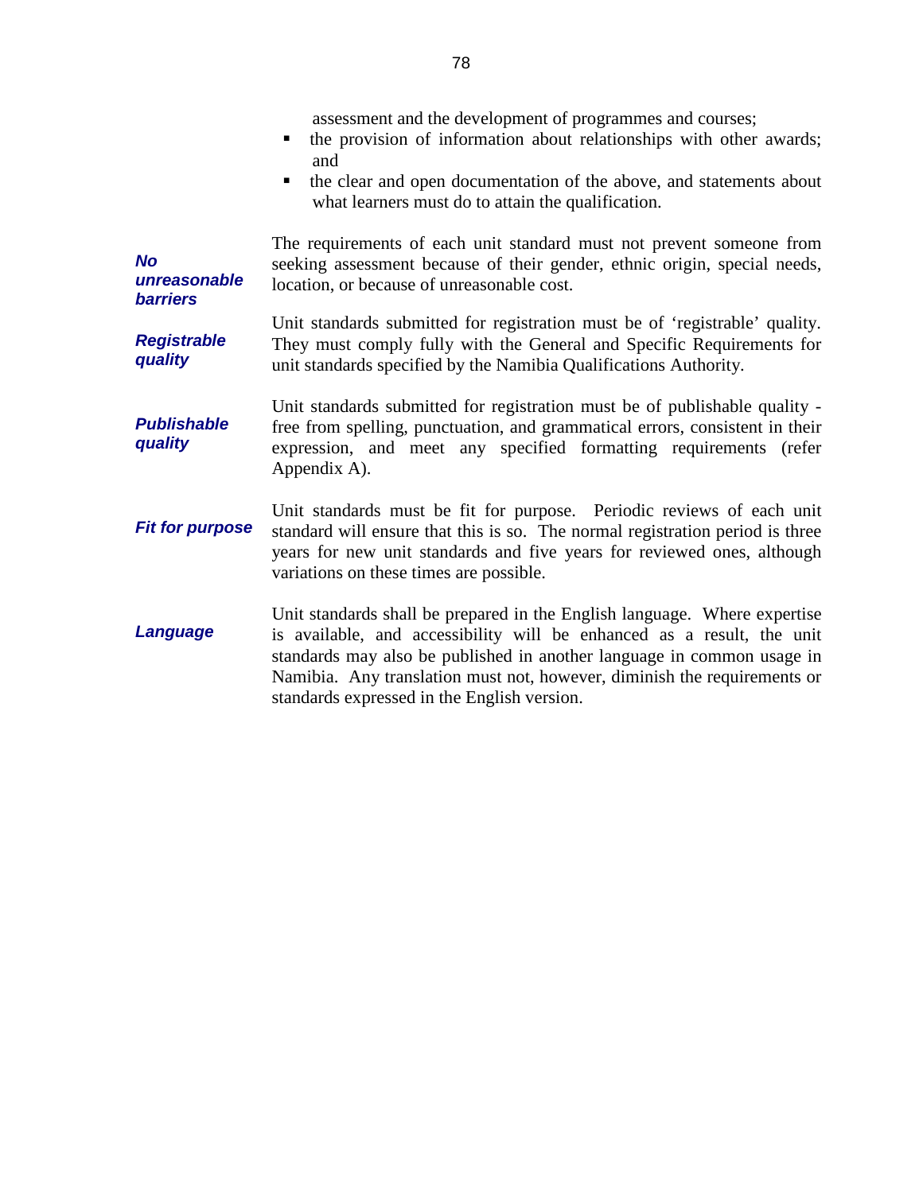assessment and the development of programmes and courses;

- the provision of information about relationships with other awards; and
- the clear and open documentation of the above, and statements about what learners must do to attain the qualification.

***No unreasonable barriers***

The requirements of each unit standard must not prevent someone from seeking assessment because of their gender, ethnic origin, special needs, location, or because of unreasonable cost.

***Registrable quality***

Unit standards submitted for registration must be of 'registrable' quality. They must comply fully with the General and Specific Requirements for unit standards specified by the Namibia Qualifications Authority.

***Publishable quality***

Unit standards submitted for registration must be of publishable quality - free from spelling, punctuation, and grammatical errors, consistent in their expression, and meet any specified formatting requirements (refer Appendix A).

***Fit for purpose***

Unit standards must be fit for purpose. Periodic reviews of each unit standard will ensure that this is so. The normal registration period is three years for new unit standards and five years for reviewed ones, although variations on these times are possible.

***Language***

Unit standards shall be prepared in the English language. Where expertise is available, and accessibility will be enhanced as a result, the unit standards may also be published in another language in common usage in Namibia. Any translation must not, however, diminish the requirements or standards expressed in the English version.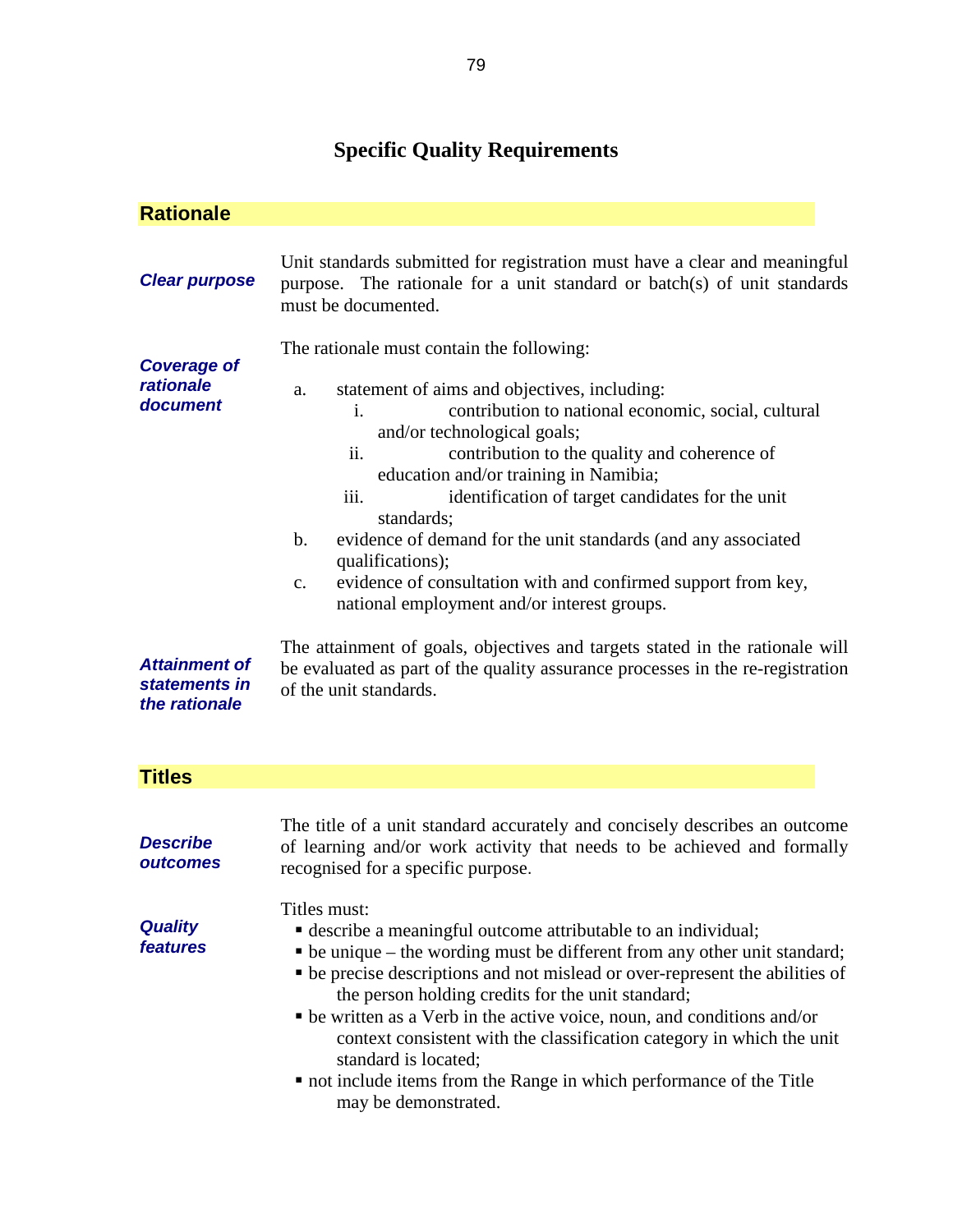# Specific Quality Requirements

## Rationale

***Clear purpose***

Unit standards submitted for registration must have a clear and meaningful purpose. The rationale for a unit standard or batch(s) of unit standards must be documented.

***Coverage of rationale document***

The rationale must contain the following:

a. statement of aims and objectives, including:
   i. contribution to national economic, social, cultural and/or technological goals;
   ii. contribution to the quality and coherence of education and/or training in Namibia;
   iii. identification of target candidates for the unit standards;

b. evidence of demand for the unit standards (and any associated qualifications);

c. evidence of consultation with and confirmed support from key, national employment and/or interest groups.

***Attainment of statements in the rationale***

The attainment of goals, objectives and targets stated in the rationale will be evaluated as part of the quality assurance processes in the re-registration of the unit standards.

## Titles

***Describe outcomes***

The title of a unit standard accurately and concisely describes an outcome of learning and/or work activity that needs to be achieved and formally recognised for a specific purpose.

***Quality features***

Titles must:

- describe a meaningful outcome attributable to an individual;
- be unique – the wording must be different from any other unit standard;
- be precise descriptions and not mislead or over-represent the abilities of the person holding credits for the unit standard;
- be written as a Verb in the active voice, noun, and conditions and/or context consistent with the classification category in which the unit standard is located;
- not include items from the Range in which performance of the Title may be demonstrated.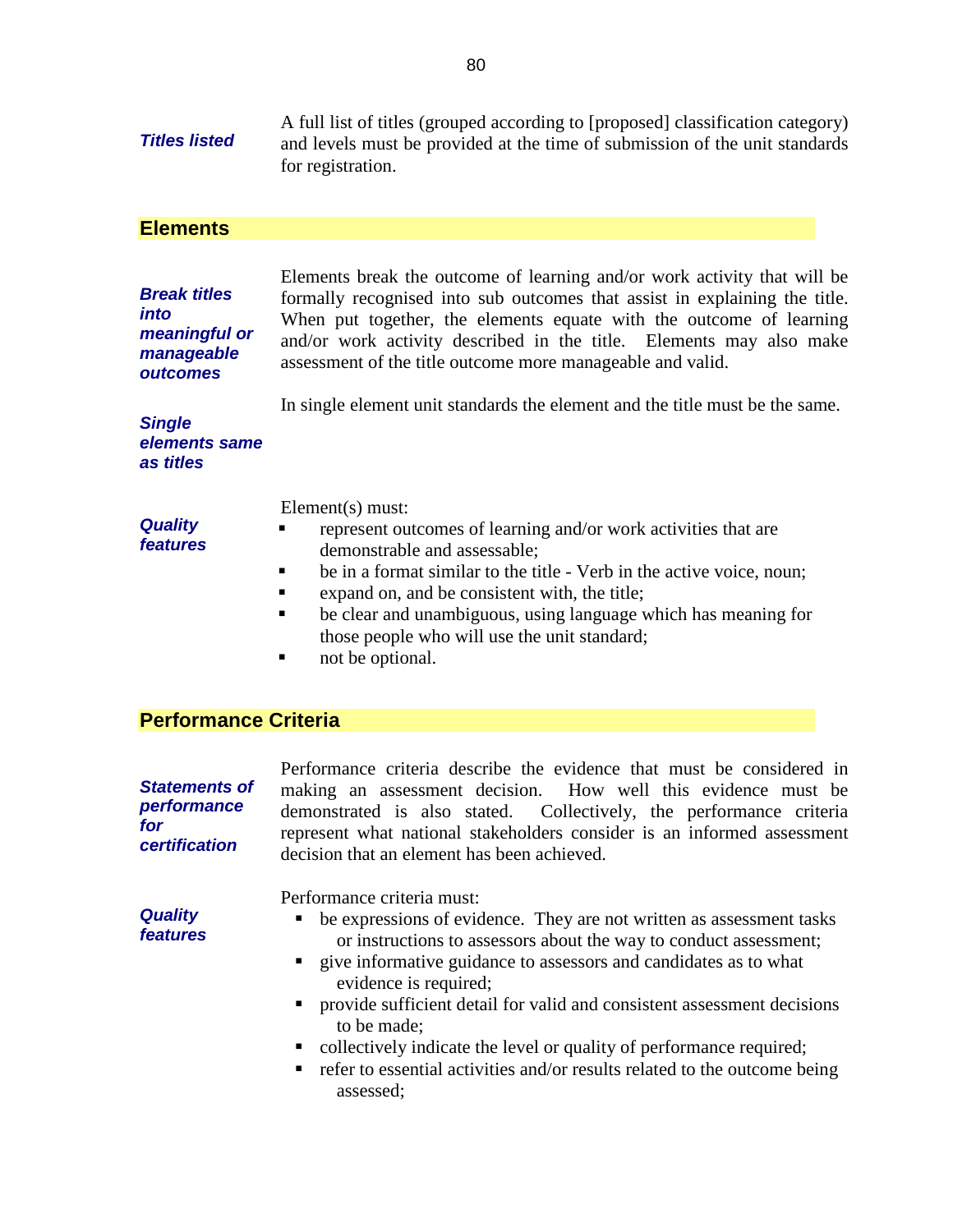***Titles listed***

A full list of titles (grouped according to [proposed] classification category) and levels must be provided at the time of submission of the unit standards for registration.

## Elements

***Break titles into meaningful or manageable outcomes***

Elements break the outcome of learning and/or work activity that will be formally recognised into sub outcomes that assist in explaining the title. When put together, the elements equate with the outcome of learning and/or work activity described in the title. Elements may also make assessment of the title outcome more manageable and valid.

***Single elements same as titles***

In single element unit standards the element and the title must be the same.

***Quality features***

Element(s) must:

- represent outcomes of learning and/or work activities that are demonstrable and assessable;
- be in a format similar to the title - Verb in the active voice, noun;
- expand on, and be consistent with, the title;
- be clear and unambiguous, using language which has meaning for those people who will use the unit standard;
- not be optional.

## Performance Criteria

***Statements of performance for certification***

Performance criteria describe the evidence that must be considered in making an assessment decision. How well this evidence must be demonstrated is also stated. Collectively, the performance criteria represent what national stakeholders consider is an informed assessment decision that an element has been achieved.

***Quality features***

Performance criteria must:

- be expressions of evidence. They are not written as assessment tasks or instructions to assessors about the way to conduct assessment;
- give informative guidance to assessors and candidates as to what evidence is required;
- provide sufficient detail for valid and consistent assessment decisions to be made;
- collectively indicate the level or quality of performance required;
- refer to essential activities and/or results related to the outcome being assessed;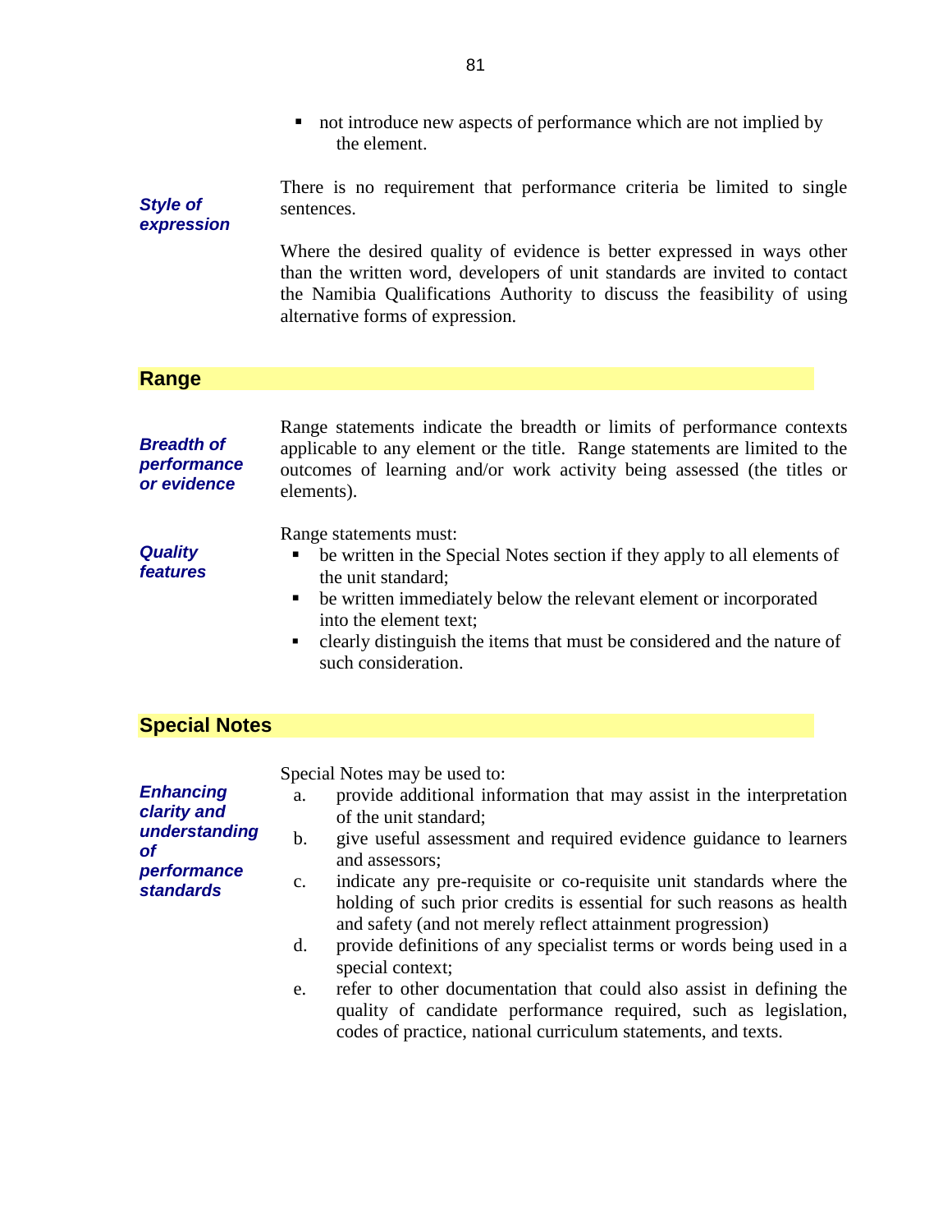- not introduce new aspects of performance which are not implied by the element.

***Style of expression***

There is no requirement that performance criteria be limited to single sentences.

Where the desired quality of evidence is better expressed in ways other than the written word, developers of unit standards are invited to contact the Namibia Qualifications Authority to discuss the feasibility of using alternative forms of expression.

## Range

***Breadth of performance or evidence***

Range statements indicate the breadth or limits of performance contexts applicable to any element or the title. Range statements are limited to the outcomes of learning and/or work activity being assessed (the titles or elements).

***Quality features***

Range statements must:

- be written in the Special Notes section if they apply to all elements of the unit standard;
- be written immediately below the relevant element or incorporated into the element text;
- clearly distinguish the items that must be considered and the nature of such consideration.

## Special Notes

***Enhancing clarity and understanding of performance standards***

Special Notes may be used to:

a. provide additional information that may assist in the interpretation of the unit standard;
b. give useful assessment and required evidence guidance to learners and assessors;
c. indicate any pre-requisite or co-requisite unit standards where the holding of such prior credits is essential for such reasons as health and safety (and not merely reflect attainment progression)
d. provide definitions of any specialist terms or words being used in a special context;
e. refer to other documentation that could also assist in defining the quality of candidate performance required, such as legislation, codes of practice, national curriculum statements, and texts.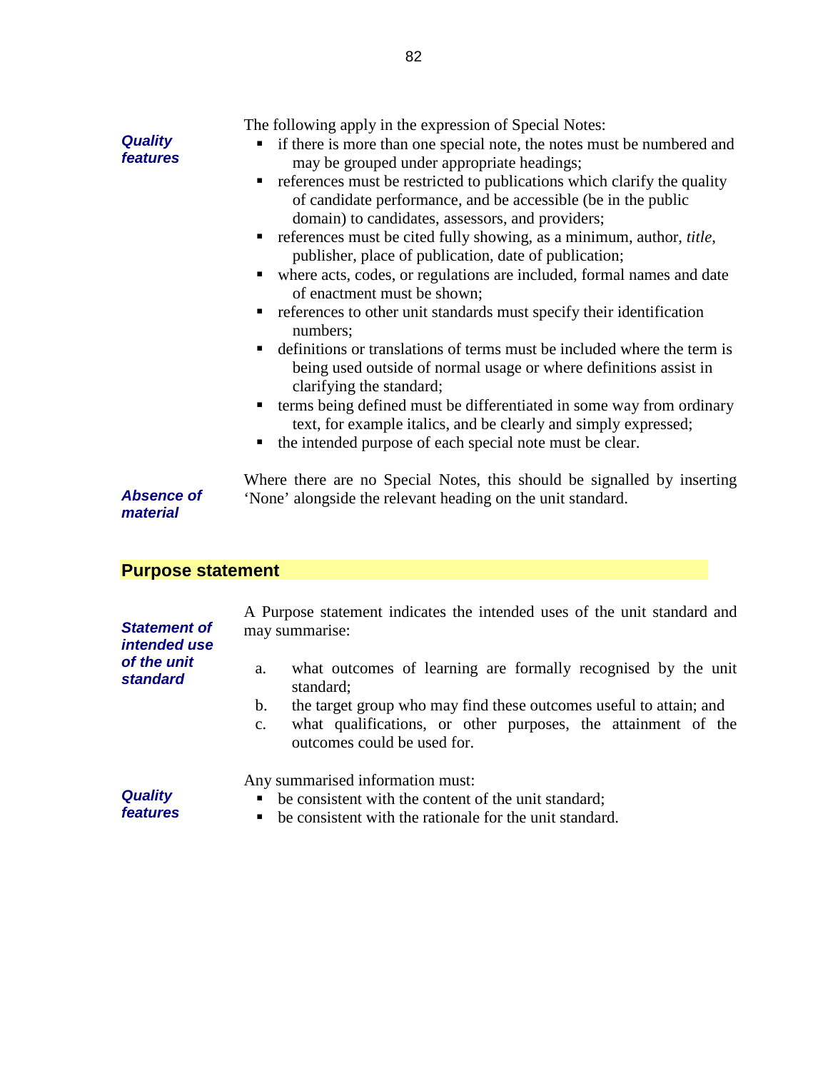***Quality features***

The following apply in the expression of Special Notes:

- if there is more than one special note, the notes must be numbered and may be grouped under appropriate headings;
- references must be restricted to publications which clarify the quality of candidate performance, and be accessible (be in the public domain) to candidates, assessors, and providers;
- references must be cited fully showing, as a minimum, author, *title*, publisher, place of publication, date of publication;
- where acts, codes, or regulations are included, formal names and date of enactment must be shown;
- references to other unit standards must specify their identification numbers;
- definitions or translations of terms must be included where the term is being used outside of normal usage or where definitions assist in clarifying the standard;
- terms being defined must be differentiated in some way from ordinary text, for example italics, and be clearly and simply expressed;
- the intended purpose of each special note must be clear.

***Absence of material***

Where there are no Special Notes, this should be signalled by inserting 'None' alongside the relevant heading on the unit standard.

## Purpose statement

***Statement of intended use of the unit standard***

A Purpose statement indicates the intended uses of the unit standard and may summarise:

a. what outcomes of learning are formally recognised by the unit standard;
b. the target group who may find these outcomes useful to attain; and
c. what qualifications, or other purposes, the attainment of the outcomes could be used for.

***Quality features***

Any summarised information must:

- be consistent with the content of the unit standard;
- be consistent with the rationale for the unit standard.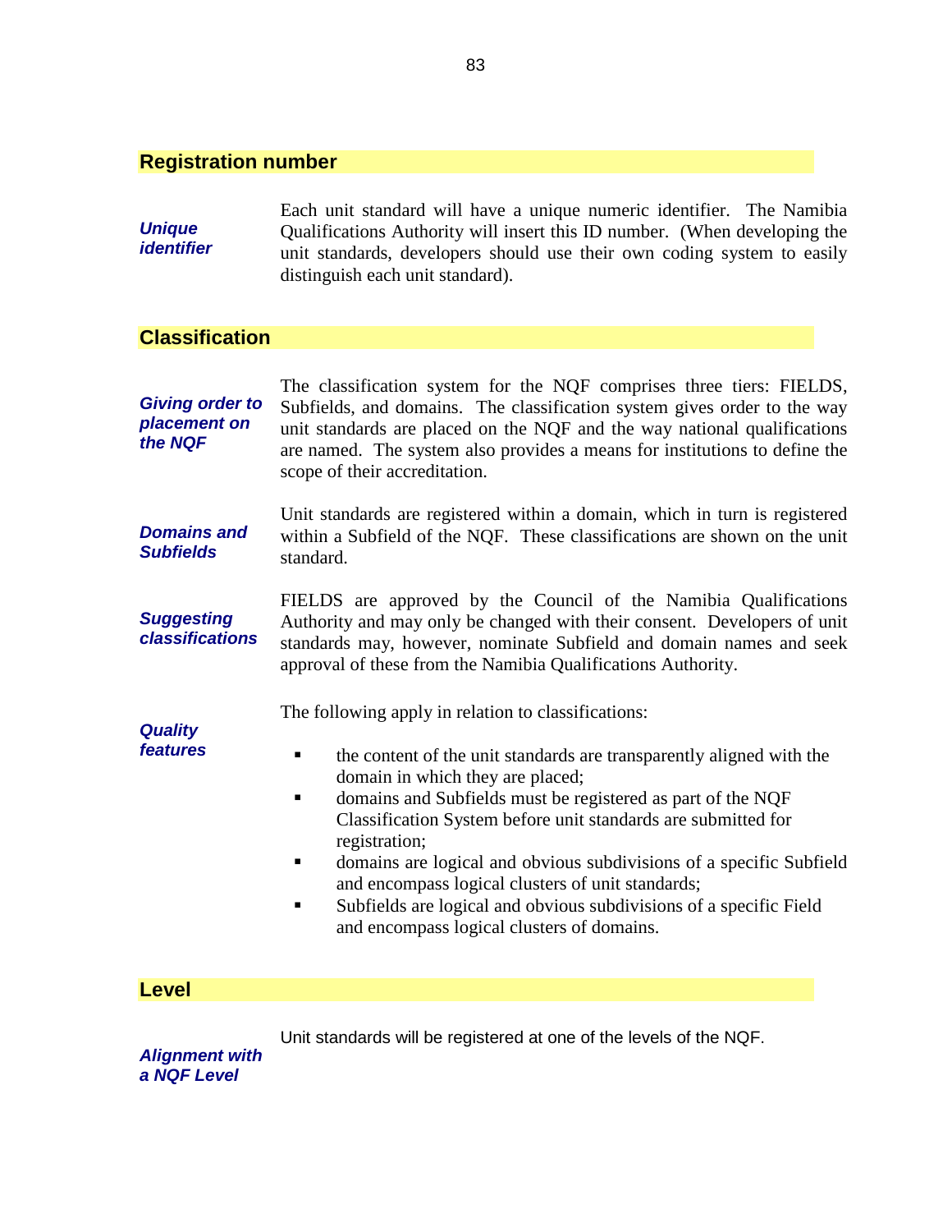## Registration number

***Unique identifier***

Each unit standard will have a unique numeric identifier. The Namibia Qualifications Authority will insert this ID number. (When developing the unit standards, developers should use their own coding system to easily distinguish each unit standard).

## Classification

***Giving order to placement on the NQF***

The classification system for the NQF comprises three tiers: FIELDS, Subfields, and domains. The classification system gives order to the way unit standards are placed on the NQF and the way national qualifications are named. The system also provides a means for institutions to define the scope of their accreditation.

***Domains and Subfields***

Unit standards are registered within a domain, which in turn is registered within a Subfield of the NQF. These classifications are shown on the unit standard.

***Suggesting classifications***

FIELDS are approved by the Council of the Namibia Qualifications Authority and may only be changed with their consent. Developers of unit standards may, however, nominate Subfield and domain names and seek approval of these from the Namibia Qualifications Authority.

***Quality features***

The following apply in relation to classifications:

- the content of the unit standards are transparently aligned with the domain in which they are placed;
- domains and Subfields must be registered as part of the NQF Classification System before unit standards are submitted for registration;
- domains are logical and obvious subdivisions of a specific Subfield and encompass logical clusters of unit standards;
- Subfields are logical and obvious subdivisions of a specific Field and encompass logical clusters of domains.

## Level

***Alignment with a NQF Level***

Unit standards will be registered at one of the levels of the NQF.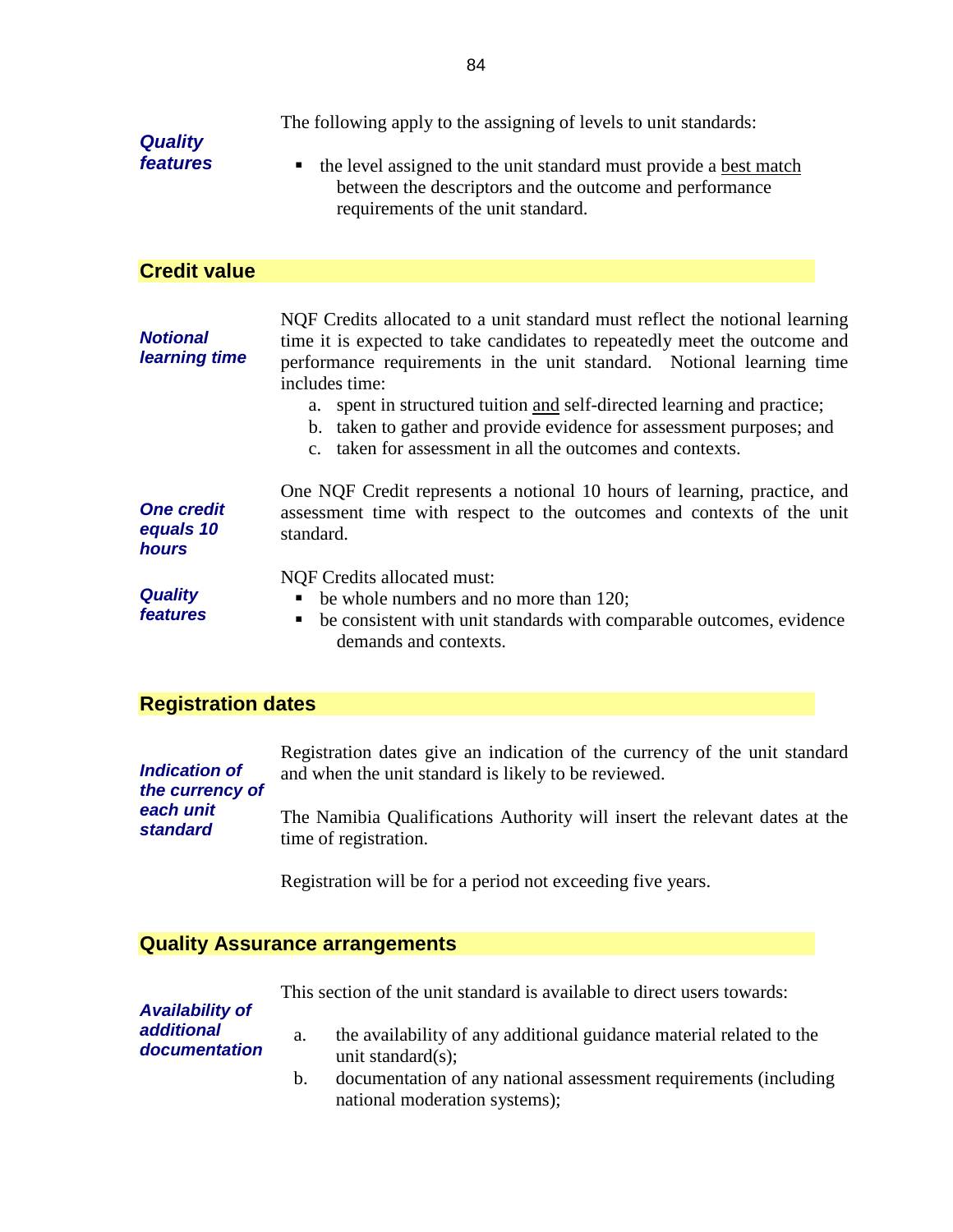***Quality features***

The following apply to the assigning of levels to unit standards:

- the level assigned to the unit standard must provide a best match between the descriptors and the outcome and performance requirements of the unit standard.

## Credit value

***Notional learning time***

NQF Credits allocated to a unit standard must reflect the notional learning time it is expected to take candidates to repeatedly meet the outcome and performance requirements in the unit standard. Notional learning time includes time:

a. spent in structured tuition and self-directed learning and practice;
b. taken to gather and provide evidence for assessment purposes; and
c. taken for assessment in all the outcomes and contexts.

***One credit equals 10 hours***

One NQF Credit represents a notional 10 hours of learning, practice, and assessment time with respect to the outcomes and contexts of the unit standard.

***Quality features***

NQF Credits allocated must:

- be whole numbers and no more than 120;
- be consistent with unit standards with comparable outcomes, evidence demands and contexts.

## Registration dates

***Indication of the currency of each unit standard***

Registration dates give an indication of the currency of the unit standard and when the unit standard is likely to be reviewed.

The Namibia Qualifications Authority will insert the relevant dates at the time of registration.

Registration will be for a period not exceeding five years.

## Quality Assurance arrangements

***Availability of additional documentation***

This section of the unit standard is available to direct users towards:

a. the availability of any additional guidance material related to the unit standard(s);
b. documentation of any national assessment requirements (including national moderation systems);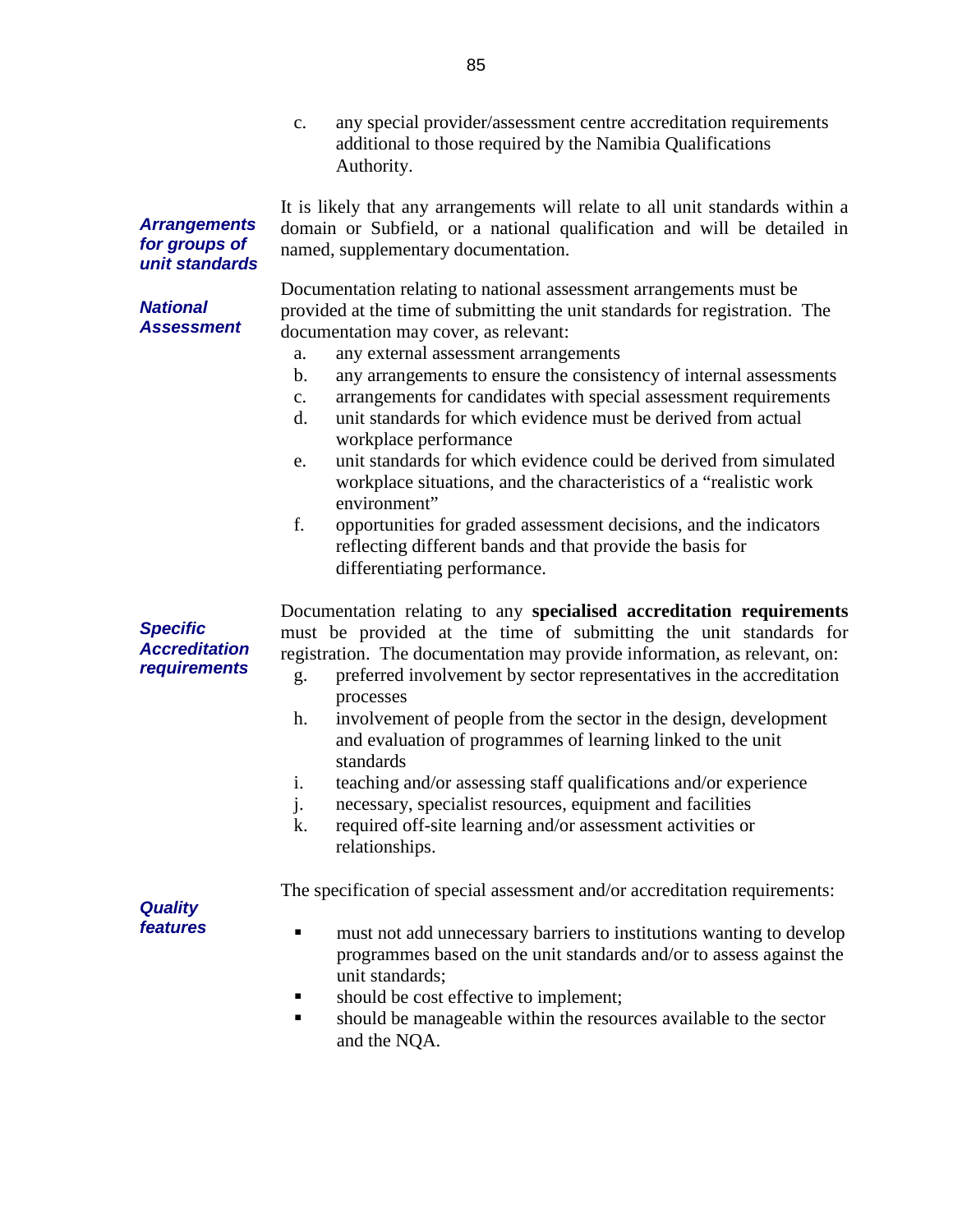c. any special provider/assessment centre accreditation requirements additional to those required by the Namibia Qualifications Authority.

***Arrangements for groups of unit standards***

It is likely that any arrangements will relate to all unit standards within a domain or Subfield, or a national qualification and will be detailed in named, supplementary documentation.

***National Assessment***

Documentation relating to national assessment arrangements must be provided at the time of submitting the unit standards for registration. The documentation may cover, as relevant:

a. any external assessment arrangements
b. any arrangements to ensure the consistency of internal assessments
c. arrangements for candidates with special assessment requirements
d. unit standards for which evidence must be derived from actual workplace performance
e. unit standards for which evidence could be derived from simulated workplace situations, and the characteristics of a "realistic work environment"
f. opportunities for graded assessment decisions, and the indicators reflecting different bands and that provide the basis for differentiating performance.

***Specific Accreditation requirements***

Documentation relating to any **specialised accreditation requirements** must be provided at the time of submitting the unit standards for registration. The documentation may provide information, as relevant, on:

g. preferred involvement by sector representatives in the accreditation processes
h. involvement of people from the sector in the design, development and evaluation of programmes of learning linked to the unit standards
i. teaching and/or assessing staff qualifications and/or experience
j. necessary, specialist resources, equipment and facilities
k. required off-site learning and/or assessment activities or relationships.

***Quality features***

The specification of special assessment and/or accreditation requirements:

- must not add unnecessary barriers to institutions wanting to develop programmes based on the unit standards and/or to assess against the unit standards;
- should be cost effective to implement;
- should be manageable within the resources available to the sector and the NQA.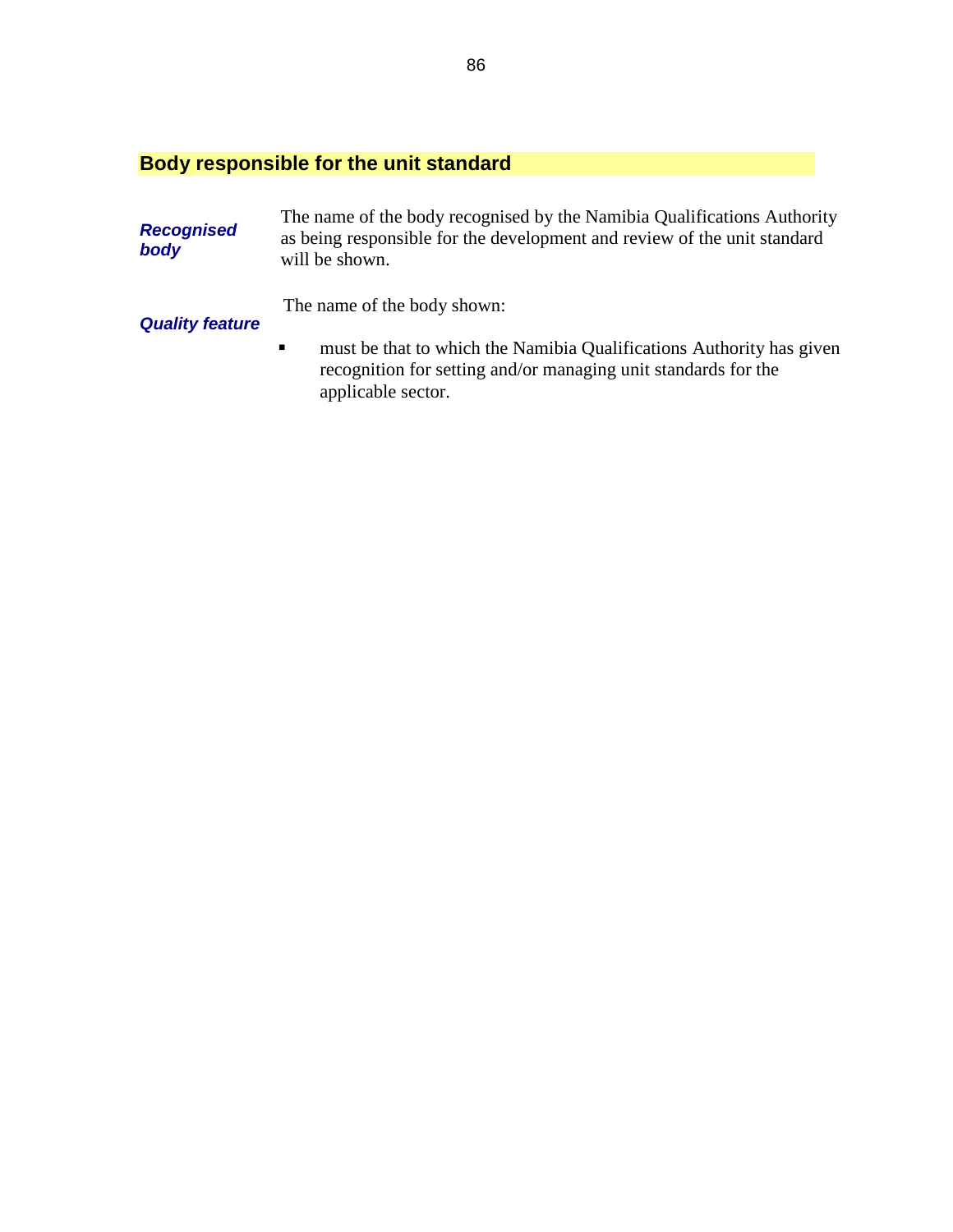## Body responsible for the unit standard

***Recognised body***

The name of the body recognised by the Namibia Qualifications Authority as being responsible for the development and review of the unit standard will be shown.

***Quality feature***

The name of the body shown:

- must be that to which the Namibia Qualifications Authority has given recognition for setting and/or managing unit standards for the applicable sector.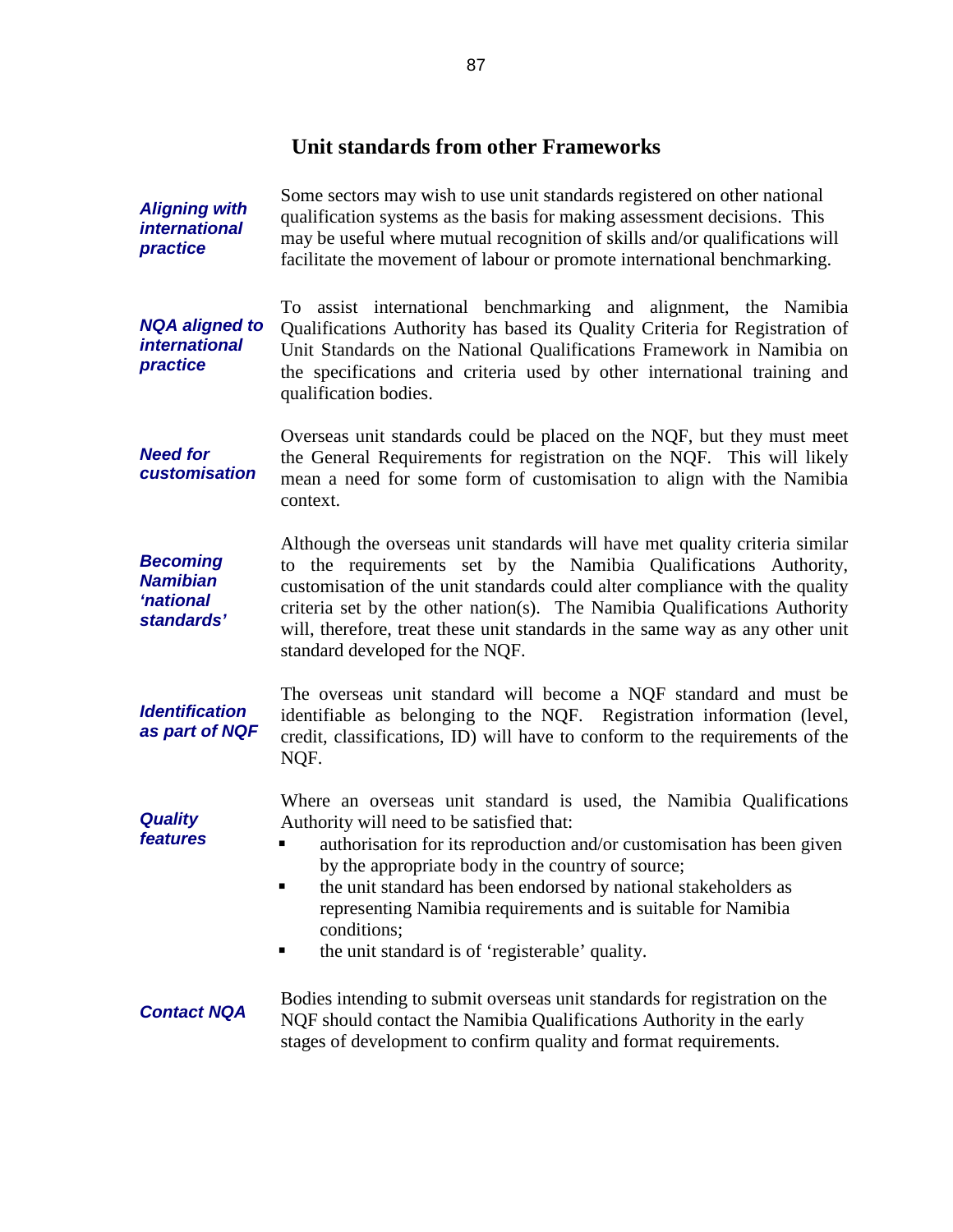## Unit standards from other Frameworks

***Aligning with international practice***

Some sectors may wish to use unit standards registered on other national qualification systems as the basis for making assessment decisions. This may be useful where mutual recognition of skills and/or qualifications will facilitate the movement of labour or promote international benchmarking.

***NQA aligned to international practice***

To assist international benchmarking and alignment, the Namibia Qualifications Authority has based its Quality Criteria for Registration of Unit Standards on the National Qualifications Framework in Namibia on the specifications and criteria used by other international training and qualification bodies.

***Need for customisation***

Overseas unit standards could be placed on the NQF, but they must meet the General Requirements for registration on the NQF. This will likely mean a need for some form of customisation to align with the Namibia context.

***Becoming Namibian 'national standards'***

Although the overseas unit standards will have met quality criteria similar to the requirements set by the Namibia Qualifications Authority, customisation of the unit standards could alter compliance with the quality criteria set by the other nation(s). The Namibia Qualifications Authority will, therefore, treat these unit standards in the same way as any other unit standard developed for the NQF.

***Identification as part of NQF***

The overseas unit standard will become a NQF standard and must be identifiable as belonging to the NQF. Registration information (level, credit, classifications, ID) will have to conform to the requirements of the NQF.

***Quality features***

Where an overseas unit standard is used, the Namibia Qualifications Authority will need to be satisfied that:

- authorisation for its reproduction and/or customisation has been given by the appropriate body in the country of source;
- the unit standard has been endorsed by national stakeholders as representing Namibia requirements and is suitable for Namibia conditions;
- the unit standard is of 'registerable' quality.

***Contact NQA***

Bodies intending to submit overseas unit standards for registration on the NQF should contact the Namibia Qualifications Authority in the early stages of development to confirm quality and format requirements.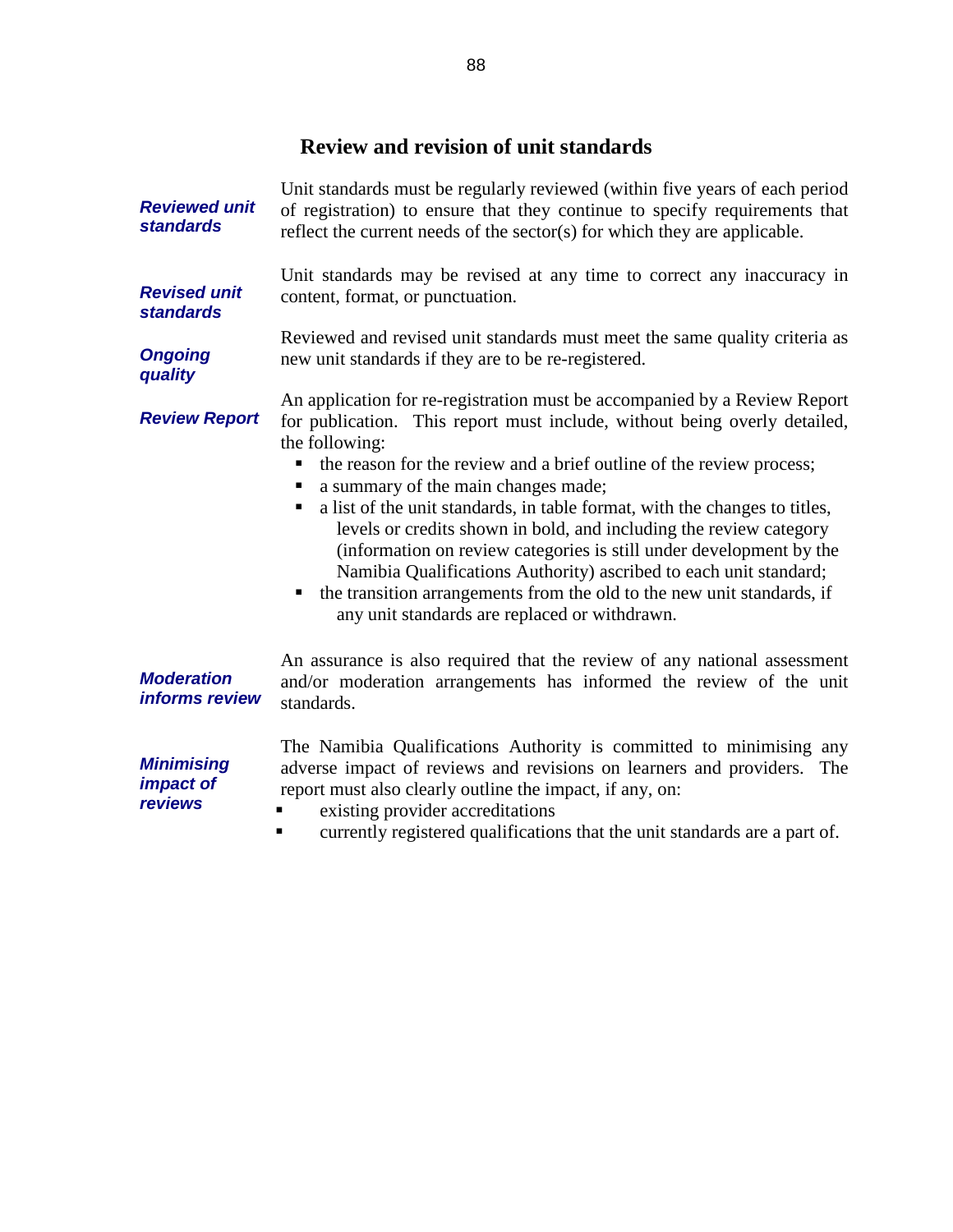## Review and revision of unit standards

***Reviewed unit standards***

Unit standards must be regularly reviewed (within five years of each period of registration) to ensure that they continue to specify requirements that reflect the current needs of the sector(s) for which they are applicable.

***Revised unit standards***

Unit standards may be revised at any time to correct any inaccuracy in content, format, or punctuation.

***Ongoing quality***

Reviewed and revised unit standards must meet the same quality criteria as new unit standards if they are to be re-registered.

***Review Report***

An application for re-registration must be accompanied by a Review Report for publication. This report must include, without being overly detailed, the following:

- the reason for the review and a brief outline of the review process;
- a summary of the main changes made;
- a list of the unit standards, in table format, with the changes to titles, levels or credits shown in bold, and including the review category (information on review categories is still under development by the Namibia Qualifications Authority) ascribed to each unit standard;
- the transition arrangements from the old to the new unit standards, if any unit standards are replaced or withdrawn.

***Moderation informs review***

An assurance is also required that the review of any national assessment and/or moderation arrangements has informed the review of the unit standards.

***Minimising impact of reviews***

The Namibia Qualifications Authority is committed to minimising any adverse impact of reviews and revisions on learners and providers. The report must also clearly outline the impact, if any, on:

- existing provider accreditations
- currently registered qualifications that the unit standards are a part of.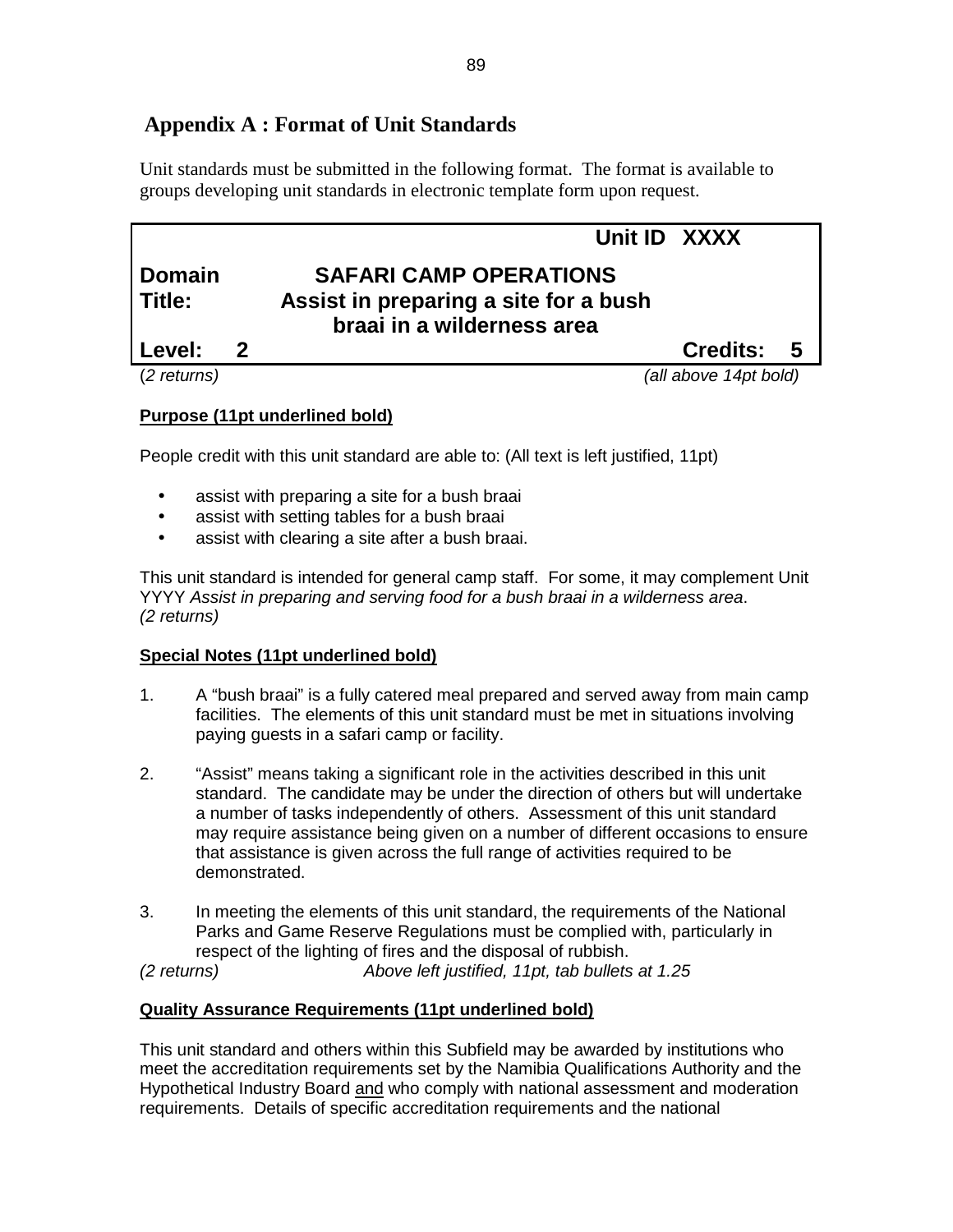## Appendix A : Format of Unit Standards

Unit standards must be submitted in the following format. The format is available to groups developing unit standards in electronic template form upon request.

| | | |
|---|---|---|
| | | **Unit ID XXXX** |
| **Domain** | **SAFARI CAMP OPERATIONS** | |
| **Title:** | **Assist in preparing a site for a bush braai in a wilderness area** | |
| **Level: 2** | | **Credits: 5** |

(*2 returns*) *(all above 14pt bold)*

**Purpose (11pt underlined bold)**

People credit with this unit standard are able to: (All text is left justified, 11pt)

- assist with preparing a site for a bush braai
- assist with setting tables for a bush braai
- assist with clearing a site after a bush braai.

This unit standard is intended for general camp staff. For some, it may complement Unit YYYY *Assist in preparing and serving food for a bush braai in a wilderness area*.
*(2 returns)*

**Special Notes (11pt underlined bold)**

1. A "bush braai" is a fully catered meal prepared and served away from main camp facilities. The elements of this unit standard must be met in situations involving paying guests in a safari camp or facility.

2. "Assist" means taking a significant role in the activities described in this unit standard. The candidate may be under the direction of others but will undertake a number of tasks independently of others. Assessment of this unit standard may require assistance being given on a number of different occasions to ensure that assistance is given across the full range of activities required to be demonstrated.

3. In meeting the elements of this unit standard, the requirements of the National Parks and Game Reserve Regulations must be complied with, particularly in respect of the lighting of fires and the disposal of rubbish.

*(2 returns)* *Above left justified, 11pt, tab bullets at 1.25*

**Quality Assurance Requirements (11pt underlined bold)**

This unit standard and others within this Subfield may be awarded by institutions who meet the accreditation requirements set by the Namibia Qualifications Authority and the Hypothetical Industry Board and who comply with national assessment and moderation requirements. Details of specific accreditation requirements and the national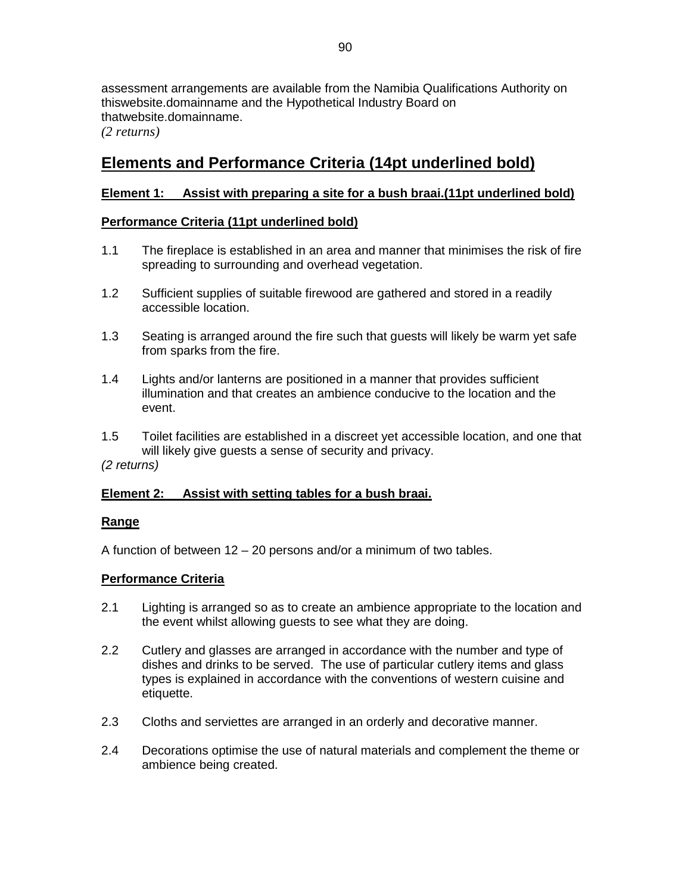assessment arrangements are available from the Namibia Qualifications Authority on thiswebsite.domainname and the Hypothetical Industry Board on thatwebsite.domainname.
*(2 returns)*

## Elements and Performance Criteria (14pt underlined bold)

**Element 1: Assist with preparing a site for a bush braai.(11pt underlined bold)**

**Performance Criteria (11pt underlined bold)**

1.1 The fireplace is established in an area and manner that minimises the risk of fire spreading to surrounding and overhead vegetation.

1.2 Sufficient supplies of suitable firewood are gathered and stored in a readily accessible location.

1.3 Seating is arranged around the fire such that guests will likely be warm yet safe from sparks from the fire.

1.4 Lights and/or lanterns are positioned in a manner that provides sufficient illumination and that creates an ambience conducive to the location and the event.

1.5 Toilet facilities are established in a discreet yet accessible location, and one that will likely give guests a sense of security and privacy.

*(2 returns)*

**Element 2: Assist with setting tables for a bush braai.**

**Range**

A function of between 12 – 20 persons and/or a minimum of two tables.

**Performance Criteria**

2.1 Lighting is arranged so as to create an ambience appropriate to the location and the event whilst allowing guests to see what they are doing.

2.2 Cutlery and glasses are arranged in accordance with the number and type of dishes and drinks to be served. The use of particular cutlery items and glass types is explained in accordance with the conventions of western cuisine and etiquette.

2.3 Cloths and serviettes are arranged in an orderly and decorative manner.

2.4 Decorations optimise the use of natural materials and complement the theme or ambience being created.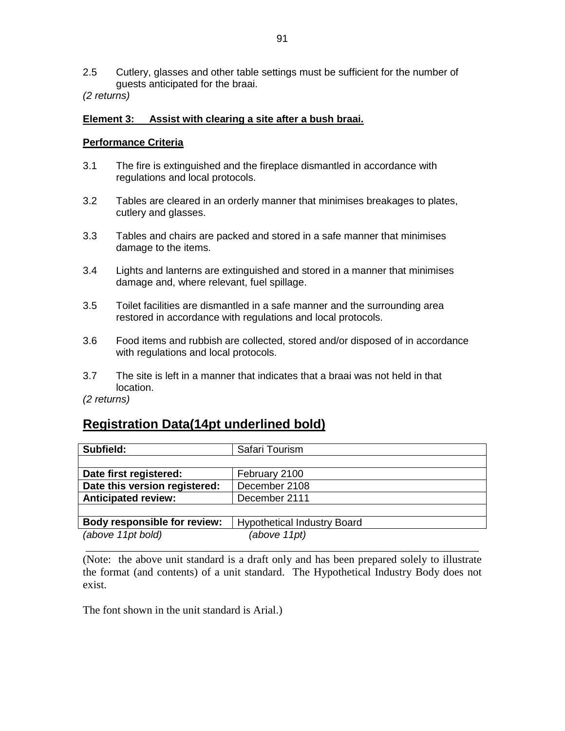2.5 Cutlery, glasses and other table settings must be sufficient for the number of guests anticipated for the braai.

*(2 returns)*

**Element 3: Assist with clearing a site after a bush braai.**

**Performance Criteria**

3.1 The fire is extinguished and the fireplace dismantled in accordance with regulations and local protocols.

3.2 Tables are cleared in an orderly manner that minimises breakages to plates, cutlery and glasses.

3.3 Tables and chairs are packed and stored in a safe manner that minimises damage to the items.

3.4 Lights and lanterns are extinguished and stored in a manner that minimises damage and, where relevant, fuel spillage.

3.5 Toilet facilities are dismantled in a safe manner and the surrounding area restored in accordance with regulations and local protocols.

3.6 Food items and rubbish are collected, stored and/or disposed of in accordance with regulations and local protocols.

3.7 The site is left in a manner that indicates that a braai was not held in that location.

*(2 returns)*

## Registration Data(14pt underlined bold)

| | |
|---|---|
| **Subfield:** | Safari Tourism |
| | |
| **Date first registered:** | February 2100 |
| **Date this version registered:** | December 2108 |
| **Anticipated review:** | December 2111 |
| | |
| **Body responsible for review:** | Hypothetical Industry Board |

*(above 11pt bold)* *(above 11pt)*

---

(Note: the above unit standard is a draft only and has been prepared solely to illustrate the format (and contents) of a unit standard. The Hypothetical Industry Body does not exist.

The font shown in the unit standard is Arial.)